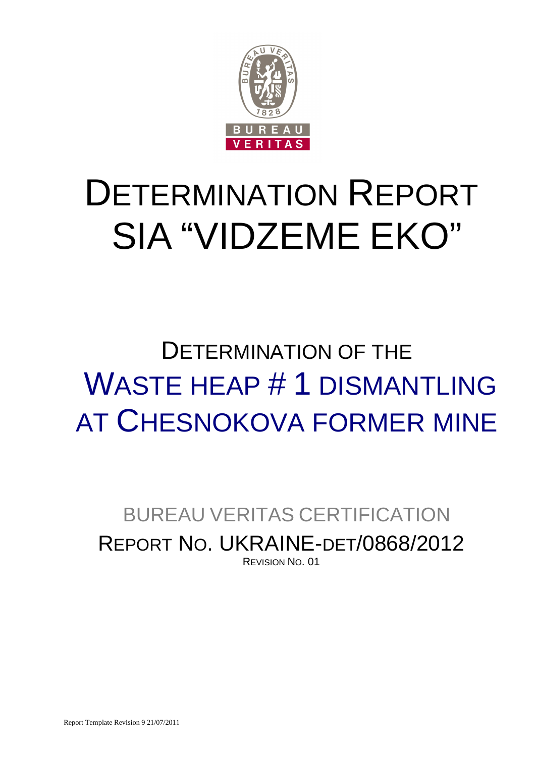# DETERMINATION REPORT SIA "VIDZEME EKO"

## DETERMINATION OF THE WASTE HEAP # 1 DISMANTLING AT CHESNOKOVA FORMER MINE

BUREAU VERITAS CERTIFICATION

REPORT NO. UKRAINE-DET/0868/2012

REVISION NO. 01

Report Template Revision 9 21/07/2011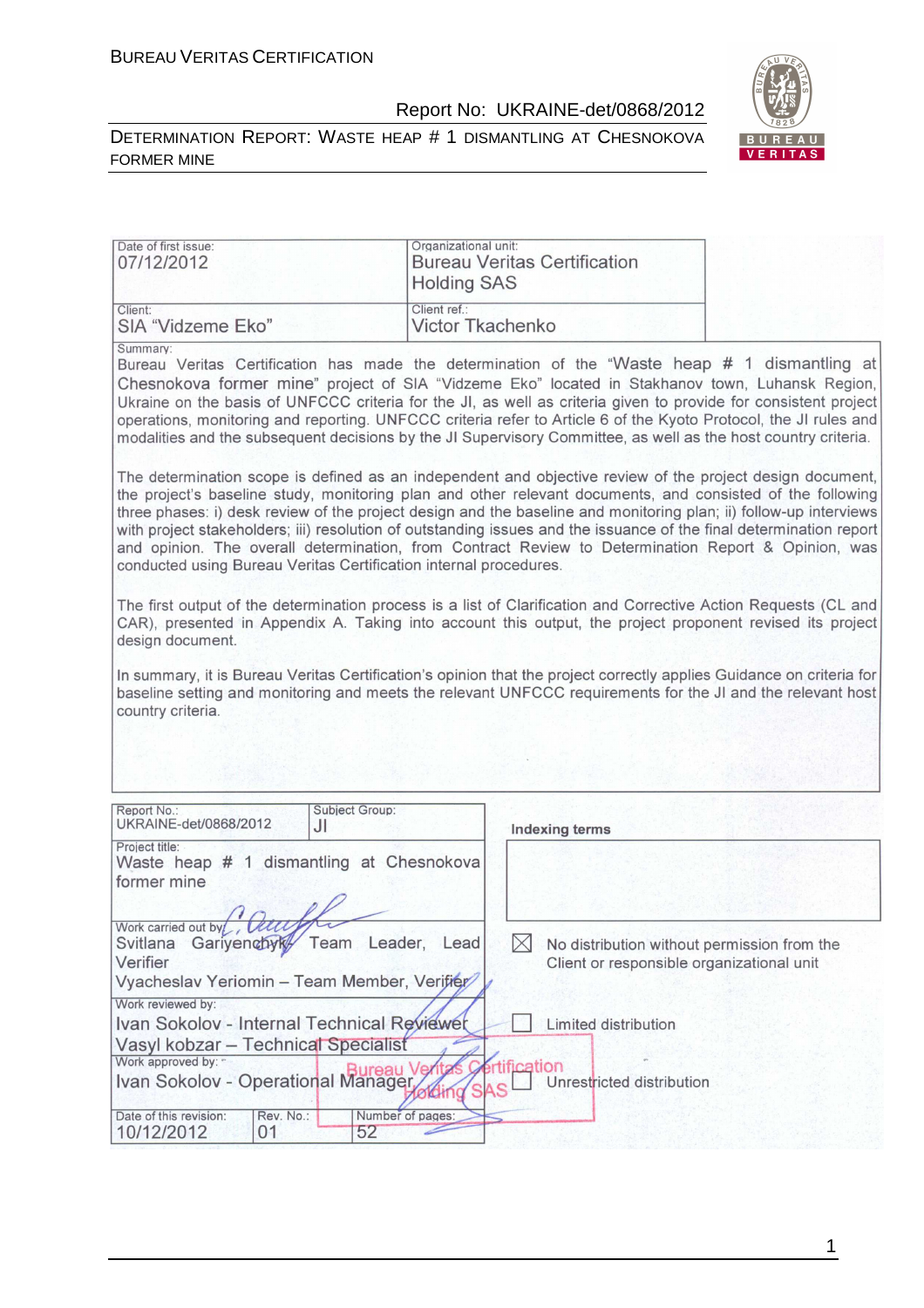| Date of first issue: 07/12/2012 | Organizational unit: Bureau Veritas Certification Holding SAS |
|---|---|
| Client: SIA "Vidzeme Eko" | Client ref.: Victor Tkachenko |

Summary:

Bureau Veritas Certification has made the determination of the "Waste heap # 1 dismantling at Chesnokova former mine" project of SIA "Vidzeme Eko" located in Stakhanov town, Luhansk Region, Ukraine on the basis of UNFCCC criteria for the JI, as well as criteria given to provide for consistent project operations, monitoring and reporting. UNFCCC criteria refer to Article 6 of the Kyoto Protocol, the JI rules and modalities and the subsequent decisions by the JI Supervisory Committee, as well as the host country criteria.

The determination scope is defined as an independent and objective review of the project design document, the project's baseline study, monitoring plan and other relevant documents, and consisted of the following three phases: i) desk review of the project design and the baseline and monitoring plan; ii) follow-up interviews with project stakeholders; iii) resolution of outstanding issues and the issuance of the final determination report and opinion. The overall determination, from Contract Review to Determination Report & Opinion, was conducted using Bureau Veritas Certification internal procedures.

The first output of the determination process is a list of Clarification and Corrective Action Requests (CL and CAR), presented in Appendix A. Taking into account this output, the project proponent revised its project design document.

In summary, it is Bureau Veritas Certification's opinion that the project correctly applies Guidance on criteria for baseline setting and monitoring and meets the relevant UNFCCC requirements for the JI and the relevant host country criteria.

| Report No.: UKRAINE-det/0868/2012 | Subject Group: JI | Indexing terms |
|---|---|---|
| Project title: Waste heap # 1 dismantling at Chesnokova former mine | | |
| Work carried out by: Svitlana Gariyenchyk – Team Leader, Lead Verifier; Vyacheslav Yeriomin – Team Member, Verifier | | ☒ No distribution without permission from the Client or responsible organizational unit |
| Work reviewed by: Ivan Sokolov - Internal Technical Reviewer; Vasyl kobzar – Technical Specialist | | ☐ Limited distribution |
| Work approved by: Ivan Sokolov - Operational Manager | | ☐ Unrestricted distribution |
| Date of this revision: 10/12/2012 | Rev. No.: 01 | Number of pages: 52 |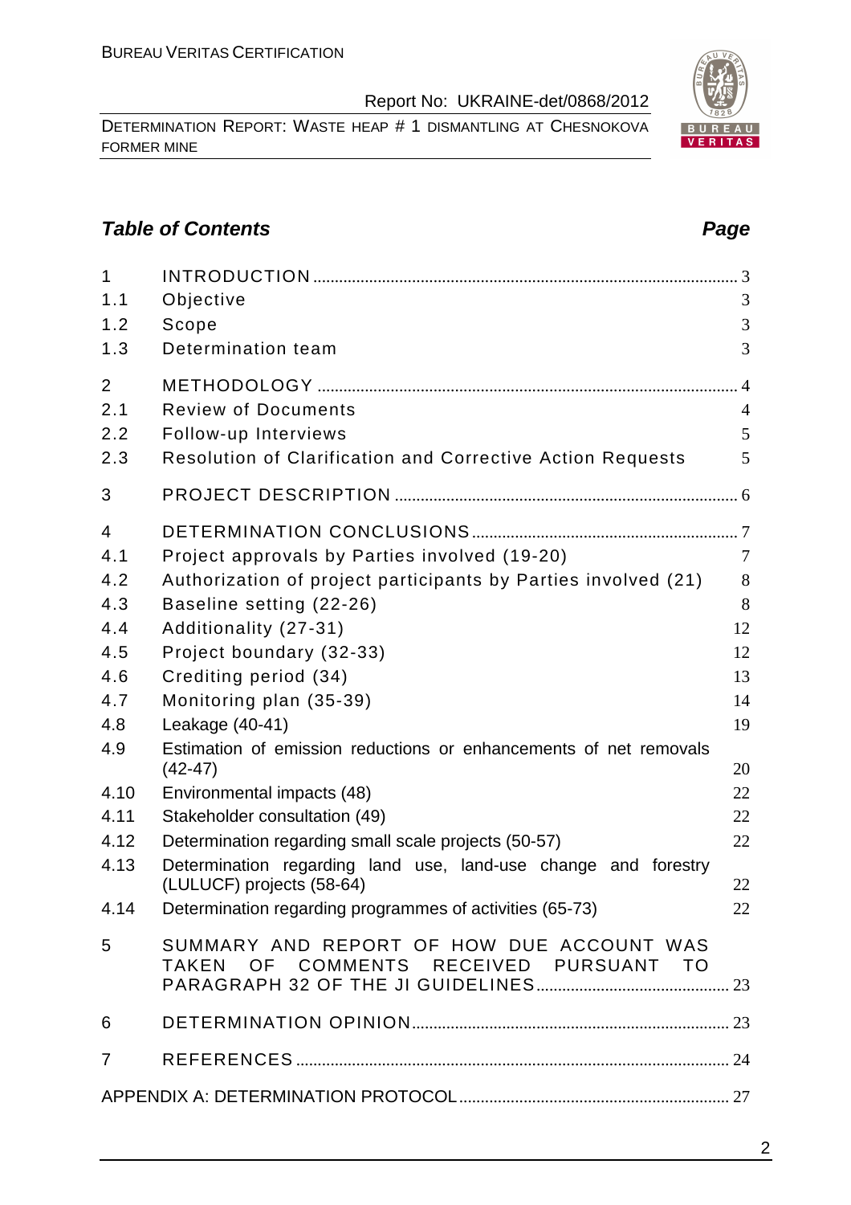## *Table of Contents* *Page*

| | | |
|---|---|---|
| 1 | INTRODUCTION | 3 |
| 1.1 | Objective | 3 |
| 1.2 | Scope | 3 |
| 1.3 | Determination team | 3 |
| 2 | METHODOLOGY | 4 |
| 2.1 | Review of Documents | 4 |
| 2.2 | Follow-up Interviews | 5 |
| 2.3 | Resolution of Clarification and Corrective Action Requests | 5 |
| 3 | PROJECT DESCRIPTION | 6 |
| 4 | DETERMINATION CONCLUSIONS | 7 |
| 4.1 | Project approvals by Parties involved (19-20) | 7 |
| 4.2 | Authorization of project participants by Parties involved (21) | 8 |
| 4.3 | Baseline setting (22-26) | 8 |
| 4.4 | Additionality (27-31) | 12 |
| 4.5 | Project boundary (32-33) | 12 |
| 4.6 | Crediting period (34) | 13 |
| 4.7 | Monitoring plan (35-39) | 14 |
| 4.8 | Leakage (40-41) | 19 |
| 4.9 | Estimation of emission reductions or enhancements of net removals (42-47) | 20 |
| 4.10 | Environmental impacts (48) | 22 |
| 4.11 | Stakeholder consultation (49) | 22 |
| 4.12 | Determination regarding small scale projects (50-57) | 22 |
| 4.13 | Determination regarding land use, land-use change and forestry (LULUCF) projects (58-64) | 22 |
| 4.14 | Determination regarding programmes of activities (65-73) | 22 |
| 5 | SUMMARY AND REPORT OF HOW DUE ACCOUNT WAS TAKEN OF COMMENTS RECEIVED PURSUANT TO PARAGRAPH 32 OF THE JI GUIDELINES | 23 |
| 6 | DETERMINATION OPINION | 23 |
| 7 | REFERENCES | 24 |
| | APPENDIX A: DETERMINATION PROTOCOL | 27 |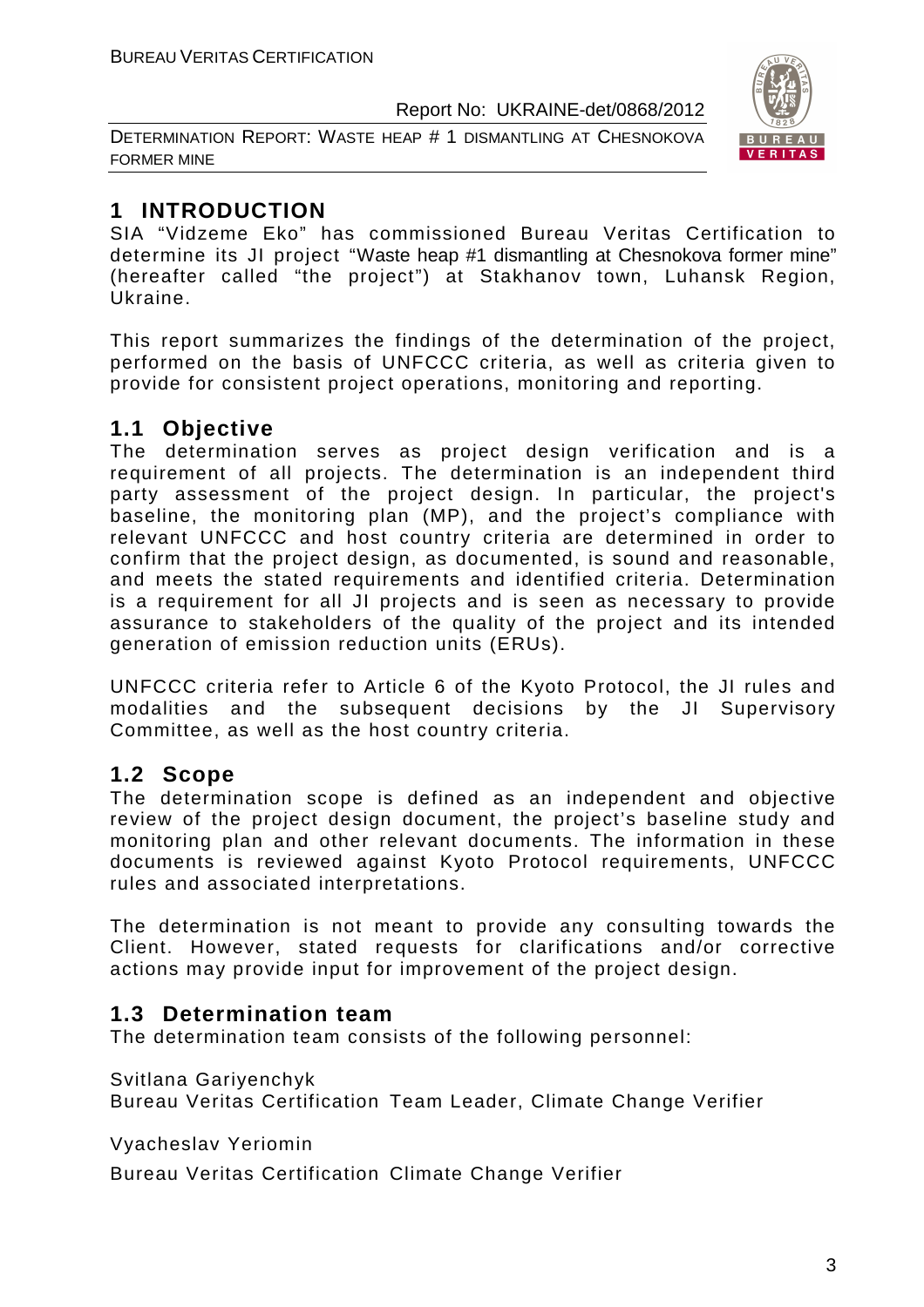# 1 INTRODUCTION

SIA "Vidzeme Eko" has commissioned Bureau Veritas Certification to determine its JI project "Waste heap #1 dismantling at Chesnokova former mine" (hereafter called "the project") at Stakhanov town, Luhansk Region, Ukraine.

This report summarizes the findings of the determination of the project, performed on the basis of UNFCCC criteria, as well as criteria given to provide for consistent project operations, monitoring and reporting.

## 1.1 Objective

The determination serves as project design verification and is a requirement of all projects. The determination is an independent third party assessment of the project design. In particular, the project's baseline, the monitoring plan (MP), and the project's compliance with relevant UNFCCC and host country criteria are determined in order to confirm that the project design, as documented, is sound and reasonable, and meets the stated requirements and identified criteria. Determination is a requirement for all JI projects and is seen as necessary to provide assurance to stakeholders of the quality of the project and its intended generation of emission reduction units (ERUs).

UNFCCC criteria refer to Article 6 of the Kyoto Protocol, the JI rules and modalities and the subsequent decisions by the JI Supervisory Committee, as well as the host country criteria.

## 1.2 Scope

The determination scope is defined as an independent and objective review of the project design document, the project's baseline study and monitoring plan and other relevant documents. The information in these documents is reviewed against Kyoto Protocol requirements, UNFCCC rules and associated interpretations.

The determination is not meant to provide any consulting towards the Client. However, stated requests for clarifications and/or corrective actions may provide input for improvement of the project design.

## 1.3 Determination team

The determination team consists of the following personnel:

Svitlana Gariyenchyk
Bureau Veritas Certification Team Leader, Climate Change Verifier

Vyacheslav Yeriomin

Bureau Veritas Certification Climate Change Verifier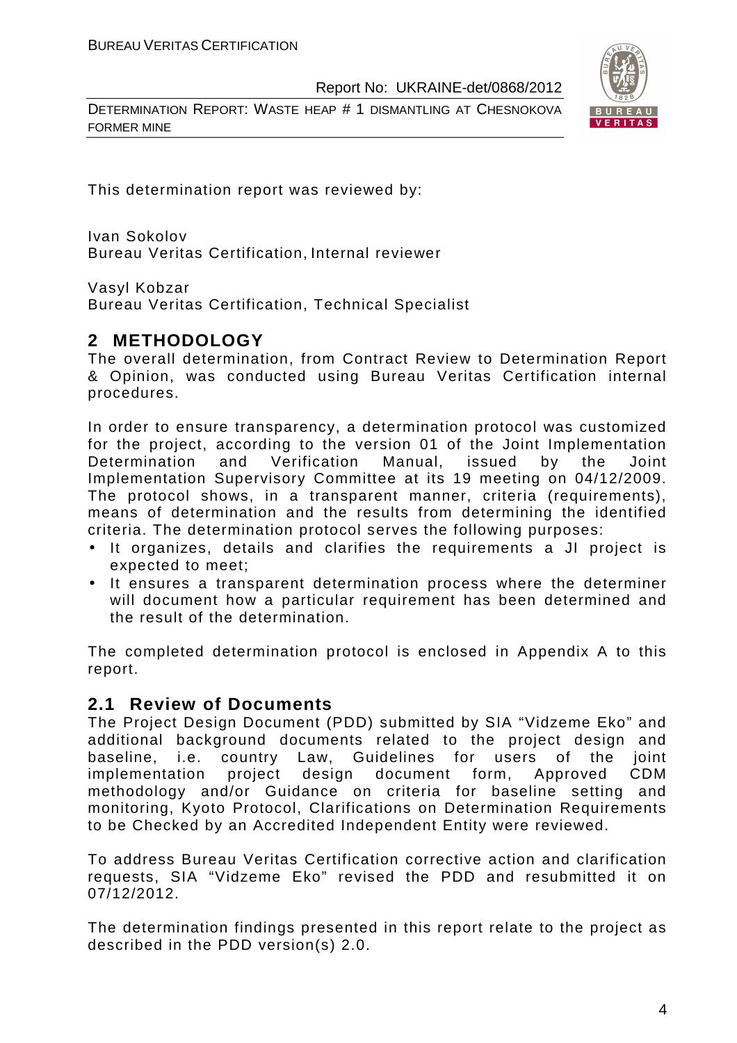This determination report was reviewed by:

Ivan Sokolov
Bureau Veritas Certification, Internal reviewer

Vasyl Kobzar
Bureau Veritas Certification, Technical Specialist

## 2 METHODOLOGY

The overall determination, from Contract Review to Determination Report & Opinion, was conducted using Bureau Veritas Certification internal procedures.

In order to ensure transparency, a determination protocol was customized for the project, according to the version 01 of the Joint Implementation Determination and Verification Manual, issued by the Joint Implementation Supervisory Committee at its 19 meeting on 04/12/2009. The protocol shows, in a transparent manner, criteria (requirements), means of determination and the results from determining the identified criteria. The determination protocol serves the following purposes:

- It organizes, details and clarifies the requirements a JI project is expected to meet;
- It ensures a transparent determination process where the determiner will document how a particular requirement has been determined and the result of the determination.

The completed determination protocol is enclosed in Appendix A to this report.

### 2.1 Review of Documents

The Project Design Document (PDD) submitted by SIA "Vidzeme Eko" and additional background documents related to the project design and baseline, i.e. country Law, Guidelines for users of the joint implementation project design document form, Approved CDM methodology and/or Guidance on criteria for baseline setting and monitoring, Kyoto Protocol, Clarifications on Determination Requirements to be Checked by an Accredited Independent Entity were reviewed.

To address Bureau Veritas Certification corrective action and clarification requests, SIA "Vidzeme Eko" revised the PDD and resubmitted it on 07/12/2012.

The determination findings presented in this report relate to the project as described in the PDD version(s) 2.0.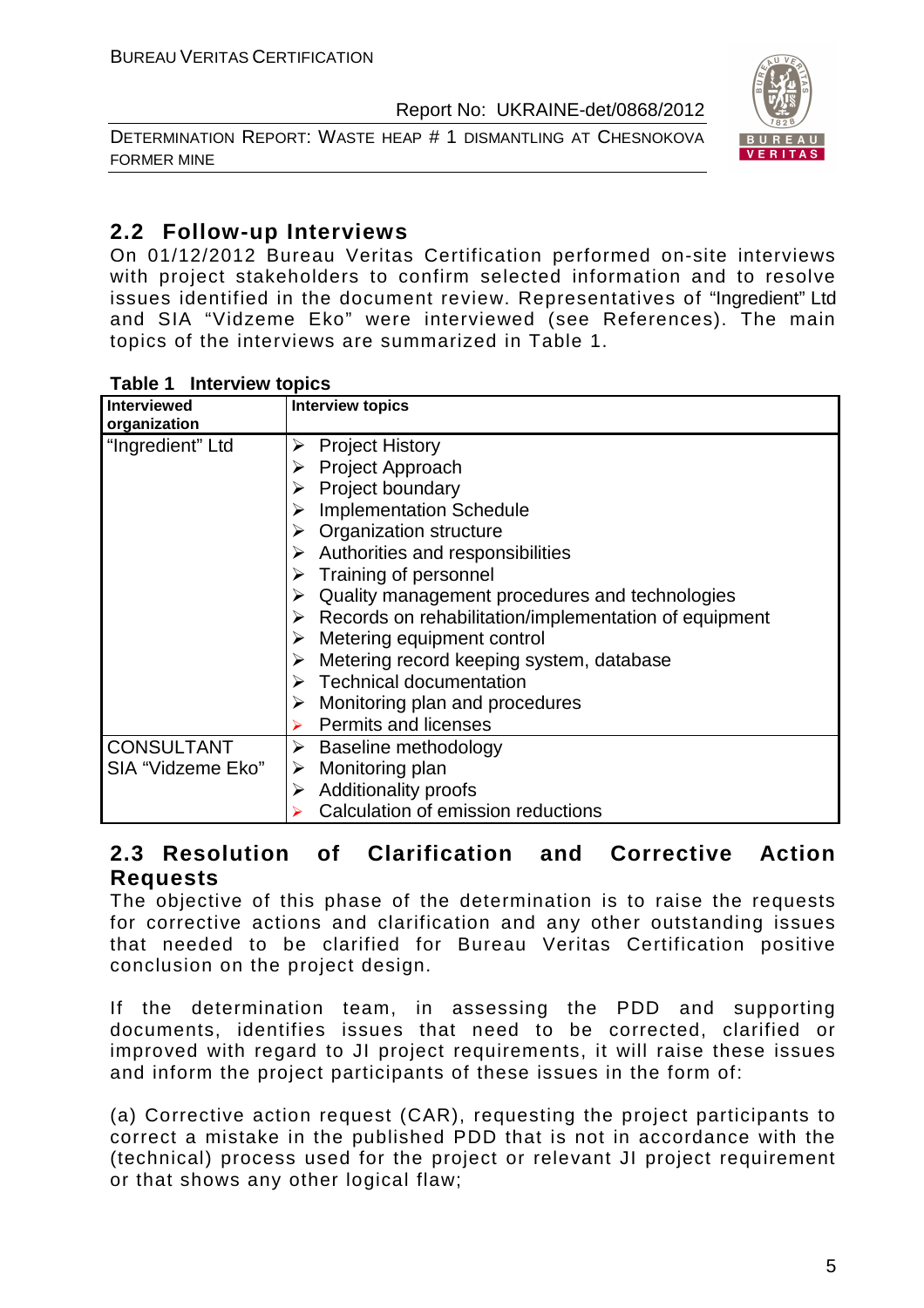## 2.2 Follow-up Interviews

On 01/12/2012 Bureau Veritas Certification performed on-site interviews with project stakeholders to confirm selected information and to resolve issues identified in the document review. Representatives of "Ingredient" Ltd and SIA "Vidzeme Eko" were interviewed (see References). The main topics of the interviews are summarized in Table 1.

**Table 1 Interview topics**

| Interviewed organization | Interview topics |
|---|---|
| "Ingredient" Ltd | ➢ Project History<br>➢ Project Approach<br>➢ Project boundary<br>➢ Implementation Schedule<br>➢ Organization structure<br>➢ Authorities and responsibilities<br>➢ Training of personnel<br>➢ Quality management procedures and technologies<br>➢ Records on rehabilitation/implementation of equipment<br>➢ Metering equipment control<br>➢ Metering record keeping system, database<br>➢ Technical documentation<br>➢ Monitoring plan and procedures<br>➢ Permits and licenses |
| CONSULTANT SIA "Vidzeme Eko" | ➢ Baseline methodology<br>➢ Monitoring plan<br>➢ Additionality proofs<br>➢ Calculation of emission reductions |

## 2.3 Resolution of Clarification and Corrective Action Requests

The objective of this phase of the determination is to raise the requests for corrective actions and clarification and any other outstanding issues that needed to be clarified for Bureau Veritas Certification positive conclusion on the project design.

If the determination team, in assessing the PDD and supporting documents, identifies issues that need to be corrected, clarified or improved with regard to JI project requirements, it will raise these issues and inform the project participants of these issues in the form of:

(a) Corrective action request (CAR), requesting the project participants to correct a mistake in the published PDD that is not in accordance with the (technical) process used for the project or relevant JI project requirement or that shows any other logical flaw;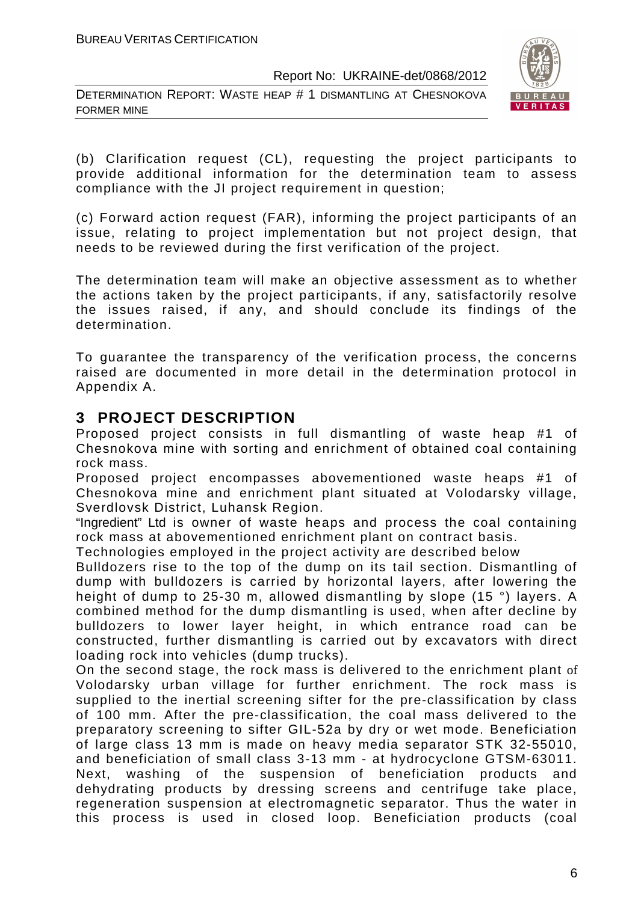(b) Clarification request (CL), requesting the project participants to provide additional information for the determination team to assess compliance with the JI project requirement in question;

(c) Forward action request (FAR), informing the project participants of an issue, relating to project implementation but not project design, that needs to be reviewed during the first verification of the project.

The determination team will make an objective assessment as to whether the actions taken by the project participants, if any, satisfactorily resolve the issues raised, if any, and should conclude its findings of the determination.

To guarantee the transparency of the verification process, the concerns raised are documented in more detail in the determination protocol in Appendix A.

## 3 PROJECT DESCRIPTION

Proposed project consists in full dismantling of waste heap #1 of Chesnokova mine with sorting and enrichment of obtained coal containing rock mass.

Proposed project encompasses abovementioned waste heaps #1 of Chesnokova mine and enrichment plant situated at Volodarsky village, Sverdlovsk District, Luhansk Region.

"Ingredient" Ltd is owner of waste heaps and process the coal containing rock mass at abovementioned enrichment plant on contract basis.

Technologies employed in the project activity are described below

Bulldozers rise to the top of the dump on its tail section. Dismantling of dump with bulldozers is carried by horizontal layers, after lowering the height of dump to 25-30 m, allowed dismantling by slope (15 °) layers. A combined method for the dump dismantling is used, when after decline by bulldozers to lower layer height, in which entrance road can be constructed, further dismantling is carried out by excavators with direct loading rock into vehicles (dump trucks).

On the second stage, the rock mass is delivered to the enrichment plant of Volodarsky urban village for further enrichment. The rock mass is supplied to the inertial screening sifter for the pre-classification by class of 100 mm. After the pre-classification, the coal mass delivered to the preparatory screening to sifter GIL-52a by dry or wet mode. Beneficiation of large class 13 mm is made on heavy media separator STK 32-55010, and beneficiation of small class 3-13 mm - at hydrocyclone GTSM-63011. Next, washing of the suspension of beneficiation products and dehydrating products by dressing screens and centrifuge take place, regeneration suspension at electromagnetic separator. Thus the water in this process is used in closed loop. Beneficiation products (coal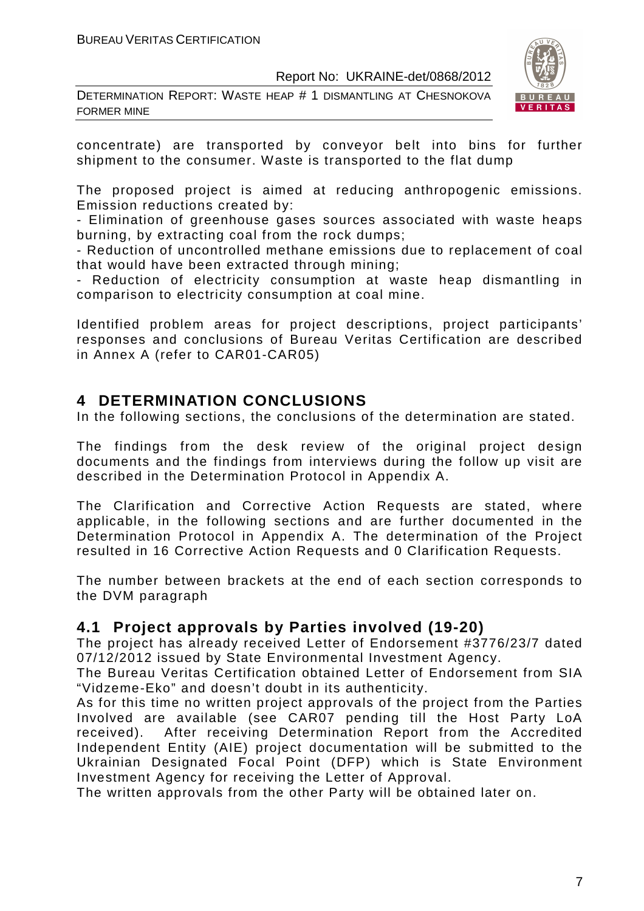concentrate) are transported by conveyor belt into bins for further shipment to the consumer. Waste is transported to the flat dump

The proposed project is aimed at reducing anthropogenic emissions. Emission reductions created by:

- Elimination of greenhouse gases sources associated with waste heaps burning, by extracting coal from the rock dumps;
- Reduction of uncontrolled methane emissions due to replacement of coal that would have been extracted through mining;
- Reduction of electricity consumption at waste heap dismantling in comparison to electricity consumption at coal mine.

Identified problem areas for project descriptions, project participants' responses and conclusions of Bureau Veritas Certification are described in Annex A (refer to CAR01-CAR05)

# 4 DETERMINATION CONCLUSIONS

In the following sections, the conclusions of the determination are stated.

The findings from the desk review of the original project design documents and the findings from interviews during the follow up visit are described in the Determination Protocol in Appendix A.

The Clarification and Corrective Action Requests are stated, where applicable, in the following sections and are further documented in the Determination Protocol in Appendix A. The determination of the Project resulted in 16 Corrective Action Requests and 0 Clarification Requests.

The number between brackets at the end of each section corresponds to the DVM paragraph

## 4.1 Project approvals by Parties involved (19-20)

The project has already received Letter of Endorsement #3776/23/7 dated 07/12/2012 issued by State Environmental Investment Agency.

The Bureau Veritas Certification obtained Letter of Endorsement from SIA "Vidzeme-Eko" and doesn't doubt in its authenticity.

As for this time no written project approvals of the project from the Parties Involved are available (see CAR07 pending till the Host Party LoA received). After receiving Determination Report from the Accredited Independent Entity (AIE) project documentation will be submitted to the Ukrainian Designated Focal Point (DFP) which is State Environment Investment Agency for receiving the Letter of Approval.

The written approvals from the other Party will be obtained later on.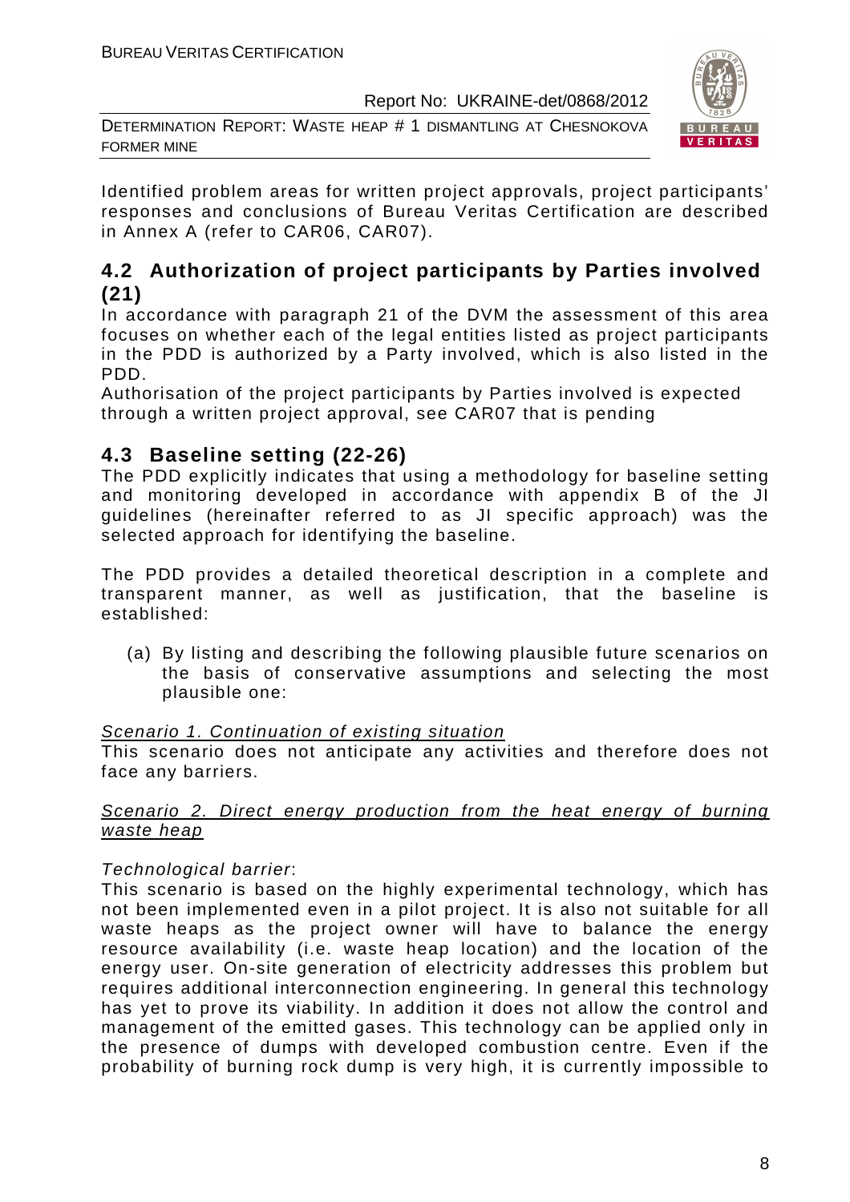Identified problem areas for written project approvals, project participants' responses and conclusions of Bureau Veritas Certification are described in Annex A (refer to CAR06, CAR07).

## 4.2 Authorization of project participants by Parties involved (21)

In accordance with paragraph 21 of the DVM the assessment of this area focuses on whether each of the legal entities listed as project participants in the PDD is authorized by a Party involved, which is also listed in the PDD.

Authorisation of the project participants by Parties involved is expected through a written project approval, see CAR07 that is pending

## 4.3 Baseline setting (22-26)

The PDD explicitly indicates that using a methodology for baseline setting and monitoring developed in accordance with appendix B of the JI guidelines (hereinafter referred to as JI specific approach) was the selected approach for identifying the baseline.

The PDD provides a detailed theoretical description in a complete and transparent manner, as well as justification, that the baseline is established:

(a) By listing and describing the following plausible future scenarios on the basis of conservative assumptions and selecting the most plausible one:

<u>Scenario 1. Continuation of existing situation</u>

This scenario does not anticipate any activities and therefore does not face any barriers.

<u>Scenario 2. Direct energy production from the heat energy of burning waste heap</u>

*Technological barrier*:

This scenario is based on the highly experimental technology, which has not been implemented even in a pilot project. It is also not suitable for all waste heaps as the project owner will have to balance the energy resource availability (i.e. waste heap location) and the location of the energy user. On-site generation of electricity addresses this problem but requires additional interconnection engineering. In general this technology has yet to prove its viability. In addition it does not allow the control and management of the emitted gases. This technology can be applied only in the presence of dumps with developed combustion centre. Even if the probability of burning rock dump is very high, it is currently impossible to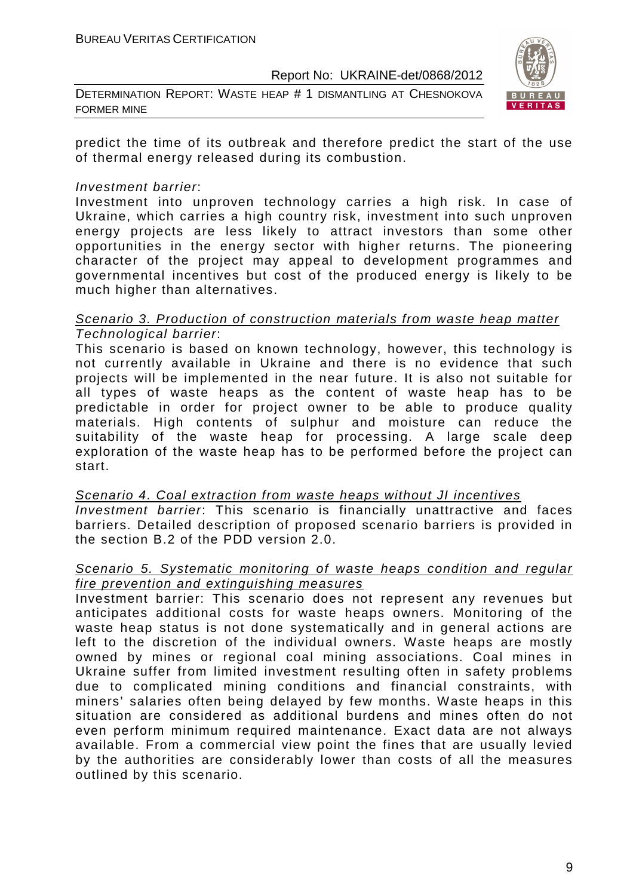predict the time of its outbreak and therefore predict the start of the use of thermal energy released during its combustion.

*Investment barrier*:

Investment into unproven technology carries a high risk. In case of Ukraine, which carries a high country risk, investment into such unproven energy projects are less likely to attract investors than some other opportunities in the energy sector with higher returns. The pioneering character of the project may appeal to development programmes and governmental incentives but cost of the produced energy is likely to be much higher than alternatives.

<u>Scenario 3. Production of construction materials from waste heap matter</u>

*Technological barrier*:

This scenario is based on known technology, however, this technology is not currently available in Ukraine and there is no evidence that such projects will be implemented in the near future. It is also not suitable for all types of waste heaps as the content of waste heap has to be predictable in order for project owner to be able to produce quality materials. High contents of sulphur and moisture can reduce the suitability of the waste heap for processing. A large scale deep exploration of the waste heap has to be performed before the project can start.

<u>Scenario 4. Coal extraction from waste heaps without JI incentives</u>

*Investment barrier*: This scenario is financially unattractive and faces barriers. Detailed description of proposed scenario barriers is provided in the section B.2 of the PDD version 2.0.

<u>Scenario 5. Systematic monitoring of waste heaps condition and regular fire prevention and extinguishing measures</u>

Investment barrier: This scenario does not represent any revenues but anticipates additional costs for waste heaps owners. Monitoring of the waste heap status is not done systematically and in general actions are left to the discretion of the individual owners. Waste heaps are mostly owned by mines or regional coal mining associations. Coal mines in Ukraine suffer from limited investment resulting often in safety problems due to complicated mining conditions and financial constraints, with miners' salaries often being delayed by few months. Waste heaps in this situation are considered as additional burdens and mines often do not even perform minimum required maintenance. Exact data are not always available. From a commercial view point the fines that are usually levied by the authorities are considerably lower than costs of all the measures outlined by this scenario.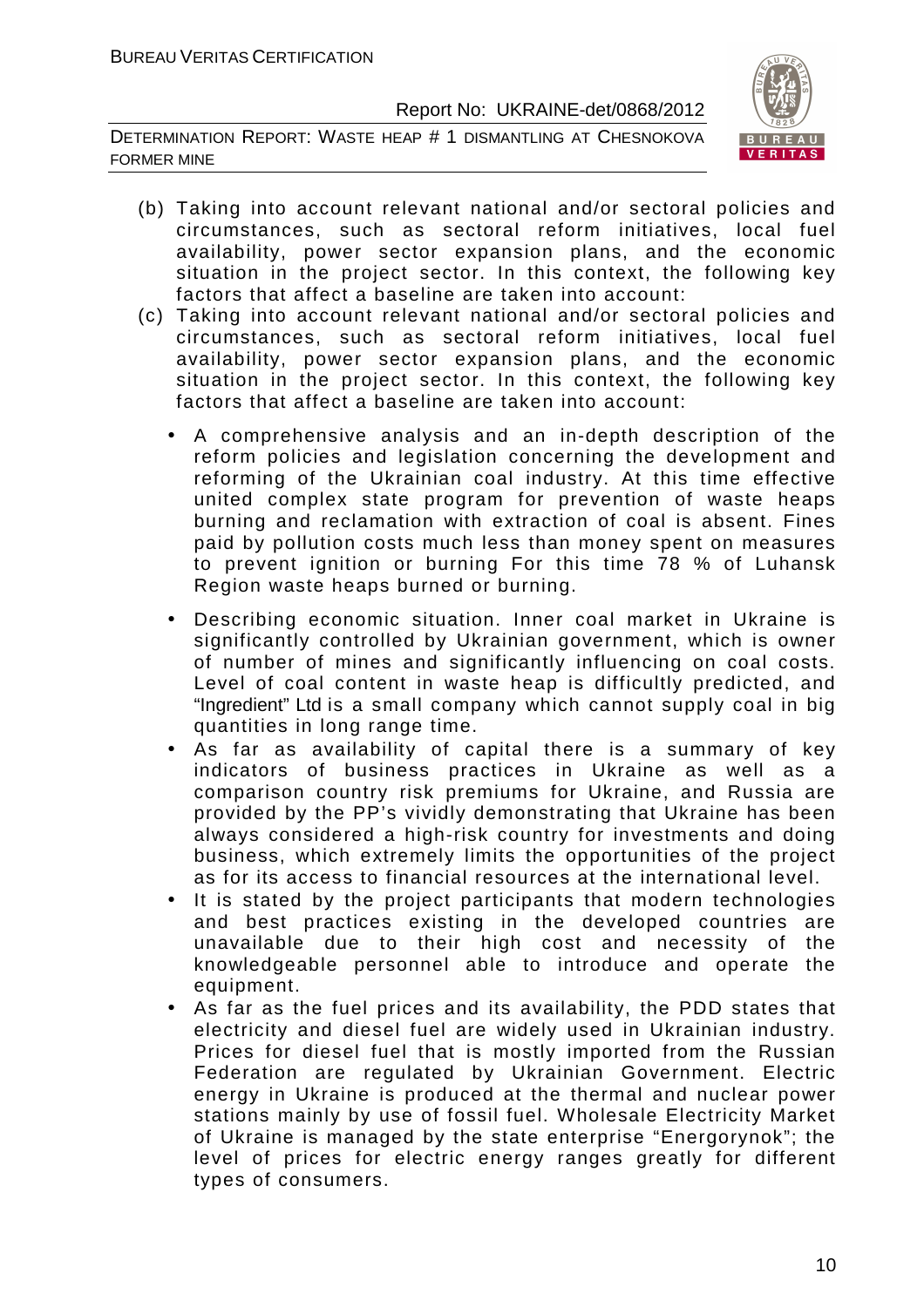(b) Taking into account relevant national and/or sectoral policies and circumstances, such as sectoral reform initiatives, local fuel availability, power sector expansion plans, and the economic situation in the project sector. In this context, the following key factors that affect a baseline are taken into account:

(c) Taking into account relevant national and/or sectoral policies and circumstances, such as sectoral reform initiatives, local fuel availability, power sector expansion plans, and the economic situation in the project sector. In this context, the following key factors that affect a baseline are taken into account:

- A comprehensive analysis and an in-depth description of the reform policies and legislation concerning the development and reforming of the Ukrainian coal industry. At this time effective united complex state program for prevention of waste heaps burning and reclamation with extraction of coal is absent. Fines paid by pollution costs much less than money spent on measures to prevent ignition or burning For this time 78 % of Luhansk Region waste heaps burned or burning.
- Describing economic situation. Inner coal market in Ukraine is significantly controlled by Ukrainian government, which is owner of number of mines and significantly influencing on coal costs. Level of coal content in waste heap is difficultly predicted, and "Ingredient" Ltd is a small company which cannot supply coal in big quantities in long range time.
- As far as availability of capital there is a summary of key indicators of business practices in Ukraine as well as a comparison country risk premiums for Ukraine, and Russia are provided by the PP's vividly demonstrating that Ukraine has been always considered a high-risk country for investments and doing business, which extremely limits the opportunities of the project as for its access to financial resources at the international level.
- It is stated by the project participants that modern technologies and best practices existing in the developed countries are unavailable due to their high cost and necessity of the knowledgeable personnel able to introduce and operate the equipment.
- As far as the fuel prices and its availability, the PDD states that electricity and diesel fuel are widely used in Ukrainian industry. Prices for diesel fuel that is mostly imported from the Russian Federation are regulated by Ukrainian Government. Electric energy in Ukraine is produced at the thermal and nuclear power stations mainly by use of fossil fuel. Wholesale Electricity Market of Ukraine is managed by the state enterprise "Energorynok"; the level of prices for electric energy ranges greatly for different types of consumers.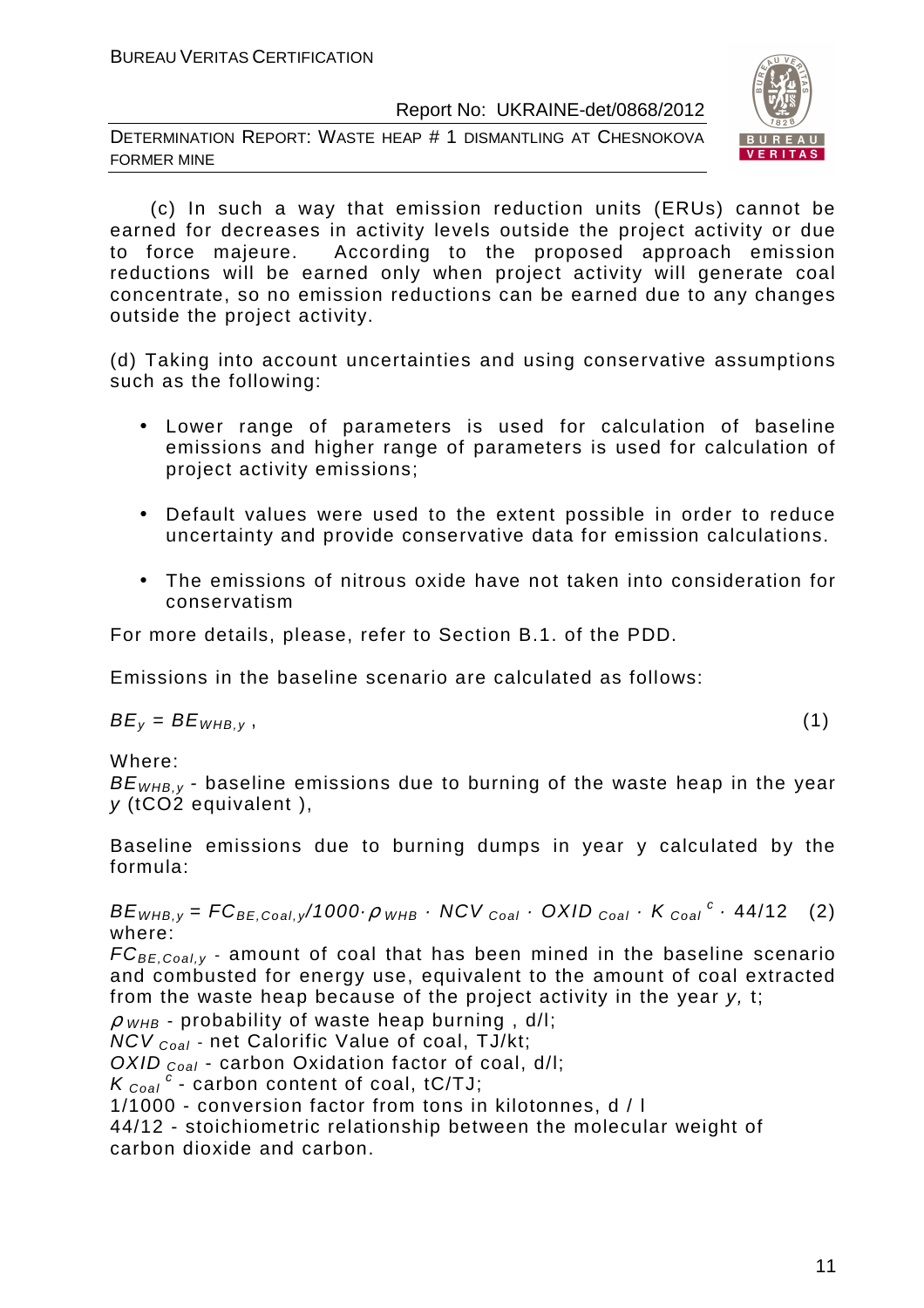(c) In such a way that emission reduction units (ERUs) cannot be earned for decreases in activity levels outside the project activity or due to force majeure. According to the proposed approach emission reductions will be earned only when project activity will generate coal concentrate, so no emission reductions can be earned due to any changes outside the project activity.

(d) Taking into account uncertainties and using conservative assumptions such as the following:

- Lower range of parameters is used for calculation of baseline emissions and higher range of parameters is used for calculation of project activity emissions;
- Default values were used to the extent possible in order to reduce uncertainty and provide conservative data for emission calculations.
- The emissions of nitrous oxide have not taken into consideration for conservatism

For more details, please, refer to Section B.1. of the PDD.

Emissions in the baseline scenario are calculated as follows:

$$BE_y = BE_{WHB,y}\,, \qquad (1)$$

Where:

$BE_{WHB,y}$ - baseline emissions due to burning of the waste heap in the year $y$ (t$CO_2$ equivalent ),

Baseline emissions due to burning dumps in year y calculated by the formula:

$$BE_{WHB,y} = FC_{BE,Coal,y}/1000 \cdot \rho_{WHB} \cdot NCV_{Coal} \cdot OXID_{Coal} \cdot K_{Coal}^{\,c} \cdot 44/12 \qquad (2)$$

where:

$FC_{BE,Coal,y}$ - amount of coal that has been mined in the baseline scenario and combusted for energy use, equivalent to the amount of coal extracted from the waste heap because of the project activity in the year $y$, t;

$\rho_{WHB}$ - probability of waste heap burning , d/l;

$NCV_{Coal}$ - net Calorific Value of coal, TJ/kt;

$OXID_{Coal}$ - carbon Oxidation factor of coal, d/l;

$K_{Coal}^{\,c}$ - carbon content of coal, tC/TJ;

1/1000 - conversion factor from tons in kilotonnes, d / l

44/12 - stoichiometric relationship between the molecular weight of carbon dioxide and carbon.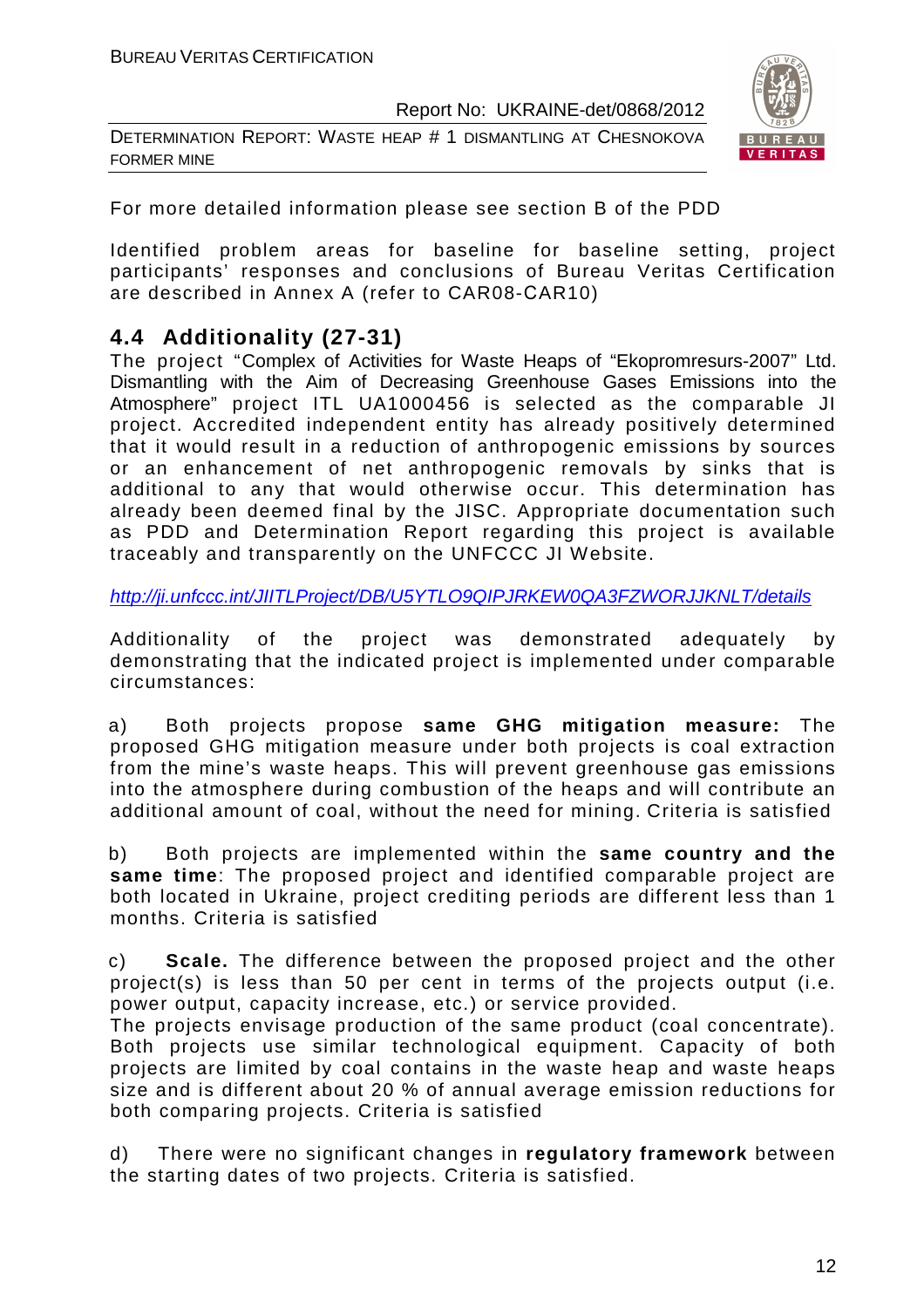For more detailed information please see section B of the PDD

Identified problem areas for baseline for baseline setting, project participants' responses and conclusions of Bureau Veritas Certification are described in Annex A (refer to CAR08-CAR10)

## 4.4 Additionality (27-31)

The project "Complex of Activities for Waste Heaps of "Ekopromresurs-2007" Ltd. Dismantling with the Aim of Decreasing Greenhouse Gases Emissions into the Atmosphere" project ITL UA1000456 is selected as the comparable JI project. Accredited independent entity has already positively determined that it would result in a reduction of anthropogenic emissions by sources or an enhancement of net anthropogenic removals by sinks that is additional to any that would otherwise occur. This determination has already been deemed final by the JISC. Appropriate documentation such as PDD and Determination Report regarding this project is available traceably and transparently on the UNFCCC JI Website.

http://ji.unfccc.int/JIITLProject/DB/U5YTLO9QIPJRKEW0QA3FZWORJJKNLT/details

Additionality of the project was demonstrated adequately by demonstrating that the indicated project is implemented under comparable circumstances:

a) Both projects propose **same GHG mitigation measure:** The proposed GHG mitigation measure under both projects is coal extraction from the mine's waste heaps. This will prevent greenhouse gas emissions into the atmosphere during combustion of the heaps and will contribute an additional amount of coal, without the need for mining. Criteria is satisfied

b) Both projects are implemented within the **same country and the same time**: The proposed project and identified comparable project are both located in Ukraine, project crediting periods are different less than 1 months. Criteria is satisfied

c) **Scale.** The difference between the proposed project and the other project(s) is less than 50 per cent in terms of the projects output (i.e. power output, capacity increase, etc.) or service provided.
The projects envisage production of the same product (coal concentrate). Both projects use similar technological equipment. Capacity of both projects are limited by coal contains in the waste heap and waste heaps size and is different about 20 % of annual average emission reductions for both comparing projects. Criteria is satisfied

d) There were no significant changes in **regulatory framework** between the starting dates of two projects. Criteria is satisfied.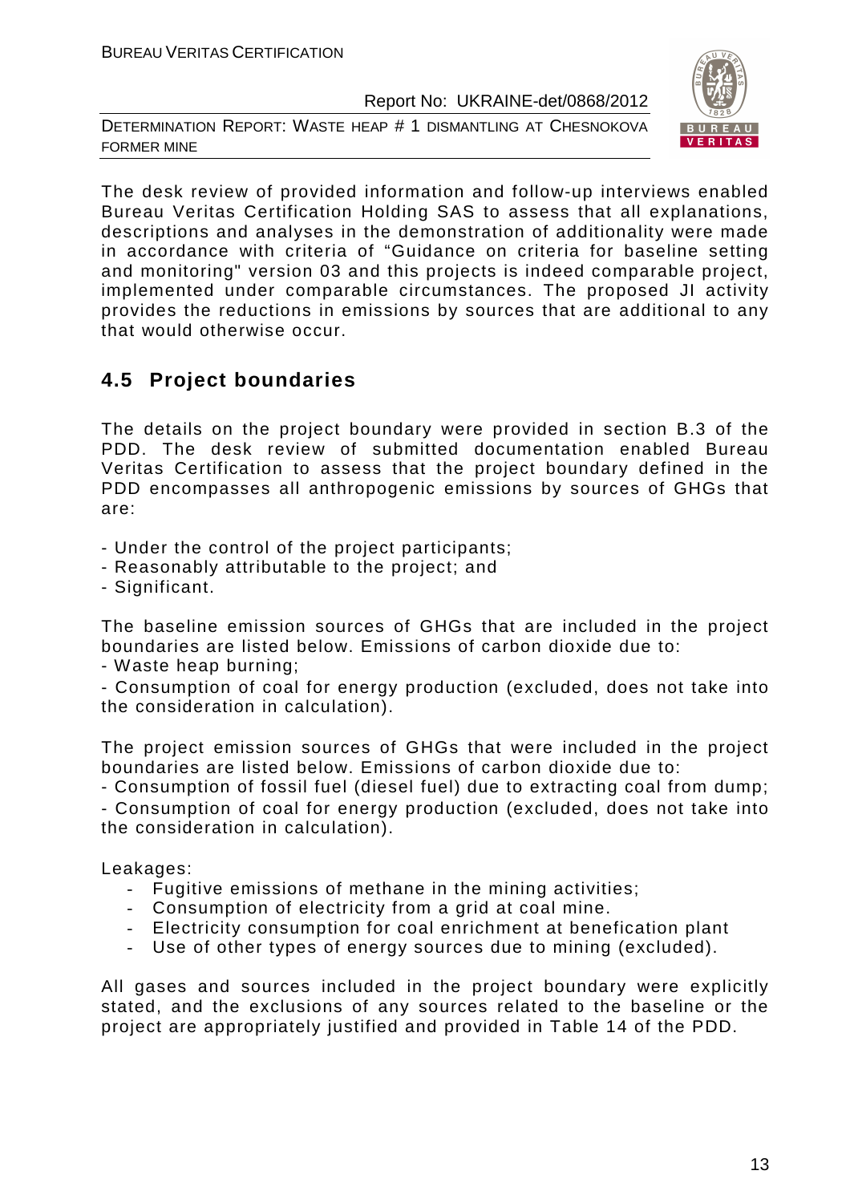The desk review of provided information and follow-up interviews enabled Bureau Veritas Certification Holding SAS to assess that all explanations, descriptions and analyses in the demonstration of additionality were made in accordance with criteria of "Guidance on criteria for baseline setting and monitoring" version 03 and this projects is indeed comparable project, implemented under comparable circumstances. The proposed JI activity provides the reductions in emissions by sources that are additional to any that would otherwise occur.

## 4.5 Project boundaries

The details on the project boundary were provided in section B.3 of the PDD. The desk review of submitted documentation enabled Bureau Veritas Certification to assess that the project boundary defined in the PDD encompasses all anthropogenic emissions by sources of GHGs that are:

- Under the control of the project participants;
- Reasonably attributable to the project; and
- Significant.

The baseline emission sources of GHGs that are included in the project boundaries are listed below. Emissions of carbon dioxide due to:
- Waste heap burning;
- Consumption of coal for energy production (excluded, does not take into the consideration in calculation).

The project emission sources of GHGs that were included in the project boundaries are listed below. Emissions of carbon dioxide due to:
- Consumption of fossil fuel (diesel fuel) due to extracting coal from dump;
- Consumption of coal for energy production (excluded, does not take into the consideration in calculation).

Leakages:

- Fugitive emissions of methane in the mining activities;
- Consumption of electricity from a grid at coal mine.
- Electricity consumption for coal enrichment at benefication plant
- Use of other types of energy sources due to mining (excluded).

All gases and sources included in the project boundary were explicitly stated, and the exclusions of any sources related to the baseline or the project are appropriately justified and provided in Table 14 of the PDD.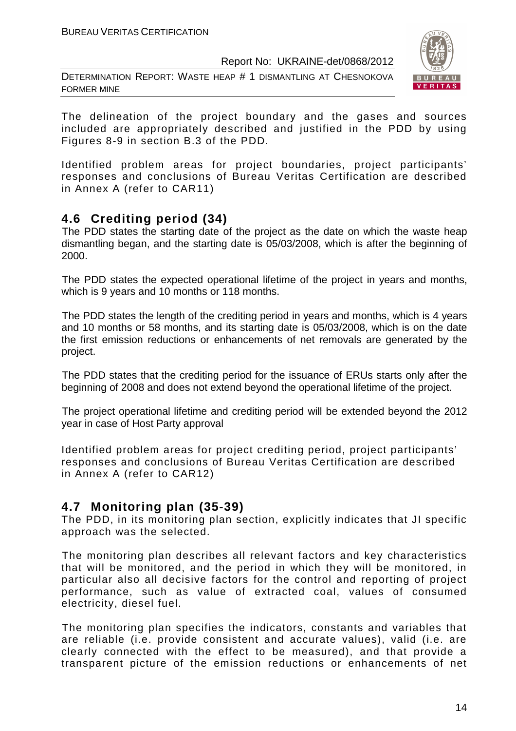The delineation of the project boundary and the gases and sources included are appropriately described and justified in the PDD by using Figures 8-9 in section B.3 of the PDD.

Identified problem areas for project boundaries, project participants' responses and conclusions of Bureau Veritas Certification are described in Annex A (refer to CAR11)

## 4.6 Crediting period (34)

The PDD states the starting date of the project as the date on which the waste heap dismantling began, and the starting date is 05/03/2008, which is after the beginning of 2000.

The PDD states the expected operational lifetime of the project in years and months, which is 9 years and 10 months or 118 months.

The PDD states the length of the crediting period in years and months, which is 4 years and 10 months or 58 months, and its starting date is 05/03/2008, which is on the date the first emission reductions or enhancements of net removals are generated by the project.

The PDD states that the crediting period for the issuance of ERUs starts only after the beginning of 2008 and does not extend beyond the operational lifetime of the project.

The project operational lifetime and crediting period will be extended beyond the 2012 year in case of Host Party approval

Identified problem areas for project crediting period, project participants' responses and conclusions of Bureau Veritas Certification are described in Annex A (refer to CAR12)

## 4.7 Monitoring plan (35-39)

The PDD, in its monitoring plan section, explicitly indicates that JI specific approach was the selected.

The monitoring plan describes all relevant factors and key characteristics that will be monitored, and the period in which they will be monitored, in particular also all decisive factors for the control and reporting of project performance, such as value of extracted coal, values of consumed electricity, diesel fuel.

The monitoring plan specifies the indicators, constants and variables that are reliable (i.e. provide consistent and accurate values), valid (i.e. are clearly connected with the effect to be measured), and that provide a transparent picture of the emission reductions or enhancements of net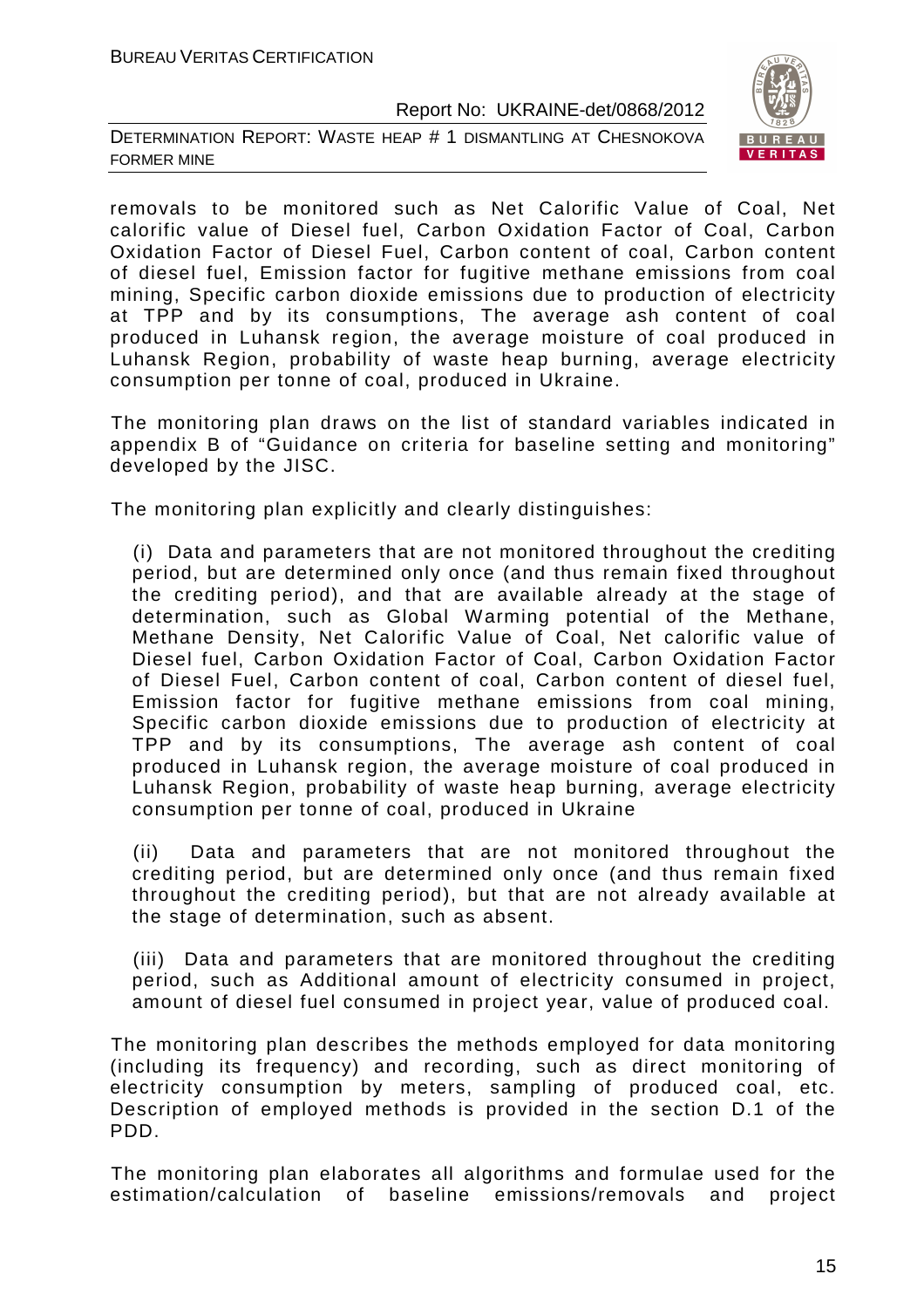removals to be monitored such as Net Calorific Value of Coal, Net calorific value of Diesel fuel, Carbon Oxidation Factor of Coal, Carbon Oxidation Factor of Diesel Fuel, Carbon content of coal, Carbon content of diesel fuel, Emission factor for fugitive methane emissions from coal mining, Specific carbon dioxide emissions due to production of electricity at TPP and by its consumptions, The average ash content of coal produced in Luhansk region, the average moisture of coal produced in Luhansk Region, probability of waste heap burning, average electricity consumption per tonne of coal, produced in Ukraine.

The monitoring plan draws on the list of standard variables indicated in appendix B of "Guidance on criteria for baseline setting and monitoring" developed by the JISC.

The monitoring plan explicitly and clearly distinguishes:

(i) Data and parameters that are not monitored throughout the crediting period, but are determined only once (and thus remain fixed throughout the crediting period), and that are available already at the stage of determination, such as Global Warming potential of the Methane, Methane Density, Net Calorific Value of Coal, Net calorific value of Diesel fuel, Carbon Oxidation Factor of Coal, Carbon Oxidation Factor of Diesel Fuel, Carbon content of coal, Carbon content of diesel fuel, Emission factor for fugitive methane emissions from coal mining, Specific carbon dioxide emissions due to production of electricity at TPP and by its consumptions, The average ash content of coal produced in Luhansk region, the average moisture of coal produced in Luhansk Region, probability of waste heap burning, average electricity consumption per tonne of coal, produced in Ukraine

(ii) Data and parameters that are not monitored throughout the crediting period, but are determined only once (and thus remain fixed throughout the crediting period), but that are not already available at the stage of determination, such as absent.

(iii) Data and parameters that are monitored throughout the crediting period, such as Additional amount of electricity consumed in project, amount of diesel fuel consumed in project year, value of produced coal.

The monitoring plan describes the methods employed for data monitoring (including its frequency) and recording, such as direct monitoring of electricity consumption by meters, sampling of produced coal, etc. Description of employed methods is provided in the section D.1 of the PDD.

The monitoring plan elaborates all algorithms and formulae used for the estimation/calculation of baseline emissions/removals and project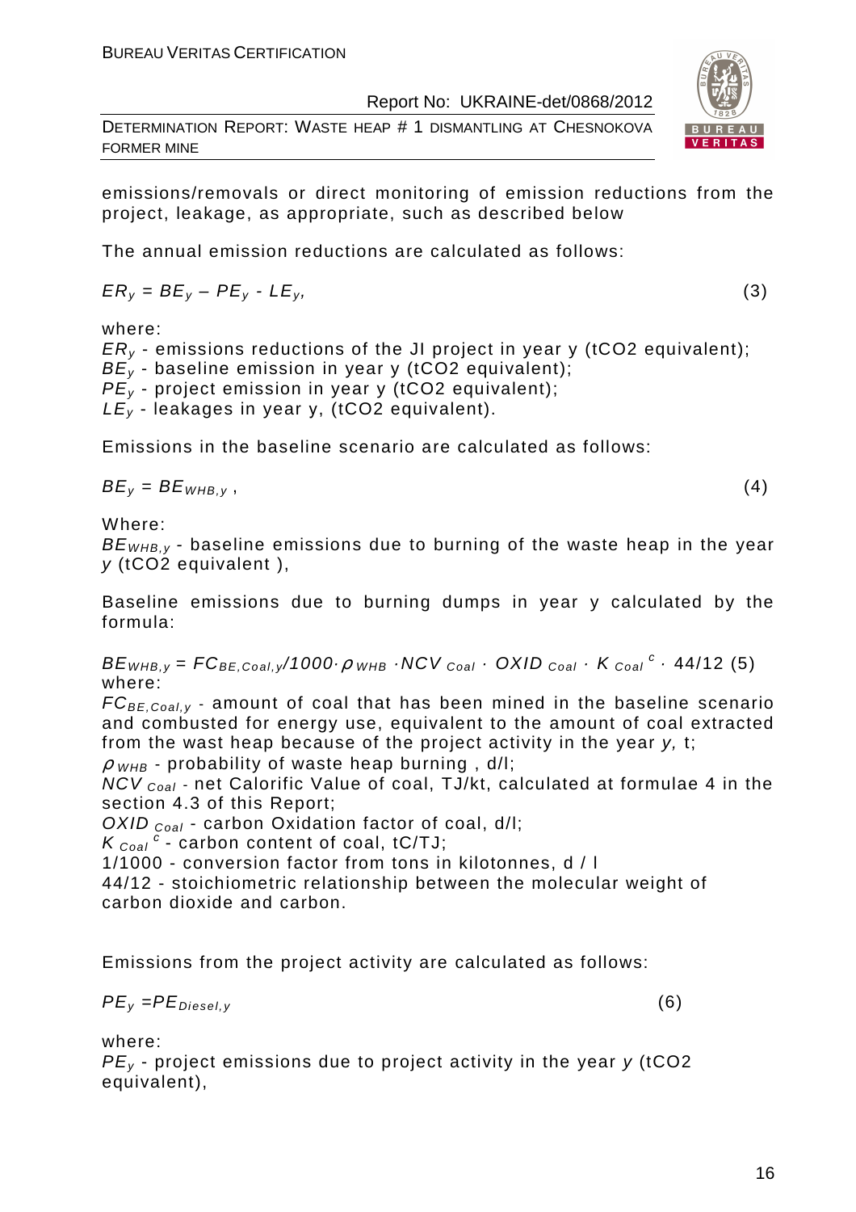emissions/removals or direct monitoring of emission reductions from the project, leakage, as appropriate, such as described below

The annual emission reductions are calculated as follows:

$$ER_y = BE_y - PE_y - LE_y, \quad (3)$$

where:
$ER_y$ - emissions reductions of the JI project in year y (tCO2 equivalent);
$BE_y$ - baseline emission in year y (tCO2 equivalent);
$PE_y$ - project emission in year y (tCO2 equivalent);
$LE_y$ - leakages in year y, (tCO2 equivalent).

Emissions in the baseline scenario are calculated as follows:

$$BE_y = BE_{WHB,y}, \quad (4)$$

Where:
$BE_{WHB,y}$ - baseline emissions due to burning of the waste heap in the year $y$ (tCO2 equivalent ),

Baseline emissions due to burning dumps in year y calculated by the formula:

$$BE_{WHB,y} = FC_{BE,Coal,y}/1000 \cdot \rho_{WHB} \cdot NCV_{Coal} \cdot OXID_{Coal} \cdot K_{Coal}^{c} \cdot 44/12 \quad (5)$$

where:
$FC_{BE,Coal,y}$ - amount of coal that has been mined in the baseline scenario and combusted for energy use, equivalent to the amount of coal extracted from the wast heap because of the project activity in the year $y$, t;
$\rho_{WHB}$ - probability of waste heap burning , d/l;
$NCV_{Coal}$ - net Calorific Value of coal, TJ/kt, calculated at formulae 4 in the section 4.3 of this Report;
$OXID_{Coal}$ - carbon Oxidation factor of coal, d/l;
$K_{Coal}^{c}$ - carbon content of coal, tC/TJ;
1/1000 - conversion factor from tons in kilotonnes, d / l
44/12 - stoichiometric relationship between the molecular weight of carbon dioxide and carbon.

Emissions from the project activity are calculated as follows:

$$PE_y = PE_{Diesel,y} \quad (6)$$

where:
$PE_y$ - project emissions due to project activity in the year $y$ (tCO2 equivalent),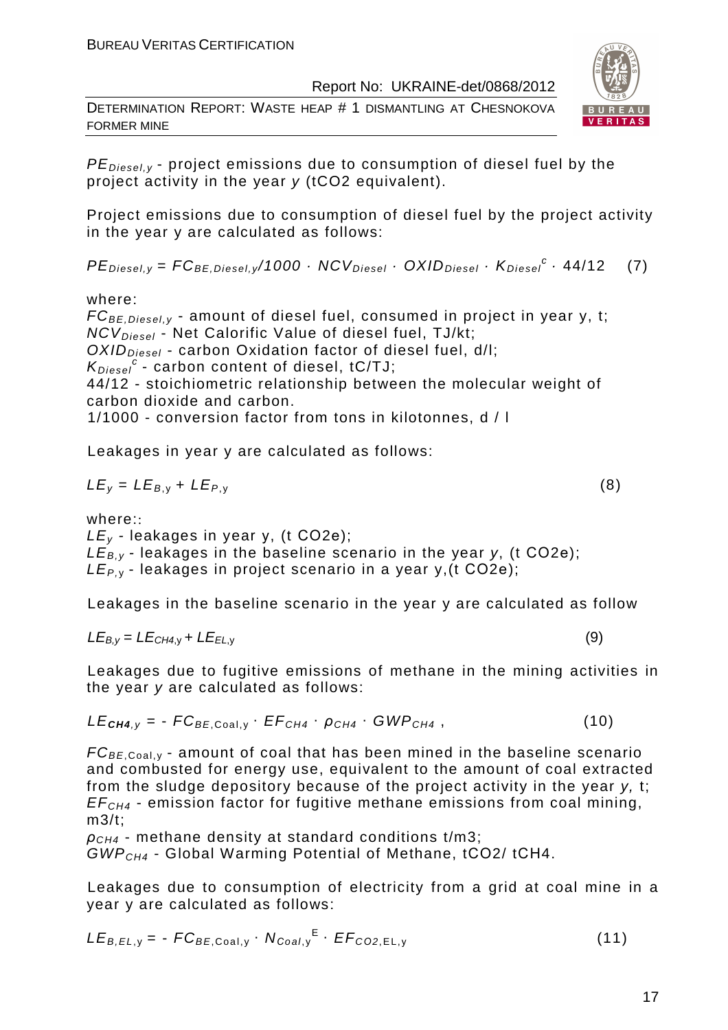$PE_{Diesel,y}$ - project emissions due to consumption of diesel fuel by the project activity in the year $y$ (tCO2 equivalent).

Project emissions due to consumption of diesel fuel by the project activity in the year y are calculated as follows:

$$PE_{Diesel,y} = FC_{BE,Diesel,y}/1000 \cdot NCV_{Diesel} \cdot OXID_{Diesel} \cdot K_{Diesel}^{c} \cdot 44/12 \quad (7)$$

where:
$FC_{BE,Diesel,y}$ - amount of diesel fuel, consumed in project in year y, t;
$NCV_{Diesel}$ - Net Calorific Value of diesel fuel, TJ/kt;
$OXID_{Diesel}$ - carbon Oxidation factor of diesel fuel, d/l;
$K_{Diesel}^{c}$ - carbon content of diesel, tC/TJ;
44/12 - stoichiometric relationship between the molecular weight of carbon dioxide and carbon.
1/1000 - conversion factor from tons in kilotonnes, d / l

Leakages in year y are calculated as follows:

$$LE_y = LE_{B,y} + LE_{P,y} \quad (8)$$

where::
$LE_y$ - leakages in year y, (t CO2e);
$LE_{B,y}$ - leakages in the baseline scenario in the year $y$, (t CO2e);
$LE_{P,y}$ - leakages in project scenario in a year y,(t CO2e);

Leakages in the baseline scenario in the year y are calculated as follow

$$LE_{B,y} = LE_{CH4,y} + LE_{EL,y} \quad (9)$$

Leakages due to fugitive emissions of methane in the mining activities in the year $y$ are calculated as follows:

$$LE_{CH4,y} = - FC_{BE,Coal,y} \cdot EF_{CH4} \cdot \rho_{CH4} \cdot GWP_{CH4} , \quad (10)$$

$FC_{BE,Coal,y}$ - amount of coal that has been mined in the baseline scenario and combusted for energy use, equivalent to the amount of coal extracted from the sludge depository because of the project activity in the year $y$, t;
$EF_{CH4}$ - emission factor for fugitive methane emissions from coal mining, m3/t;
$\rho_{CH4}$ - methane density at standard conditions t/m3;
$GWP_{CH4}$ - Global Warming Potential of Methane, tCO2/ tCH4.

Leakages due to consumption of electricity from a grid at coal mine in a year y are calculated as follows:

$$LE_{B,EL,y} = - FC_{BE,Coal,y} \cdot N_{Coal,y}^{E} \cdot EF_{CO2,EL,y} \quad (11)$$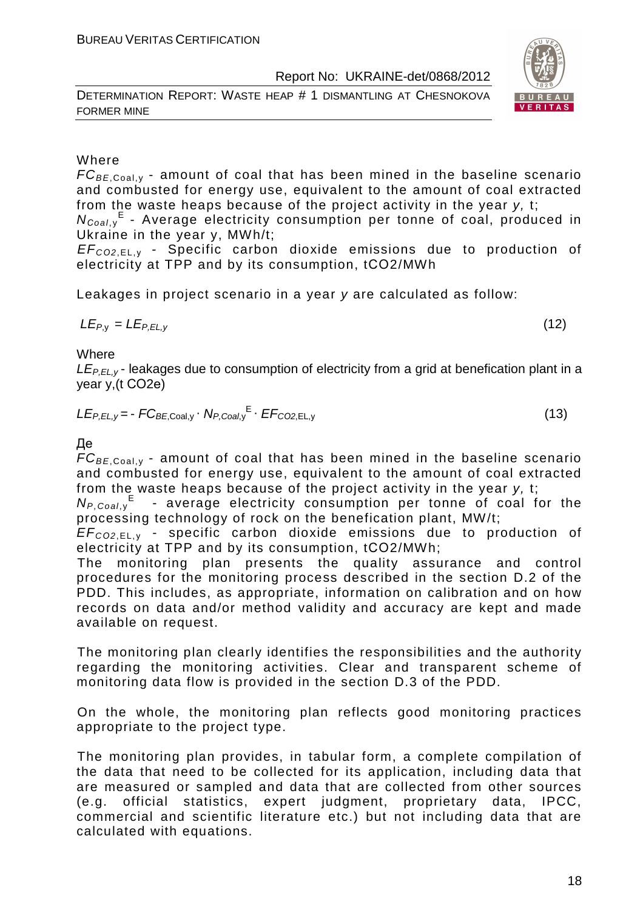Where

$FC_{BE,\text{Coal},y}$ - amount of coal that has been mined in the baseline scenario and combusted for energy use, equivalent to the amount of coal extracted from the waste heaps because of the project activity in the year *y,* t;

$N_{Coal,y}^{E}$ - Average electricity consumption per tonne of coal, produced in Ukraine in the year y, MWh/t;

$EF_{CO2,\text{EL},y}$ - Specific carbon dioxide emissions due to production of electricity at TPP and by its consumption, tCO2/MWh

Leakages in project scenario in a year *y* are calculated as follow:

$$LE_{P,y} = LE_{P,EL,y} \tag{12}$$

Where

$LE_{P,EL,y}$ - leakages due to consumption of electricity from a grid at benefication plant in a year y,(t CO2e)

$$LE_{P,EL,y} = - FC_{BE,\text{Coal},y} \cdot N_{P,Coal,y}^{E} \cdot EF_{CO2,\text{EL},y} \tag{13}$$

Де

$FC_{BE,\text{Coal},y}$ - amount of coal that has been mined in the baseline scenario and combusted for energy use, equivalent to the amount of coal extracted from the waste heaps because of the project activity in the year *y,* t;

$N_{P,Coal,y}^{E}$ - average electricity consumption per tonne of coal for the processing technology of rock on the benefication plant, MW/t;

$EF_{CO2,\text{EL},y}$ - specific carbon dioxide emissions due to production of electricity at TPP and by its consumption, tCO2/MWh;

The monitoring plan presents the quality assurance and control procedures for the monitoring process described in the section D.2 of the PDD. This includes, as appropriate, information on calibration and on how records on data and/or method validity and accuracy are kept and made available on request.

The monitoring plan clearly identifies the responsibilities and the authority regarding the monitoring activities. Clear and transparent scheme of monitoring data flow is provided in the section D.3 of the PDD.

On the whole, the monitoring plan reflects good monitoring practices appropriate to the project type.

The monitoring plan provides, in tabular form, a complete compilation of the data that need to be collected for its application, including data that are measured or sampled and data that are collected from other sources (e.g. official statistics, expert judgment, proprietary data, IPCC, commercial and scientific literature etc.) but not including data that are calculated with equations.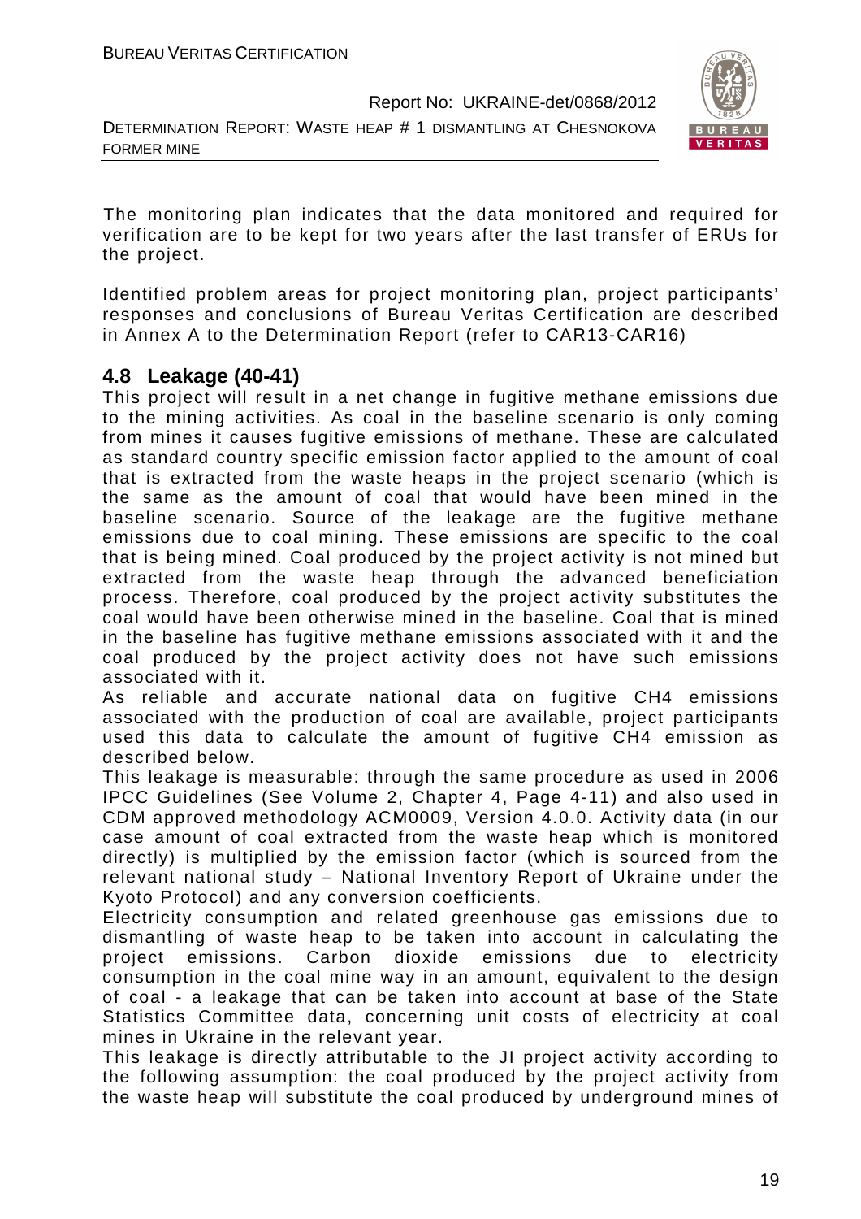The monitoring plan indicates that the data monitored and required for verification are to be kept for two years after the last transfer of ERUs for the project.

Identified problem areas for project monitoring plan, project participants' responses and conclusions of Bureau Veritas Certification are described in Annex A to the Determination Report (refer to CAR13-CAR16)

## 4.8 Leakage (40-41)

This project will result in a net change in fugitive methane emissions due to the mining activities. As coal in the baseline scenario is only coming from mines it causes fugitive emissions of methane. These are calculated as standard country specific emission factor applied to the amount of coal that is extracted from the waste heaps in the project scenario (which is the same as the amount of coal that would have been mined in the baseline scenario. Source of the leakage are the fugitive methane emissions due to coal mining. These emissions are specific to the coal that is being mined. Coal produced by the project activity is not mined but extracted from the waste heap through the advanced beneficiation process. Therefore, coal produced by the project activity substitutes the coal would have been otherwise mined in the baseline. Coal that is mined in the baseline has fugitive methane emissions associated with it and the coal produced by the project activity does not have such emissions associated with it.

As reliable and accurate national data on fugitive $CH_4$ emissions associated with the production of coal are available, project participants used this data to calculate the amount of fugitive $CH_4$ emission as described below.

This leakage is measurable: through the same procedure as used in 2006 IPCC Guidelines (See Volume 2, Chapter 4, Page 4-11) and also used in CDM approved methodology ACM0009, Version 4.0.0. Activity data (in our case amount of coal extracted from the waste heap which is monitored directly) is multiplied by the emission factor (which is sourced from the relevant national study – National Inventory Report of Ukraine under the Kyoto Protocol) and any conversion coefficients.

Electricity consumption and related greenhouse gas emissions due to dismantling of waste heap to be taken into account in calculating the project emissions. Carbon dioxide emissions due to electricity consumption in the coal mine way in an amount, equivalent to the design of coal - a leakage that can be taken into account at base of the State Statistics Committee data, concerning unit costs of electricity at coal mines in Ukraine in the relevant year.

This leakage is directly attributable to the JI project activity according to the following assumption: the coal produced by the project activity from the waste heap will substitute the coal produced by underground mines of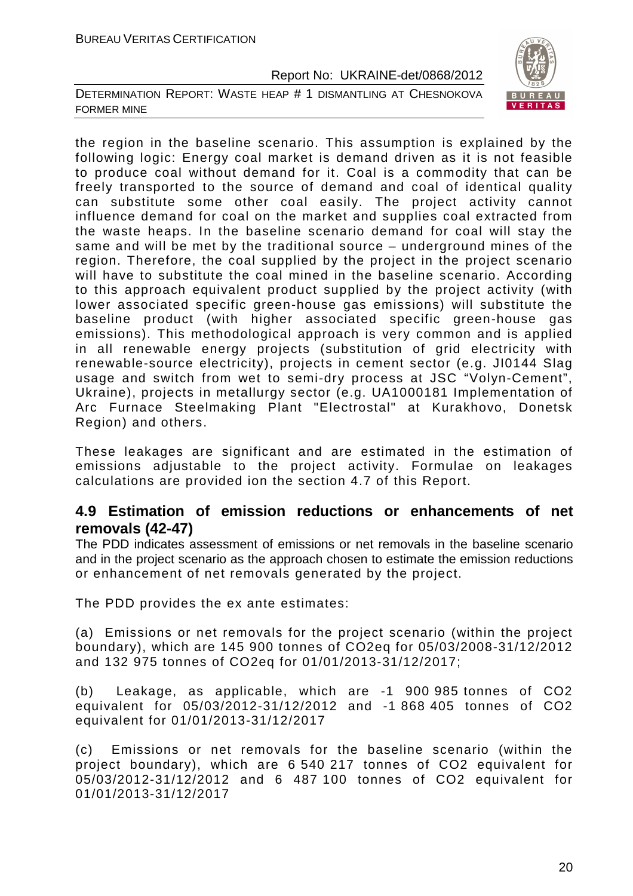the region in the baseline scenario. This assumption is explained by the following logic: Energy coal market is demand driven as it is not feasible to produce coal without demand for it. Coal is a commodity that can be freely transported to the source of demand and coal of identical quality can substitute some other coal easily. The project activity cannot influence demand for coal on the market and supplies coal extracted from the waste heaps. In the baseline scenario demand for coal will stay the same and will be met by the traditional source – underground mines of the region. Therefore, the coal supplied by the project in the project scenario will have to substitute the coal mined in the baseline scenario. According to this approach equivalent product supplied by the project activity (with lower associated specific green-house gas emissions) will substitute the baseline product (with higher associated specific green-house gas emissions). This methodological approach is very common and is applied in all renewable energy projects (substitution of grid electricity with renewable-source electricity), projects in cement sector (e.g. JI0144 Slag usage and switch from wet to semi-dry process at JSC "Volyn-Cement", Ukraine), projects in metallurgy sector (e.g. UA1000181 Implementation of Arc Furnace Steelmaking Plant "Electrostal" at Kurakhovo, Donetsk Region) and others.

These leakages are significant and are estimated in the estimation of emissions adjustable to the project activity. Formulae on leakages calculations are provided ion the section 4.7 of this Report.

## 4.9 Estimation of emission reductions or enhancements of net removals (42-47)

The PDD indicates assessment of emissions or net removals in the baseline scenario and in the project scenario as the approach chosen to estimate the emission reductions or enhancement of net removals generated by the project.

The PDD provides the ex ante estimates:

(a) Emissions or net removals for the project scenario (within the project boundary), which are 145 900 tonnes of CO2eq for 05/03/2008-31/12/2012 and 132 975 tonnes of CO2eq for 01/01/2013-31/12/2017;

(b) Leakage, as applicable, which are -1 900 985 tonnes of CO2 equivalent for 05/03/2012-31/12/2012 and -1 868 405 tonnes of CO2 equivalent for 01/01/2013-31/12/2017

(c) Emissions or net removals for the baseline scenario (within the project boundary), which are 6 540 217 tonnes of CO2 equivalent for 05/03/2012-31/12/2012 and 6 487 100 tonnes of CO2 equivalent for 01/01/2013-31/12/2017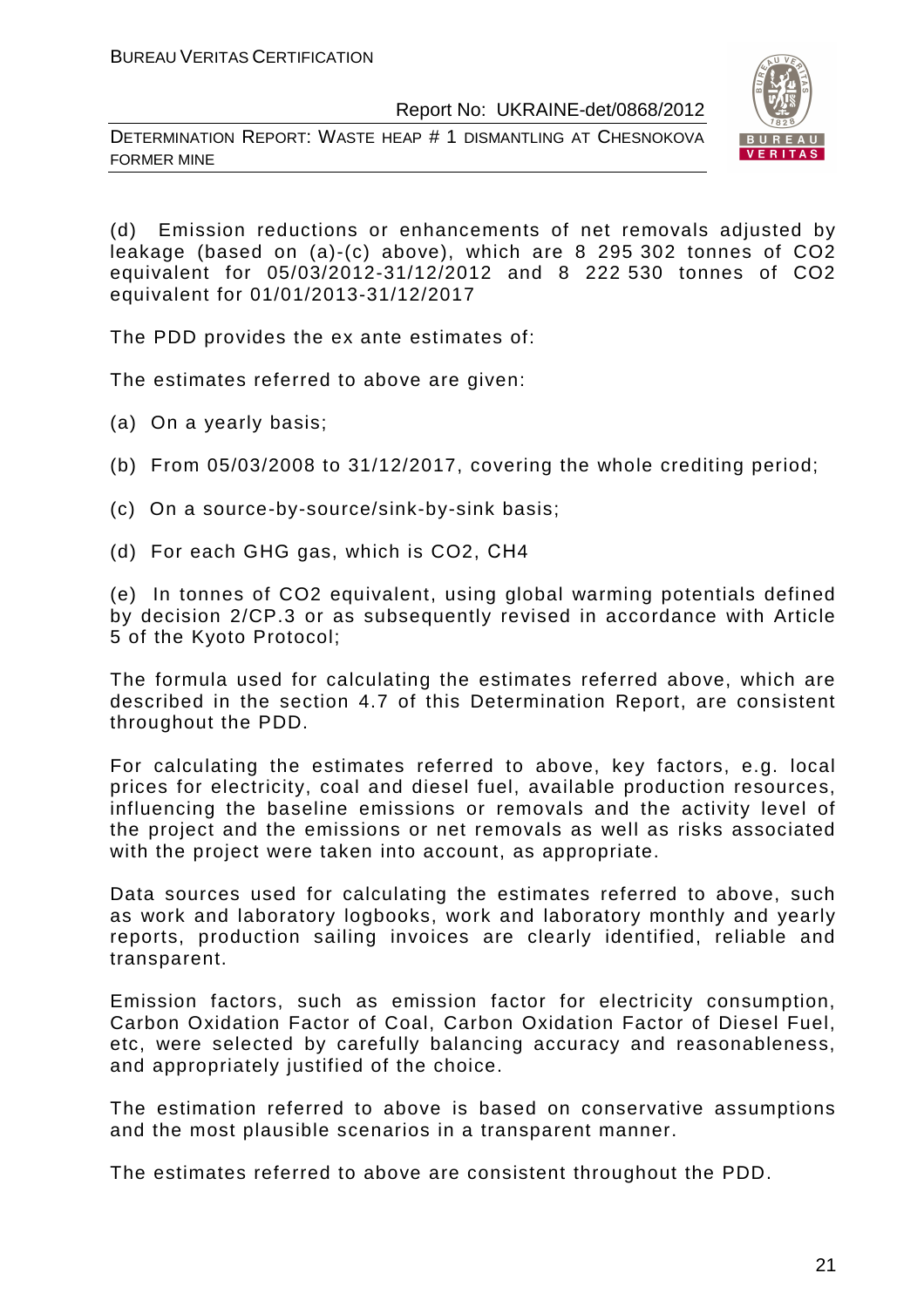(d) Emission reductions or enhancements of net removals adjusted by leakage (based on (a)-(c) above), which are 8 295 302 tonnes of $CO_2$ equivalent for 05/03/2012-31/12/2012 and 8 222 530 tonnes of $CO_2$ equivalent for 01/01/2013-31/12/2017

The PDD provides the ex ante estimates of:

The estimates referred to above are given:

(a) On a yearly basis;

(b) From 05/03/2008 to 31/12/2017, covering the whole crediting period;

(c) On a source-by-source/sink-by-sink basis;

(d) For each GHG gas, which is $CO_2$, $CH_4$

(e) In tonnes of $CO_2$ equivalent, using global warming potentials defined by decision 2/CP.3 or as subsequently revised in accordance with Article 5 of the Kyoto Protocol;

The formula used for calculating the estimates referred above, which are described in the section 4.7 of this Determination Report, are consistent throughout the PDD.

For calculating the estimates referred to above, key factors, e.g. local prices for electricity, coal and diesel fuel, available production resources, influencing the baseline emissions or removals and the activity level of the project and the emissions or net removals as well as risks associated with the project were taken into account, as appropriate.

Data sources used for calculating the estimates referred to above, such as work and laboratory logbooks, work and laboratory monthly and yearly reports, production sailing invoices are clearly identified, reliable and transparent.

Emission factors, such as emission factor for electricity consumption, Carbon Oxidation Factor of Coal, Carbon Oxidation Factor of Diesel Fuel, etc, were selected by carefully balancing accuracy and reasonableness, and appropriately justified of the choice.

The estimation referred to above is based on conservative assumptions and the most plausible scenarios in a transparent manner.

The estimates referred to above are consistent throughout the PDD.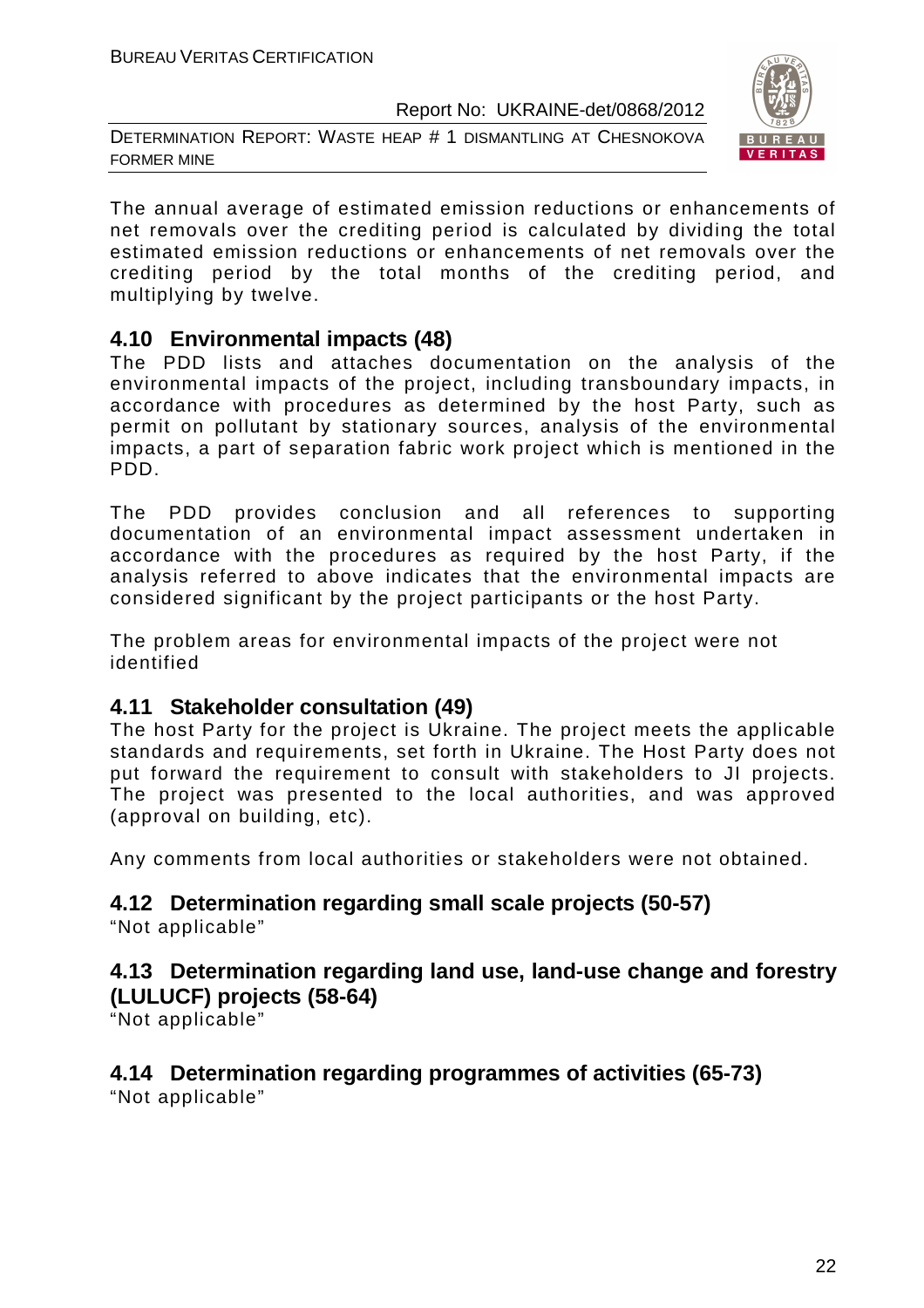The annual average of estimated emission reductions or enhancements of net removals over the crediting period is calculated by dividing the total estimated emission reductions or enhancements of net removals over the crediting period by the total months of the crediting period, and multiplying by twelve.

## 4.10 Environmental impacts (48)

The PDD lists and attaches documentation on the analysis of the environmental impacts of the project, including transboundary impacts, in accordance with procedures as determined by the host Party, such as permit on pollutant by stationary sources, analysis of the environmental impacts, a part of separation fabric work project which is mentioned in the PDD.

The PDD provides conclusion and all references to supporting documentation of an environmental impact assessment undertaken in accordance with the procedures as required by the host Party, if the analysis referred to above indicates that the environmental impacts are considered significant by the project participants or the host Party.

The problem areas for environmental impacts of the project were not identified

## 4.11 Stakeholder consultation (49)

The host Party for the project is Ukraine. The project meets the applicable standards and requirements, set forth in Ukraine. The Host Party does not put forward the requirement to consult with stakeholders to JI projects. The project was presented to the local authorities, and was approved (approval on building, etc).

Any comments from local authorities or stakeholders were not obtained.

## 4.12 Determination regarding small scale projects (50-57)

"Not applicable"

## 4.13 Determination regarding land use, land-use change and forestry (LULUCF) projects (58-64)

"Not applicable"

## 4.14 Determination regarding programmes of activities (65-73)

"Not applicable"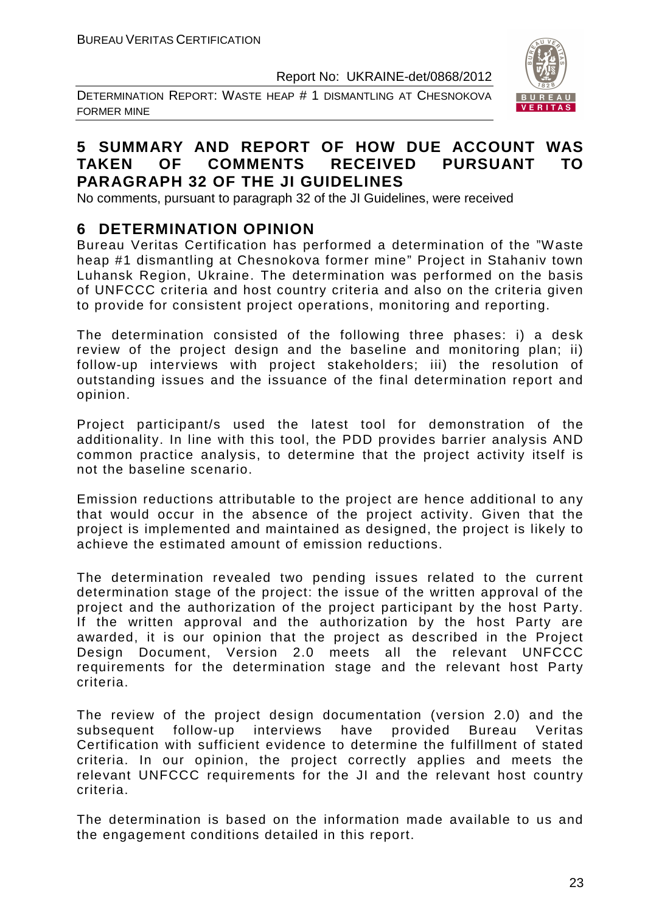## 5 SUMMARY AND REPORT OF HOW DUE ACCOUNT WAS TAKEN OF COMMENTS RECEIVED PURSUANT TO PARAGRAPH 32 OF THE JI GUIDELINES

No comments, pursuant to paragraph 32 of the JI Guidelines, were received

## 6 DETERMINATION OPINION

Bureau Veritas Certification has performed a determination of the "Waste heap #1 dismantling at Chesnokova former mine" Project in Stahaniv town Luhansk Region, Ukraine. The determination was performed on the basis of UNFCCC criteria and host country criteria and also on the criteria given to provide for consistent project operations, monitoring and reporting.

The determination consisted of the following three phases: i) a desk review of the project design and the baseline and monitoring plan; ii) follow-up interviews with project stakeholders; iii) the resolution of outstanding issues and the issuance of the final determination report and opinion.

Project participant/s used the latest tool for demonstration of the additionality. In line with this tool, the PDD provides barrier analysis AND common practice analysis, to determine that the project activity itself is not the baseline scenario.

Emission reductions attributable to the project are hence additional to any that would occur in the absence of the project activity. Given that the project is implemented and maintained as designed, the project is likely to achieve the estimated amount of emission reductions.

The determination revealed two pending issues related to the current determination stage of the project: the issue of the written approval of the project and the authorization of the project participant by the host Party. If the written approval and the authorization by the host Party are awarded, it is our opinion that the project as described in the Project Design Document, Version 2.0 meets all the relevant UNFCCC requirements for the determination stage and the relevant host Party criteria.

The review of the project design documentation (version 2.0) and the subsequent follow-up interviews have provided Bureau Veritas Certification with sufficient evidence to determine the fulfillment of stated criteria. In our opinion, the project correctly applies and meets the relevant UNFCCC requirements for the JI and the relevant host country criteria.

The determination is based on the information made available to us and the engagement conditions detailed in this report.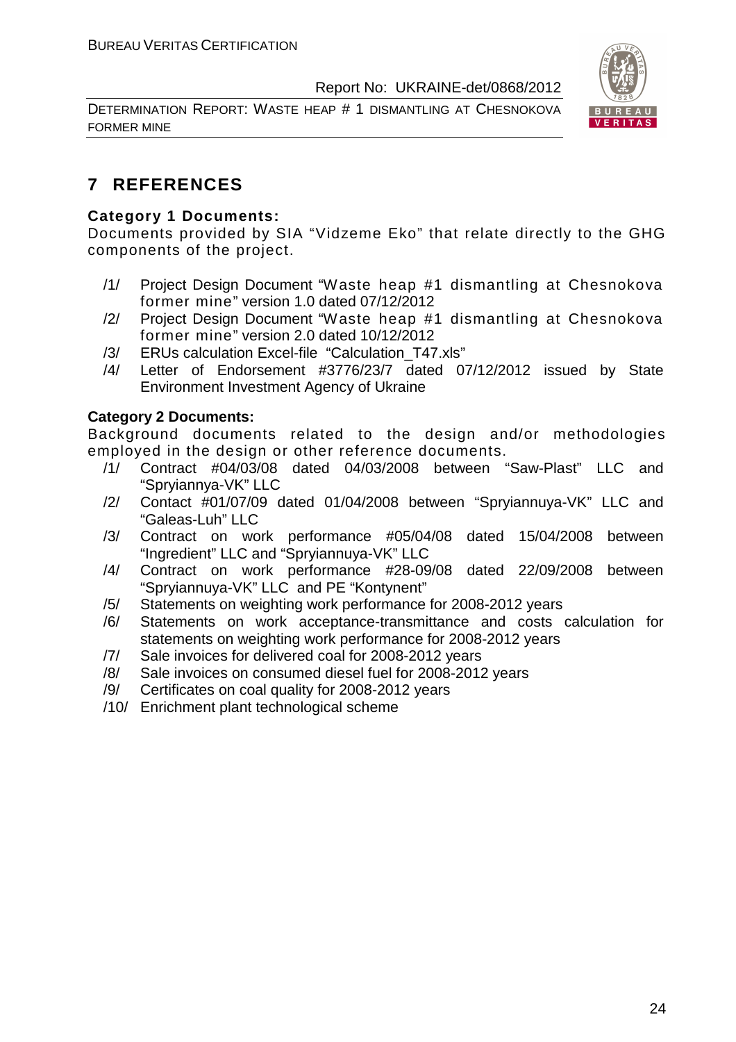# 7 REFERENCES

**Category 1 Documents:**

Documents provided by SIA "Vidzeme Eko" that relate directly to the GHG components of the project.

- /1/ Project Design Document "Waste heap #1 dismantling at Chesnokova former mine" version 1.0 dated 07/12/2012
- /2/ Project Design Document "Waste heap #1 dismantling at Chesnokova former mine" version 2.0 dated 10/12/2012
- /3/ ERUs calculation Excel-file "Calculation_T47.xls"
- /4/ Letter of Endorsement #3776/23/7 dated 07/12/2012 issued by State Environment Investment Agency of Ukraine

**Category 2 Documents:**

Background documents related to the design and/or methodologies employed in the design or other reference documents.

- /1/ Contract #04/03/08 dated 04/03/2008 between "Saw-Plast" LLC and "Spryiannya-VK" LLC
- /2/ Contact #01/07/09 dated 01/04/2008 between "Spryiannuya-VK" LLC and "Galeas-Luh" LLC
- /3/ Contract on work performance #05/04/08 dated 15/04/2008 between "Ingredient" LLC and "Spryiannuya-VK" LLC
- /4/ Contract on work performance #28-09/08 dated 22/09/2008 between "Spryiannuya-VK" LLC and PE "Kontynent"
- /5/ Statements on weighting work performance for 2008-2012 years
- /6/ Statements on work acceptance-transmittance and costs calculation for statements on weighting work performance for 2008-2012 years
- /7/ Sale invoices for delivered coal for 2008-2012 years
- /8/ Sale invoices on consumed diesel fuel for 2008-2012 years
- /9/ Certificates on coal quality for 2008-2012 years
- /10/ Enrichment plant technological scheme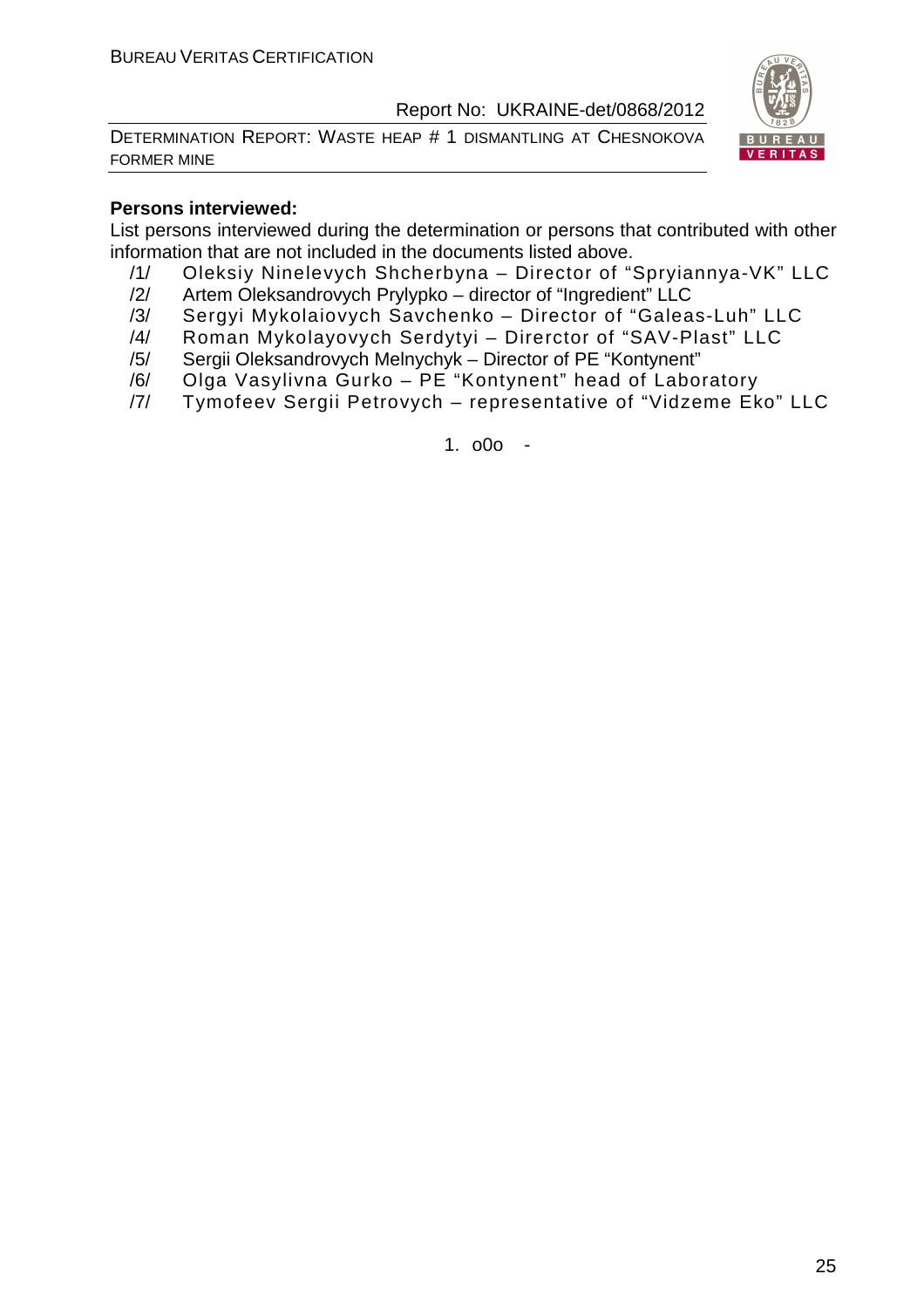**Persons interviewed:**

List persons interviewed during the determination or persons that contributed with other information that are not included in the documents listed above.

/1/ Oleksiy Ninelevych Shcherbyna – Director of "Spryiannya-VK" LLC
/2/ Artem Oleksandrovych Prylypko – director of "Ingredient" LLC
/3/ Sergyi Mykolaiovych Savchenko – Director of "Galeas-Luh" LLC
/4/ Roman Mykolayovych Serdytyi – Direrctor of "SAV-Plast" LLC
/5/ Sergii Oleksandrovych Melnychyk – Director of PE "Kontynent"
/6/ Olga Vasylivna Gurko – PE "Kontynent" head of Laboratory
/7/ Tymofeev Sergii Petrovych – representative of "Vidzeme Eko" LLC

1. o0o -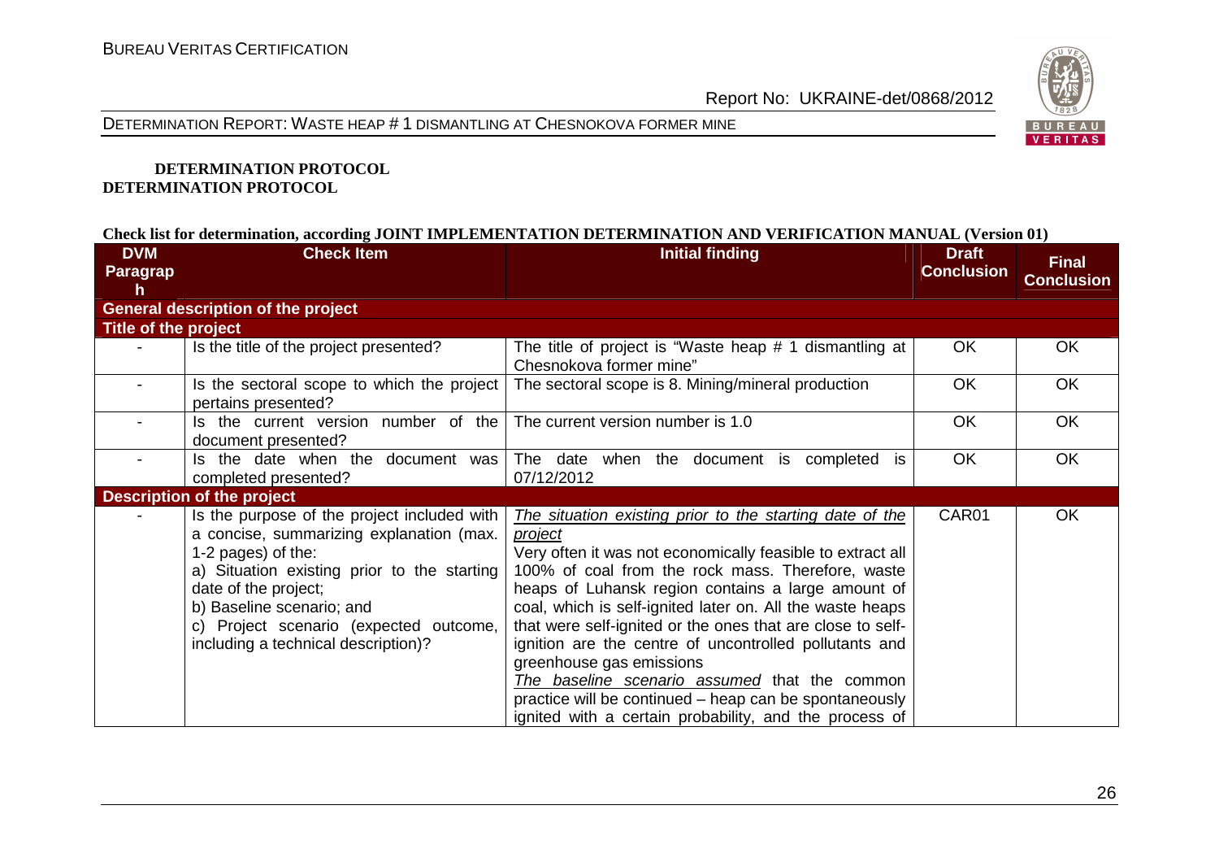**DETERMINATION PROTOCOL**

**DETERMINATION PROTOCOL**

**Check list for determination, according JOINT IMPLEMENTATION DETERMINATION AND VERIFICATION MANUAL (Version 01)**

| DVM Paragraph | Check Item | Initial finding | Draft Conclusion | Final Conclusion |
|---|---|---|---|---|
| **General description of the project** | | | | |
| **Title of the project** | | | | |
| - | Is the title of the project presented? | The title of project is "Waste heap # 1 dismantling at Chesnokova former mine" | OK | OK |
| - | Is the sectoral scope to which the project pertains presented? | The sectoral scope is 8. Mining/mineral production | OK | OK |
| - | Is the current version number of the document presented? | The current version number is 1.0 | OK | OK |
| - | Is the date when the document was completed presented? | The date when the document is completed is 07/12/2012 | OK | OK |
| **Description of the project** | | | | |
| - | Is the purpose of the project included with a concise, summarizing explanation (max. 1-2 pages) of the:<br>a) Situation existing prior to the starting date of the project;<br>b) Baseline scenario; and<br>c) Project scenario (expected outcome, including a technical description)? | _The situation existing prior to the starting date of the project_<br>Very often it was not economically feasible to extract all 100% of coal from the rock mass. Therefore, waste heaps of Luhansk region contains a large amount of coal, which is self-ignited later on. All the waste heaps that were self-ignited or the ones that are close to self-ignition are the centre of uncontrolled pollutants and greenhouse gas emissions<br>_The baseline scenario assumed_ that the common practice will be continued – heap can be spontaneously ignited with a certain probability, and the process of | CAR01 | OK |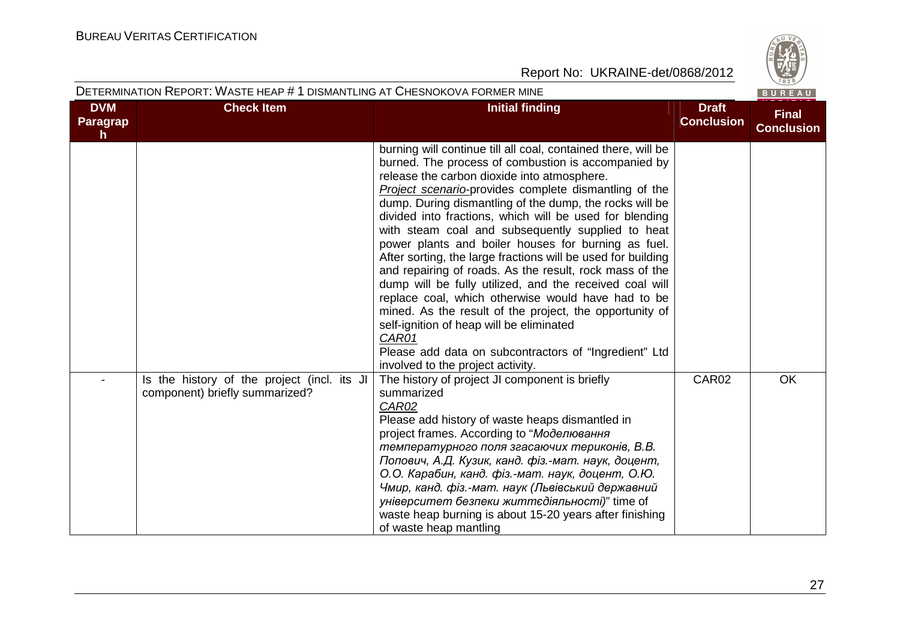| DVM Paragraph | Check Item | Initial finding | Draft Conclusion | Final Conclusion |
|---|---|---|---|---|
| | | burning will continue till all coal, contained there, will be burned. The process of combustion is accompanied by release the carbon dioxide into atmosphere.<br>*Project scenario*-provides complete dismantling of the dump. During dismantling of the dump, the rocks will be divided into fractions, which will be used for blending with steam coal and subsequently supplied to heat power plants and boiler houses for burning as fuel. After sorting, the large fractions will be used for building and repairing of roads. As the result, rock mass of the dump will be fully utilized, and the received coal will replace coal, which otherwise would have had to be mined. As the result of the project, the opportunity of self-ignition of heap will be eliminated<br>*CAR01*<br>Please add data on subcontractors of "Ingredient" Ltd involved to the project activity. | | |
| - | Is the history of the project (incl. its JI component) briefly summarized? | The history of project JI component is briefly summarized<br>*CAR02*<br>Please add history of waste heaps dismantled in project frames. According to "*Моделювання температурного поля згасаючих териконів, В.В. Попович, А.Д. Кузик, канд. фіз.-мат. наук, доцент, О.О. Карабин, канд. фіз.-мат. наук, доцент, О.Ю. Чмир, канд. фіз.-мат. наук (Львівський державний університет безпеки життєдіяльності)*" time of waste heap burning is about 15-20 years after finishing of waste heap mantling | CAR02 | OK |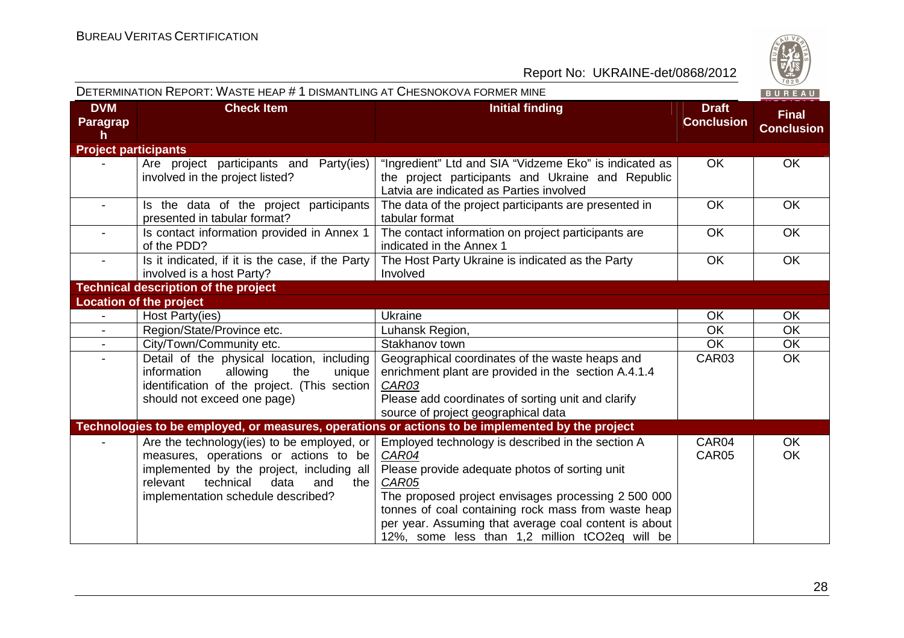DETERMINATION REPORT: WASTE HEAP # 1 DISMANTLING AT CHESNOKOVA FORMER MINE

| DVM Paragraph | Check Item | Initial finding | Draft Conclusion | Final Conclusion |
|---|---|---|---|---|
| **Project participants** | | | | |
| - | Are project participants and Party(ies) involved in the project listed? | "Ingredient" Ltd and SIA "Vidzeme Eko" is indicated as the project participants and Ukraine and Republic Latvia are indicated as Parties involved | OK | OK |
| - | Is the data of the project participants presented in tabular format? | The data of the project participants are presented in tabular format | OK | OK |
| - | Is contact information provided in Annex 1 of the PDD? | The contact information on project participants are indicated in the Annex 1 | OK | OK |
| - | Is it indicated, if it is the case, if the Party involved is a host Party? | The Host Party Ukraine is indicated as the Party Involved | OK | OK |
| **Technical description of the project** | | | | |
| **Location of the project** | | | | |
| - | Host Party(ies) | Ukraine | OK | OK |
| - | Region/State/Province etc. | Luhansk Region, | OK | OK |
| - | City/Town/Community etc. | Stakhanov town | OK | OK |
| - | Detail of the physical location, including information allowing the unique identification of the project. (This section should not exceed one page) | Geographical coordinates of the waste heaps and enrichment plant are provided in the section A.4.1.4<br>*CAR03*<br>Please add coordinates of sorting unit and clarify source of project geographical data | CAR03 | OK |
| **Technologies to be employed, or measures, operations or actions to be implemented by the project** | | | | |
| - | Are the technology(ies) to be employed, or measures, operations or actions to be implemented by the project, including all relevant technical data and the implementation schedule described? | Employed technology is described in the section A<br>*CAR04*<br>Please provide adequate photos of sorting unit<br>*CAR05*<br>The proposed project envisages processing 2 500 000 tonnes of coal containing rock mass from waste heap per year. Assuming that average coal content is about 12%, some less than 1,2 million tCO2eq will be | CAR04<br>CAR05 | OK<br>OK |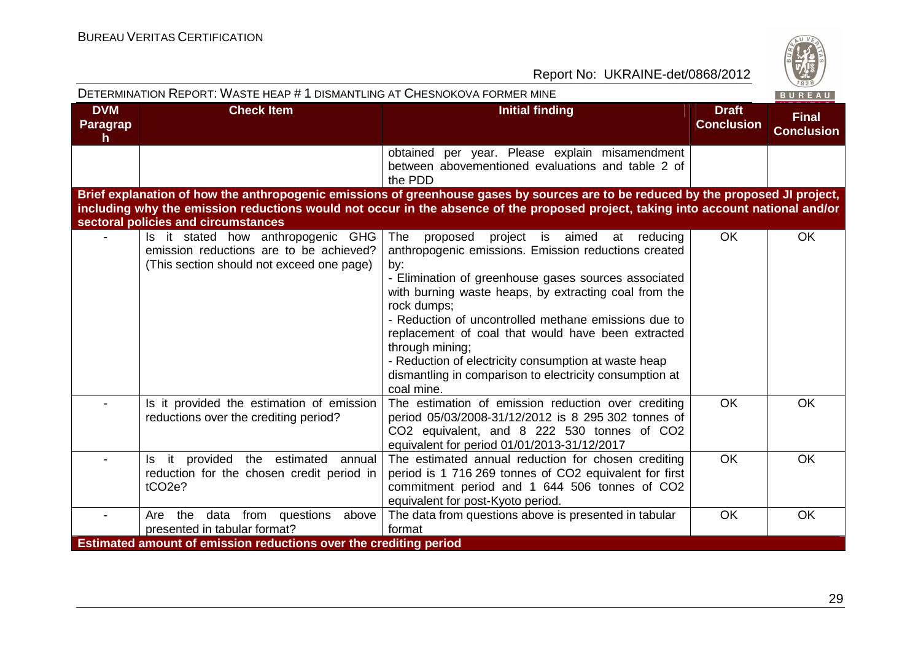| DVM Paragraph | Check Item | Initial finding | Draft Conclusion | Final Conclusion |
|---|---|---|---|---|
| | | obtained per year. Please explain misamendment between abovementioned evaluations and table 2 of the PDD | | |
| **Brief explanation of how the anthropogenic emissions of greenhouse gases by sources are to be reduced by the proposed JI project, including why the emission reductions would not occur in the absence of the proposed project, taking into account national and/or sectoral policies and circumstances** | | | | |
| - | Is it stated how anthropogenic GHG emission reductions are to be achieved? (This section should not exceed one page) | The proposed project is aimed at reducing anthropogenic emissions. Emission reductions created by:<br>- Elimination of greenhouse gases sources associated with burning waste heaps, by extracting coal from the rock dumps;<br>- Reduction of uncontrolled methane emissions due to replacement of coal that would have been extracted through mining;<br>- Reduction of electricity consumption at waste heap dismantling in comparison to electricity consumption at coal mine. | OK | OK |
| - | Is it provided the estimation of emission reductions over the crediting period? | The estimation of emission reduction over crediting period 05/03/2008-31/12/2012 is 8 295 302 tonnes of $CO_2$ equivalent, and 8 222 530 tonnes of $CO_2$ equivalent for period 01/01/2013-31/12/2017 | OK | OK |
| - | Is it provided the estimated annual reduction for the chosen credit period in $tCO_2e$? | The estimated annual reduction for chosen crediting period is 1 716 269 tonnes of $CO_2$ equivalent for first commitment period and 1 644 506 tonnes of $CO_2$ equivalent for post-Kyoto period. | OK | OK |
| - | Are the data from questions above presented in tabular format? | The data from questions above is presented in tabular format | OK | OK |
| **Estimated amount of emission reductions over the crediting period** | | | | |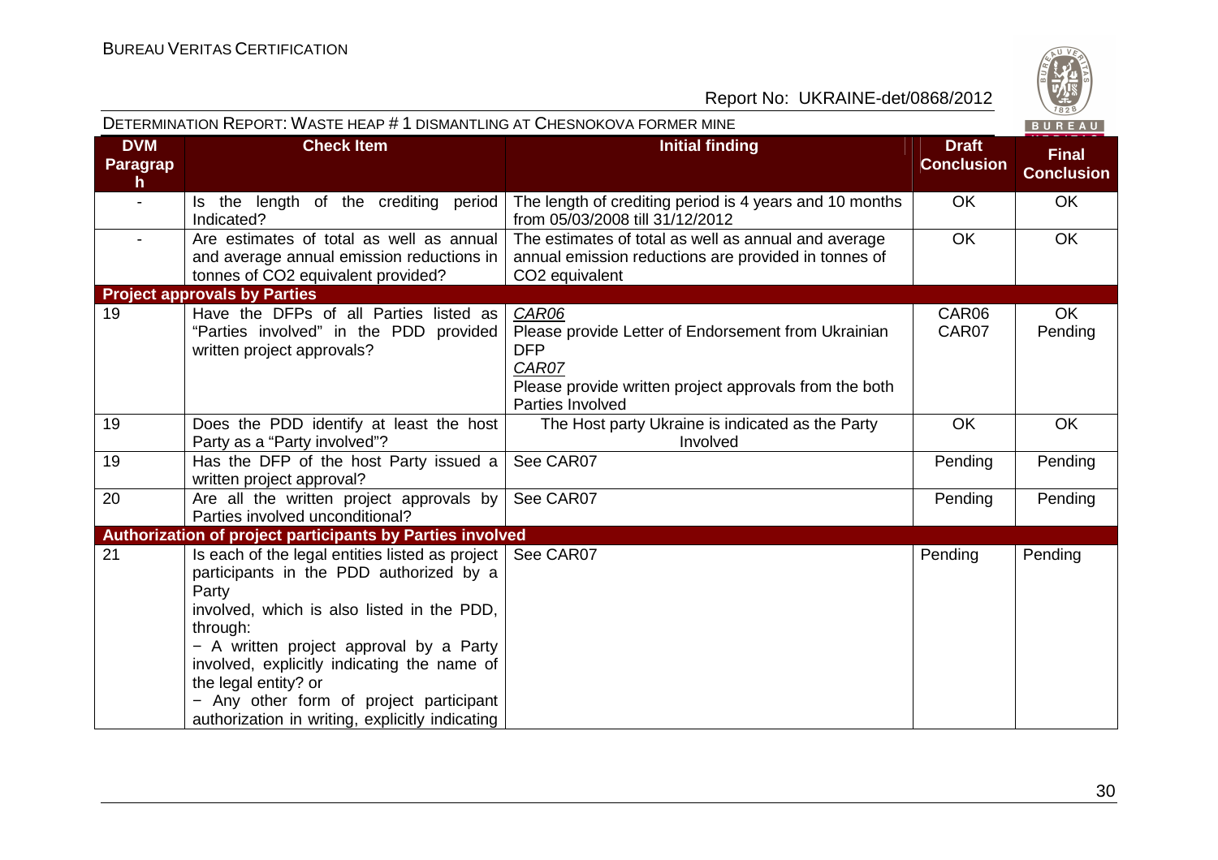| DVM Paragraph | Check Item | Initial finding | Draft Conclusion | Final Conclusion |
|---|---|---|---|---|
| - | Is the length of the crediting period Indicated? | The length of crediting period is 4 years and 10 months from 05/03/2008 till 31/12/2012 | OK | OK |
| - | Are estimates of total as well as annual and average annual emission reductions in tonnes of CO2 equivalent provided? | The estimates of total as well as annual and average annual emission reductions are provided in tonnes of CO2 equivalent | OK | OK |
| **Project approvals by Parties** | | | | |
| 19 | Have the DFPs of all Parties listed as "Parties involved" in the PDD provided written project approvals? | *CAR06*<br>Please provide Letter of Endorsement from Ukrainian DFP<br>*CAR07*<br>Please provide written project approvals from the both Parties Involved | CAR06<br>CAR07 | OK<br>Pending |
| 19 | Does the PDD identify at least the host Party as a "Party involved"? | The Host party Ukraine is indicated as the Party Involved | OK | OK |
| 19 | Has the DFP of the host Party issued a written project approval? | See CAR07 | Pending | Pending |
| 20 | Are all the written project approvals by Parties involved unconditional? | See CAR07 | Pending | Pending |
| **Authorization of project participants by Parties involved** | | | | |
| 21 | Is each of the legal entities listed as project participants in the PDD authorized by a Party involved, which is also listed in the PDD, through:<br>− A written project approval by a Party involved, explicitly indicating the name of the legal entity? or<br>− Any other form of project participant authorization in writing, explicitly indicating | See CAR07 | Pending | Pending |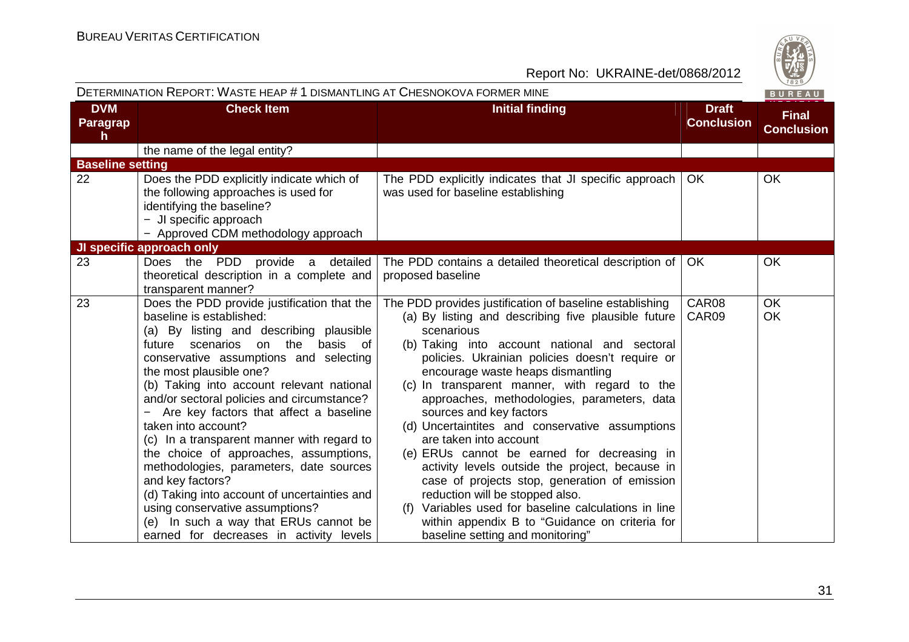| DVM Paragraph | Check Item | Initial finding | Draft Conclusion | Final Conclusion |
|---|---|---|---|---|
| | the name of the legal entity? | | | |
| **Baseline setting** | | | | |
| 22 | Does the PDD explicitly indicate which of the following approaches is used for identifying the baseline?<br>− JI specific approach<br>− Approved CDM methodology approach | The PDD explicitly indicates that JI specific approach was used for baseline establishing | OK | OK |
| **JI specific approach only** | | | | |
| 23 | Does the PDD provide a detailed theoretical description in a complete and transparent manner? | The PDD contains a detailed theoretical description of proposed baseline | OK | OK |
| 23 | Does the PDD provide justification that the baseline is established:<br>(a) By listing and describing plausible future scenarios on the basis of conservative assumptions and selecting the most plausible one?<br>(b) Taking into account relevant national and/or sectoral policies and circumstance?<br>− Are key factors that affect a baseline taken into account?<br>(c) In a transparent manner with regard to the choice of approaches, assumptions, methodologies, parameters, date sources and key factors?<br>(d) Taking into account of uncertainties and using conservative assumptions?<br>(e) In such a way that ERUs cannot be earned for decreases in activity levels | The PDD provides justification of baseline establishing<br>(a) By listing and describing five plausible future scenarious<br>(b) Taking into account national and sectoral policies. Ukrainian policies doesn't require or encourage waste heaps dismantling<br>(c) In transparent manner, with regard to the approaches, methodologies, parameters, data sources and key factors<br>(d) Uncertaintites and conservative assumptions are taken into account<br>(e) ERUs cannot be earned for decreasing in activity levels outside the project, because in case of projects stop, generation of emission reduction will be stopped also.<br>(f) Variables used for baseline calculations in line within appendix B to "Guidance on criteria for baseline setting and monitoring" | CAR08<br>CAR09 | OK<br>OK |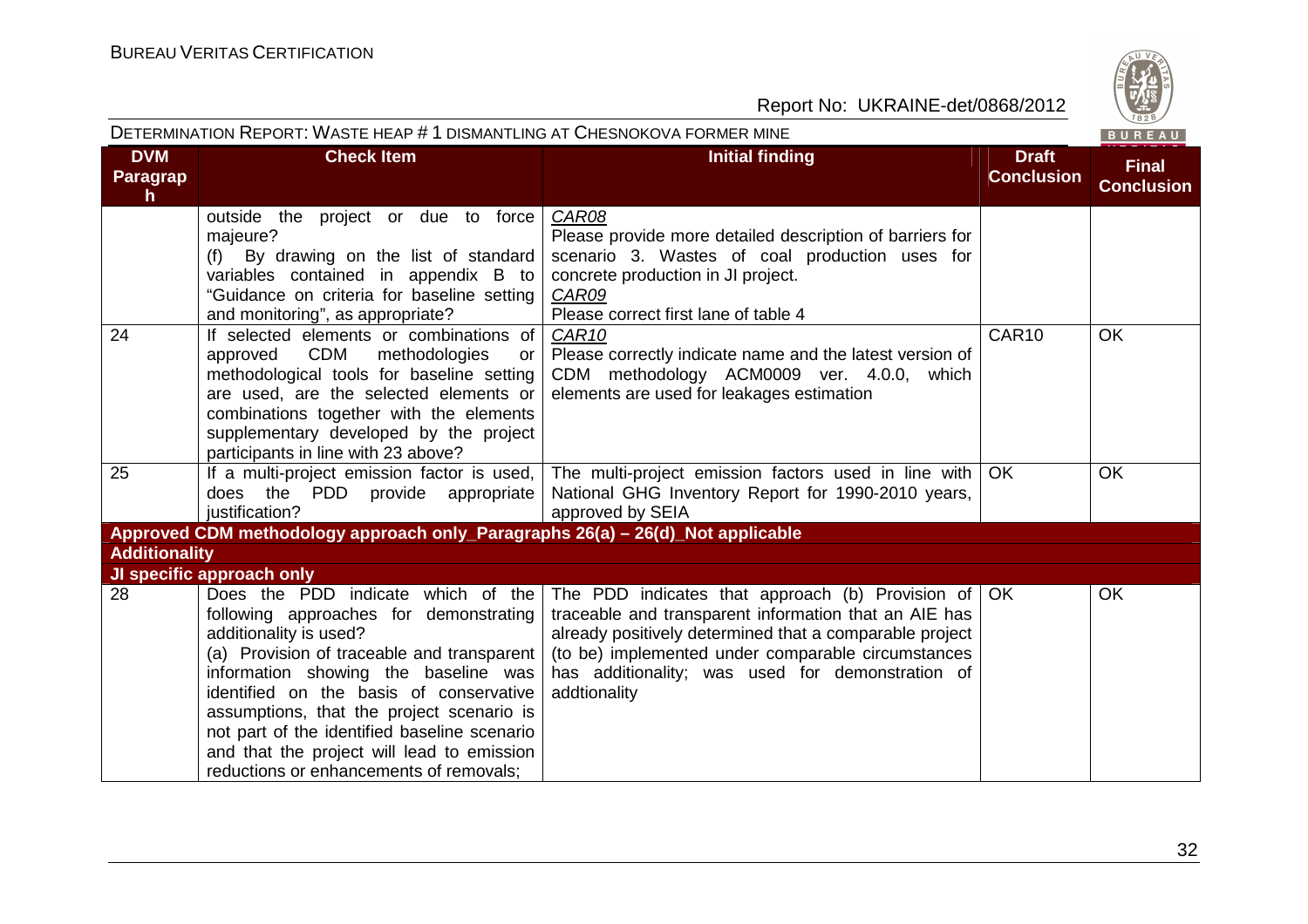| DVM Paragraph | Check Item | Initial finding | Draft Conclusion | Final Conclusion |
|---|---|---|---|---|
| | outside the project or due to force majeure?<br>(f) By drawing on the list of standard variables contained in appendix B to "Guidance on criteria for baseline setting and monitoring", as appropriate? | *CAR08*<br>Please provide more detailed description of barriers for scenario 3. Wastes of coal production uses for concrete production in JI project.<br>*CAR09*<br>Please correct first lane of table 4 | | |
| 24 | If selected elements or combinations of approved CDM methodologies or methodological tools for baseline setting are used, are the selected elements or combinations together with the elements supplementary developed by the project participants in line with 23 above? | *CAR10*<br>Please correctly indicate name and the latest version of CDM methodology ACM0009 ver. 4.0.0, which elements are used for leakages estimation | CAR10 | OK |
| 25 | If a multi-project emission factor is used, does the PDD provide appropriate justification? | The multi-project emission factors used in line with National GHG Inventory Report for 1990-2010 years, approved by SEIA | OK | OK |
| **Approved CDM methodology approach only_Paragraphs 26(a) – 26(d)_Not applicable** | | | | |
| **Additionality** | | | | |
| **JI specific approach only** | | | | |
| 28 | Does the PDD indicate which of the following approaches for demonstrating additionality is used?<br>(a) Provision of traceable and transparent information showing the baseline was identified on the basis of conservative assumptions, that the project scenario is not part of the identified baseline scenario and that the project will lead to emission reductions or enhancements of removals; | The PDD indicates that approach (b) Provision of traceable and transparent information that an AIE has already positively determined that a comparable project (to be) implemented under comparable circumstances has additionality; was used for demonstration of addtionality | OK | OK |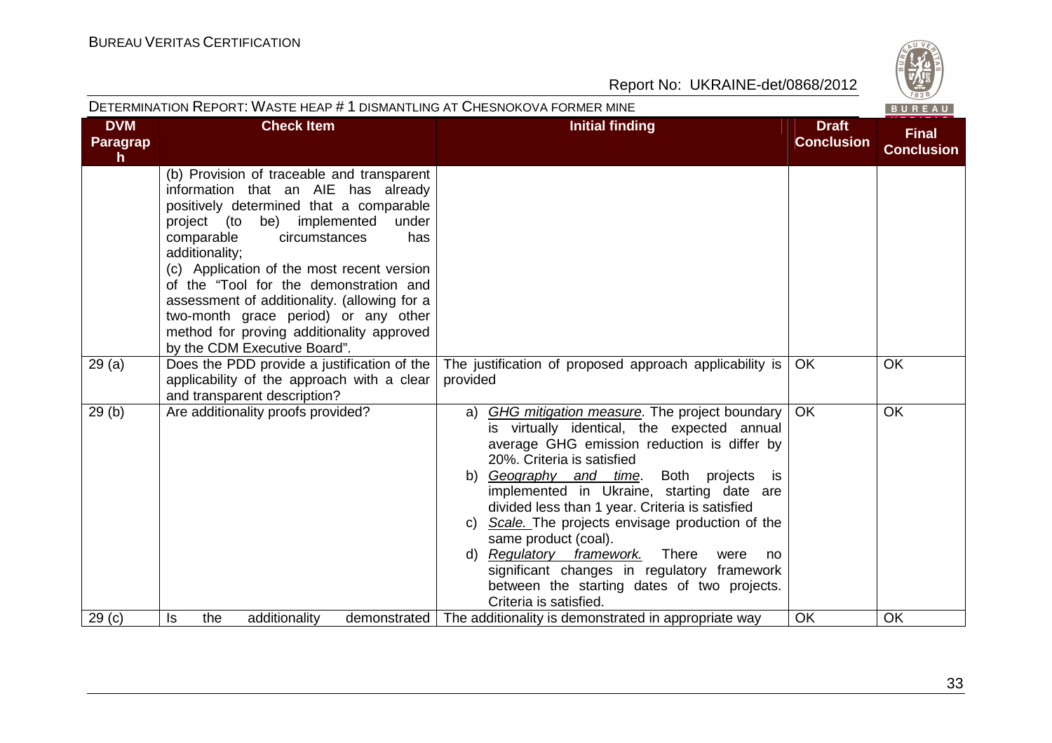| DVM Paragraph | Check Item | Initial finding | Draft Conclusion | Final Conclusion |
|---|---|---|---|---|
| | (b) Provision of traceable and transparent information that an AIE has already positively determined that a comparable project (to be) implemented under comparable circumstances has additionality;<br>(c) Application of the most recent version of the "Tool for the demonstration and assessment of additionality. (allowing for a two-month grace period) or any other method for proving additionality approved by the CDM Executive Board". | | | |
| 29 (a) | Does the PDD provide a justification of the applicability of the approach with a clear and transparent description? | The justification of proposed approach applicability is provided | OK | OK |
| 29 (b) | Are additionality proofs provided? | a) _GHG mitigation measure_. The project boundary is virtually identical, the expected annual average GHG emission reduction is differ by 20%. Criteria is satisfied<br>b) _Geography and time_. Both projects is implemented in Ukraine, starting date are divided less than 1 year. Criteria is satisfied<br>c) _Scale._ The projects envisage production of the same product (coal).<br>d) _Regulatory framework._ There were no significant changes in regulatory framework between the starting dates of two projects. Criteria is satisfied. | OK | OK |
| 29 (c) | Is the additionality demonstrated | The additionality is demonstrated in appropriate way | OK | OK |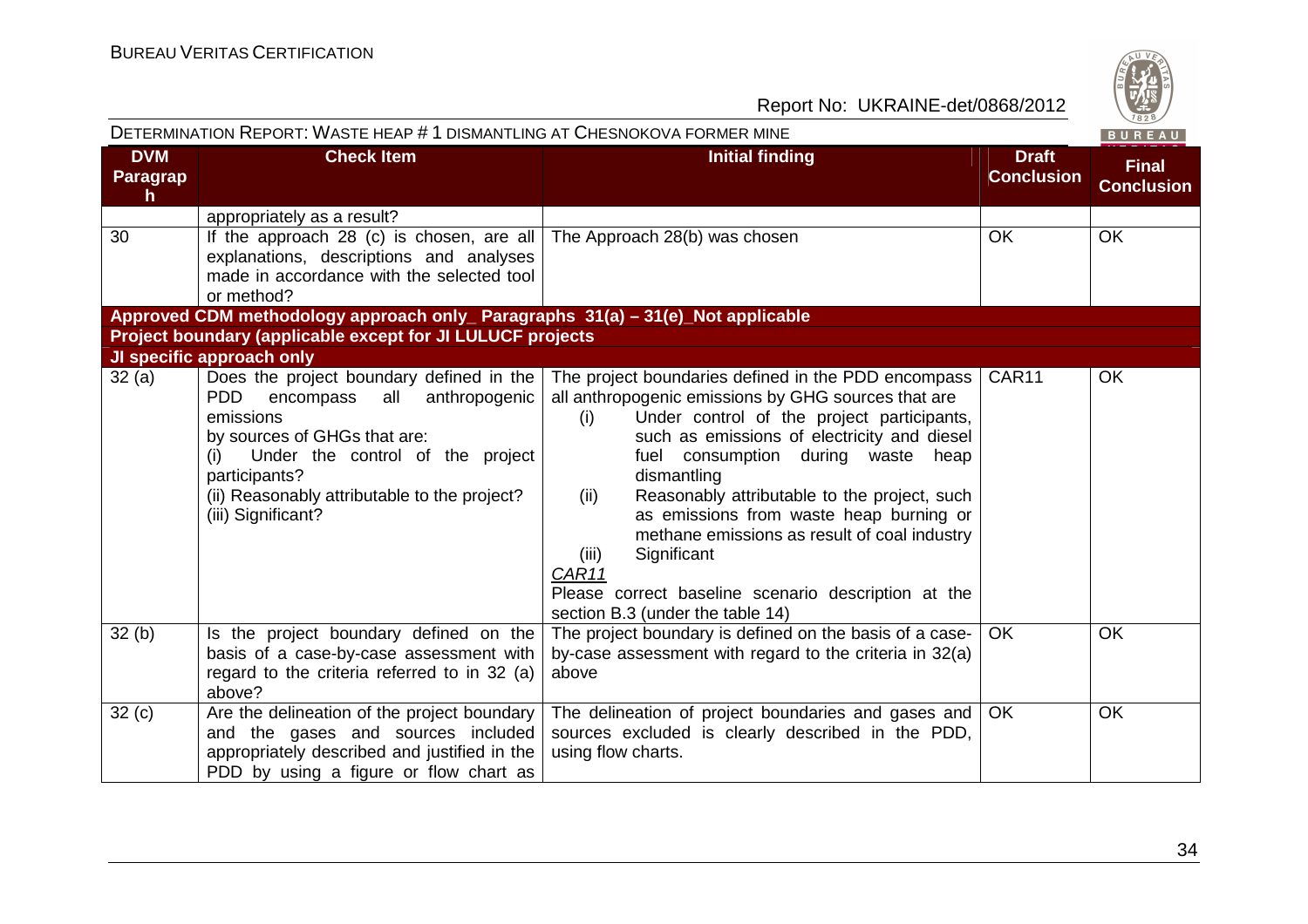| DVM Paragraph | Check Item | Initial finding | Draft Conclusion | Final Conclusion |
|---|---|---|---|---|
| | appropriately as a result? | | | |
| 30 | If the approach 28 (c) is chosen, are all explanations, descriptions and analyses made in accordance with the selected tool or method? | The Approach 28(b) was chosen | OK | OK |
| **Approved CDM methodology approach only_ Paragraphs 31(a) – 31(e)_Not applicable** | | | | |
| **Project boundary (applicable except for JI LULUCF projects** | | | | |
| **JI specific approach only** | | | | |
| 32 (a) | Does the project boundary defined in the PDD encompass all anthropogenic emissions by sources of GHGs that are: (i) Under the control of the project participants? (ii) Reasonably attributable to the project? (iii) Significant? | The project boundaries defined in the PDD encompass all anthropogenic emissions by GHG sources that are (i) Under control of the project participants, such as emissions of electricity and diesel fuel consumption during waste heap dismantling (ii) Reasonably attributable to the project, such as emissions from waste heap burning or methane emissions as result of coal industry (iii) Significant <br> _CAR11_ <br> Please correct baseline scenario description at the section B.3 (under the table 14) | CAR11 | OK |
| 32 (b) | Is the project boundary defined on the basis of a case-by-case assessment with regard to the criteria referred to in 32 (a) above? | The project boundary is defined on the basis of a case-by-case assessment with regard to the criteria in 32(a) above | OK | OK |
| 32 (c) | Are the delineation of the project boundary and the gases and sources included appropriately described and justified in the PDD by using a figure or flow chart as | The delineation of project boundaries and gases and sources excluded is clearly described in the PDD, using flow charts. | OK | OK |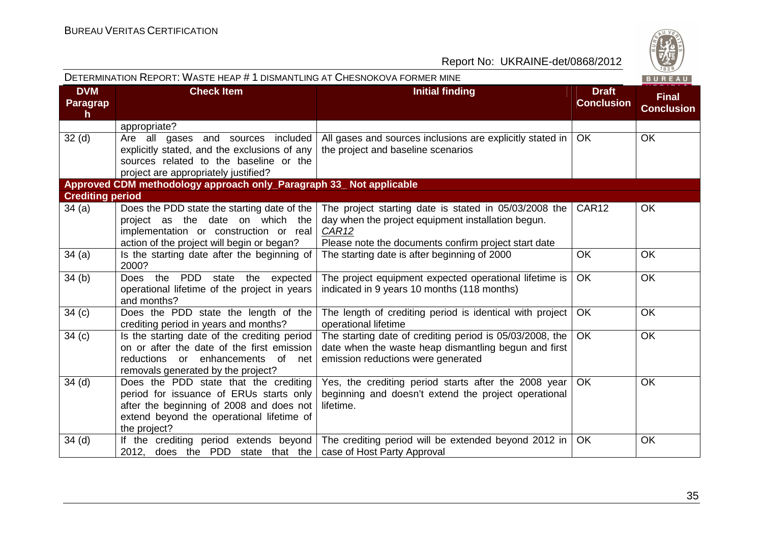| DVM Paragraph | Check Item | Initial finding | Draft Conclusion | Final Conclusion |
|---|---|---|---|---|
| | appropriate? | | | |
| 32 (d) | Are all gases and sources included explicitly stated, and the exclusions of any sources related to the baseline or the project are appropriately justified? | All gases and sources inclusions are explicitly stated in the project and baseline scenarios | OK | OK |
| **Approved CDM methodology approach only_Paragraph 33_ Not applicable** | | | | |
| **Crediting period** | | | | |
| 34 (a) | Does the PDD state the starting date of the project as the date on which the implementation or construction or real action of the project will begin or began? | The project starting date is stated in 05/03/2008 the day when the project equipment installation begun.<br>CAR12<br>Please note the documents confirm project start date | CAR12 | OK |
| 34 (a) | Is the starting date after the beginning of 2000? | The starting date is after beginning of 2000 | OK | OK |
| 34 (b) | Does the PDD state the expected operational lifetime of the project in years and months? | The project equipment expected operational lifetime is indicated in 9 years 10 months (118 months) | OK | OK |
| 34 (c) | Does the PDD state the length of the crediting period in years and months? | The length of crediting period is identical with project operational lifetime | OK | OK |
| 34 (c) | Is the starting date of the crediting period on or after the date of the first emission reductions or enhancements of net removals generated by the project? | The starting date of crediting period is 05/03/2008, the date when the waste heap dismantling begun and first emission reductions were generated | OK | OK |
| 34 (d) | Does the PDD state that the crediting period for issuance of ERUs starts only after the beginning of 2008 and does not extend beyond the operational lifetime of the project? | Yes, the crediting period starts after the 2008 year beginning and doesn't extend the project operational lifetime. | OK | OK |
| 34 (d) | If the crediting period extends beyond 2012, does the PDD state that the | The crediting period will be extended beyond 2012 in case of Host Party Approval | OK | OK |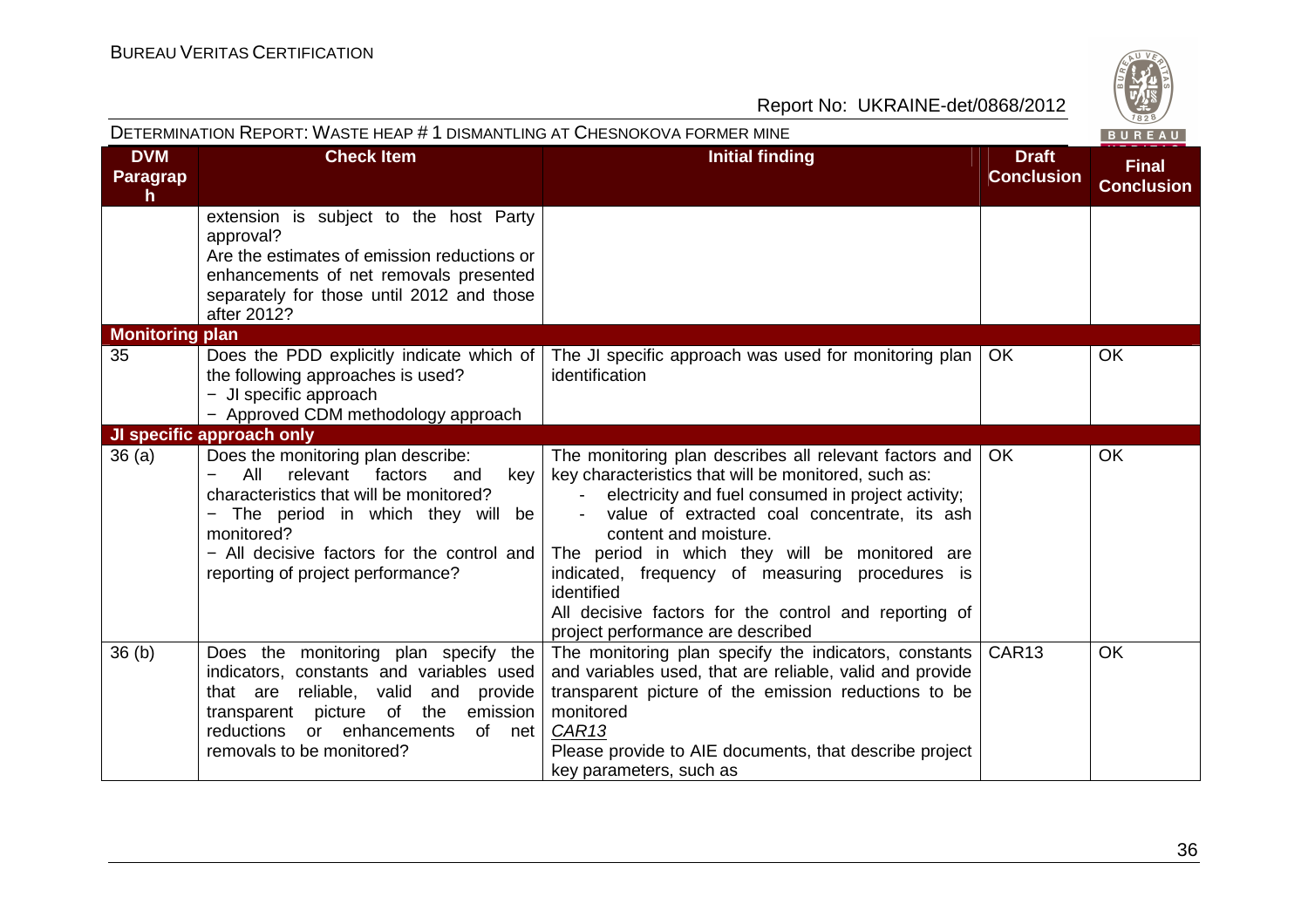| DVM Paragraph | Check Item | Initial finding | Draft Conclusion | Final Conclusion |
|---|---|---|---|---|
| | extension is subject to the host Party approval?<br>Are the estimates of emission reductions or enhancements of net removals presented separately for those until 2012 and those after 2012? | | | |
| **Monitoring plan** | | | | |
| 35 | Does the PDD explicitly indicate which of the following approaches is used?<br>− JI specific approach<br>− Approved CDM methodology approach | The JI specific approach was used for monitoring plan identification | OK | OK |
| **JI specific approach only** | | | | |
| 36 (a) | Does the monitoring plan describe:<br>− All relevant factors and key characteristics that will be monitored?<br>− The period in which they will be monitored?<br>− All decisive factors for the control and reporting of project performance? | The monitoring plan describes all relevant factors and key characteristics that will be monitored, such as:<br>- electricity and fuel consumed in project activity;<br>- value of extracted coal concentrate, its ash content and moisture.<br>The period in which they will be monitored are indicated, frequency of measuring procedures is identified<br>All decisive factors for the control and reporting of project performance are described | OK | OK |
| 36 (b) | Does the monitoring plan specify the indicators, constants and variables used that are reliable, valid and provide transparent picture of the emission reductions or enhancements of net removals to be monitored? | The monitoring plan specify the indicators, constants and variables used, that are reliable, valid and provide transparent picture of the emission reductions to be monitored<br>*CAR13*<br>Please provide to AIE documents, that describe project key parameters, such as | CAR13 | OK |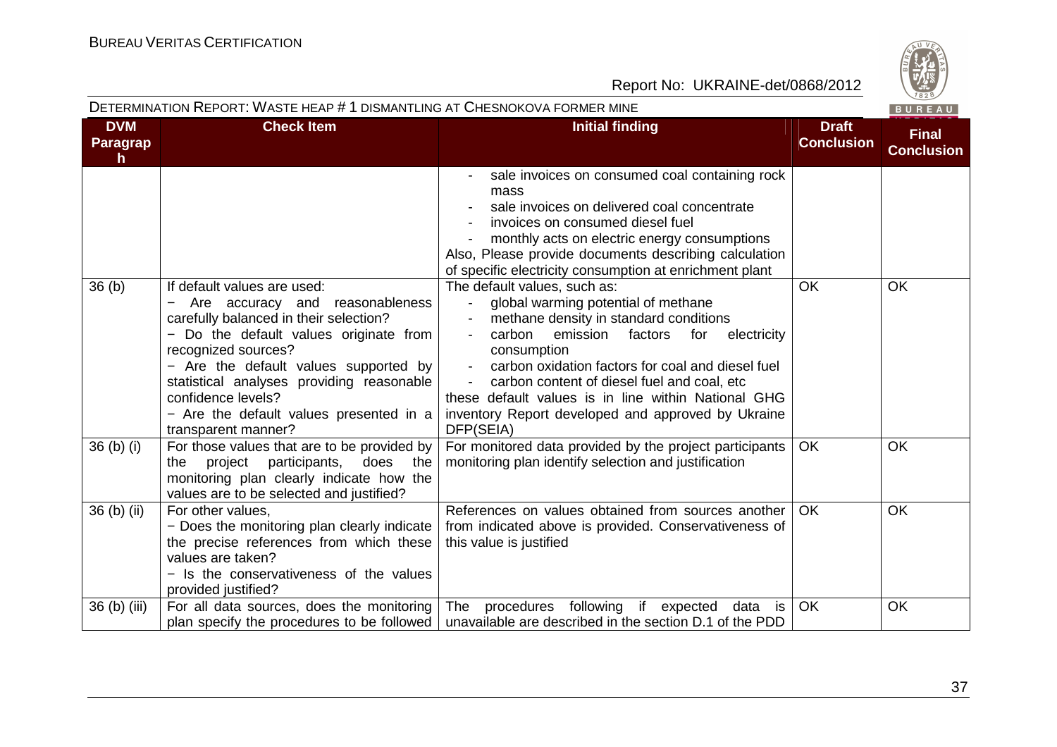DETERMINATION REPORT: WASTE HEAP # 1 DISMANTLING AT CHESNOKOVA FORMER MINE

| DVM Paragraph | Check Item | Initial finding | Draft Conclusion | Final Conclusion |
|---|---|---|---|---|
| | | - sale invoices on consumed coal containing rock mass<br>- sale invoices on delivered coal concentrate<br>- invoices on consumed diesel fuel<br>- monthly acts on electric energy consumptions<br>Also, Please provide documents describing calculation of specific electricity consumption at enrichment plant | | |
| 36 (b) | If default values are used:<br>− Are accuracy and reasonableness carefully balanced in their selection?<br>− Do the default values originate from recognized sources?<br>− Are the default values supported by statistical analyses providing reasonable confidence levels?<br>− Are the default values presented in a transparent manner? | The default values, such as:<br>- global warming potential of methane<br>- methane density in standard conditions<br>- carbon emission factors for electricity consumption<br>- carbon oxidation factors for coal and diesel fuel<br>- carbon content of diesel fuel and coal, etc<br>these default values is in line within National GHG inventory Report developed and approved by Ukraine DFP(SEIA) | OK | OK |
| 36 (b) (i) | For those values that are to be provided by the project participants, does the monitoring plan clearly indicate how the values are to be selected and justified? | For monitored data provided by the project participants monitoring plan identify selection and justification | OK | OK |
| 36 (b) (ii) | For other values,<br>− Does the monitoring plan clearly indicate the precise references from which these values are taken?<br>− Is the conservativeness of the values provided justified? | References on values obtained from sources another from indicated above is provided. Conservativeness of this value is justified | OK | OK |
| 36 (b) (iii) | For all data sources, does the monitoring plan specify the procedures to be followed | The procedures following if expected data is unavailable are described in the section D.1 of the PDD | OK | OK |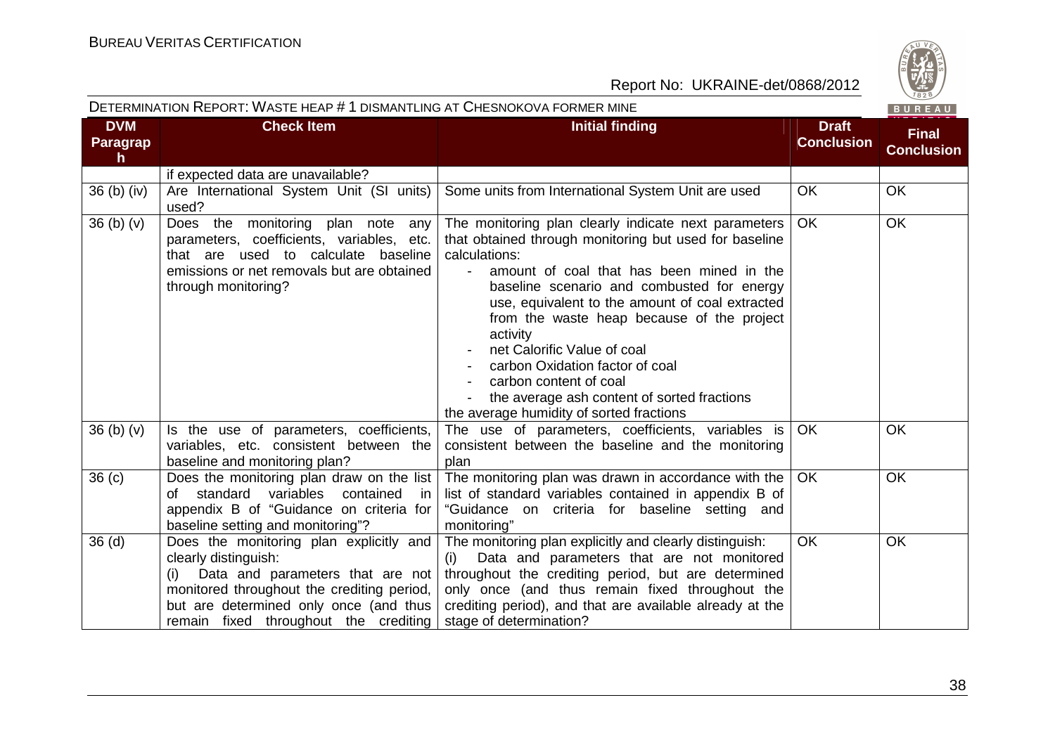| DVM Paragraph | Check Item | Initial finding | Draft Conclusion | Final Conclusion |
|---|---|---|---|---|
| | if expected data are unavailable? | | | |
| 36 (b) (iv) | Are International System Unit (SI units) used? | Some units from International System Unit are used | OK | OK |
| 36 (b) (v) | Does the monitoring plan note any parameters, coefficients, variables, etc. that are used to calculate baseline emissions or net removals but are obtained through monitoring? | The monitoring plan clearly indicate next parameters that obtained through monitoring but used for baseline calculations:<br>- amount of coal that has been mined in the baseline scenario and combusted for energy use, equivalent to the amount of coal extracted from the waste heap because of the project activity<br>- net Calorific Value of coal<br>- carbon Oxidation factor of coal<br>- carbon content of coal<br>- the average ash content of sorted fractions<br>the average humidity of sorted fractions | OK | OK |
| 36 (b) (v) | Is the use of parameters, coefficients, variables, etc. consistent between the baseline and monitoring plan? | The use of parameters, coefficients, variables is consistent between the baseline and the monitoring plan | OK | OK |
| 36 (c) | Does the monitoring plan draw on the list of standard variables contained in appendix B of "Guidance on criteria for baseline setting and monitoring"? | The monitoring plan was drawn in accordance with the list of standard variables contained in appendix B of "Guidance on criteria for baseline setting and monitoring" | OK | OK |
| 36 (d) | Does the monitoring plan explicitly and clearly distinguish:<br>(i) Data and parameters that are not monitored throughout the crediting period, but are determined only once (and thus remain fixed throughout the crediting | The monitoring plan explicitly and clearly distinguish:<br>(i) Data and parameters that are not monitored throughout the crediting period, but are determined only once (and thus remain fixed throughout the crediting period), and that are available already at the stage of determination? | OK | OK |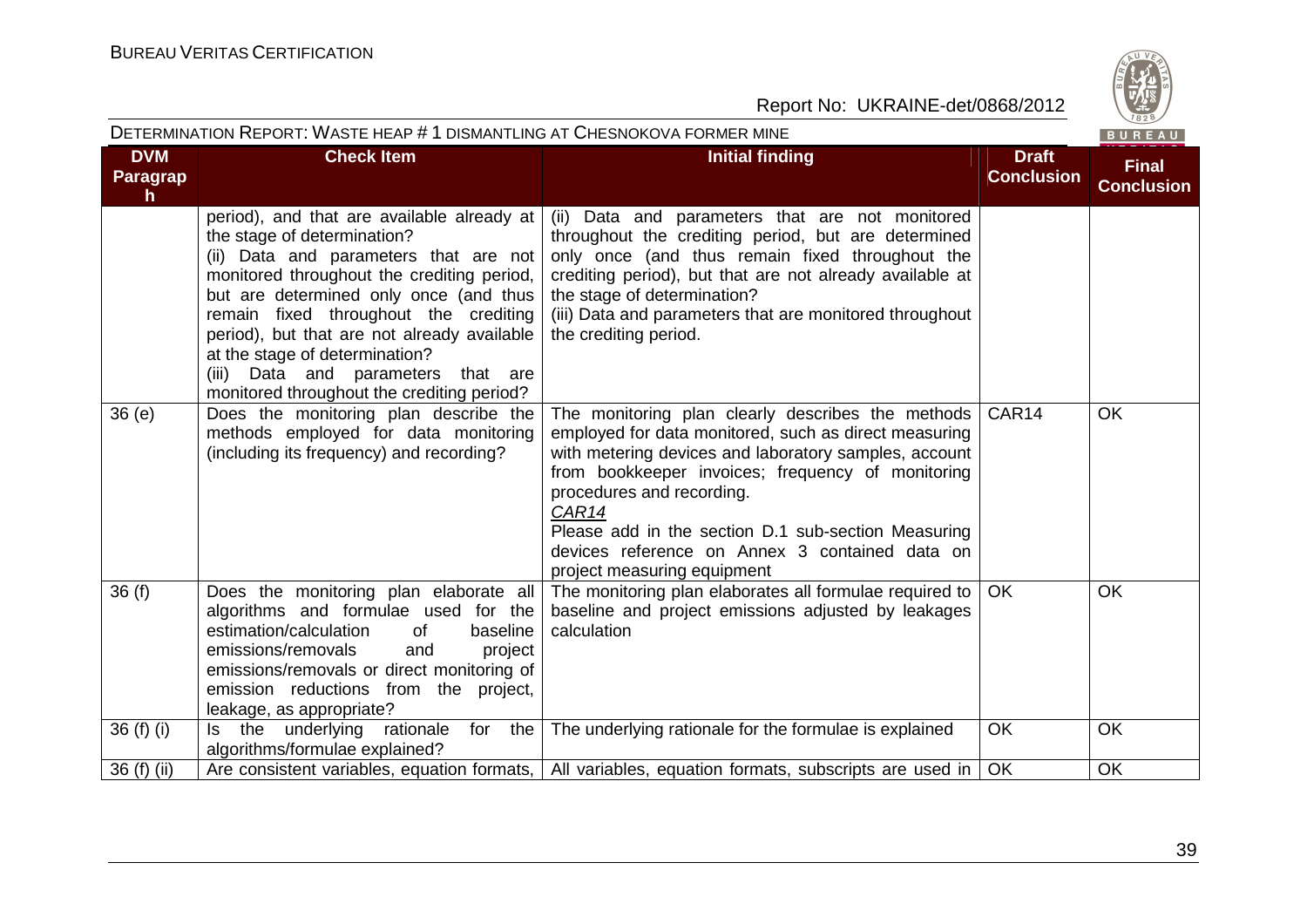DETERMINATION REPORT: WASTE HEAP # 1 DISMANTLING AT CHESNOKOVA FORMER MINE

| DVM Paragraph | Check Item | Initial finding | Draft Conclusion | Final Conclusion |
|---|---|---|---|---|
| | period), and that are available already at the stage of determination?<br>(ii) Data and parameters that are not monitored throughout the crediting period, but are determined only once (and thus remain fixed throughout the crediting period), but that are not already available at the stage of determination?<br>(iii) Data and parameters that are monitored throughout the crediting period? | (ii) Data and parameters that are not monitored throughout the crediting period, but are determined only once (and thus remain fixed throughout the crediting period), but that are not already available at the stage of determination?<br>(iii) Data and parameters that are monitored throughout the crediting period. | | |
| 36 (e) | Does the monitoring plan describe the methods employed for data monitoring (including its frequency) and recording? | The monitoring plan clearly describes the methods employed for data monitored, such as direct measuring with metering devices and laboratory samples, account from bookkeeper invoices; frequency of monitoring procedures and recording.<br>*CAR14*<br>Please add in the section D.1 sub-section Measuring devices reference on Annex 3 contained data on project measuring equipment | CAR14 | OK |
| 36 (f) | Does the monitoring plan elaborate all algorithms and formulae used for the estimation/calculation of baseline emissions/removals and project emissions/removals or direct monitoring of emission reductions from the project, leakage, as appropriate? | The monitoring plan elaborates all formulae required to baseline and project emissions adjusted by leakages calculation | OK | OK |
| 36 (f) (i) | Is the underlying rationale for the algorithms/formulae explained? | The underlying rationale for the formulae is explained | OK | OK |
| 36 (f) (ii) | Are consistent variables, equation formats, | All variables, equation formats, subscripts are used in | OK | OK |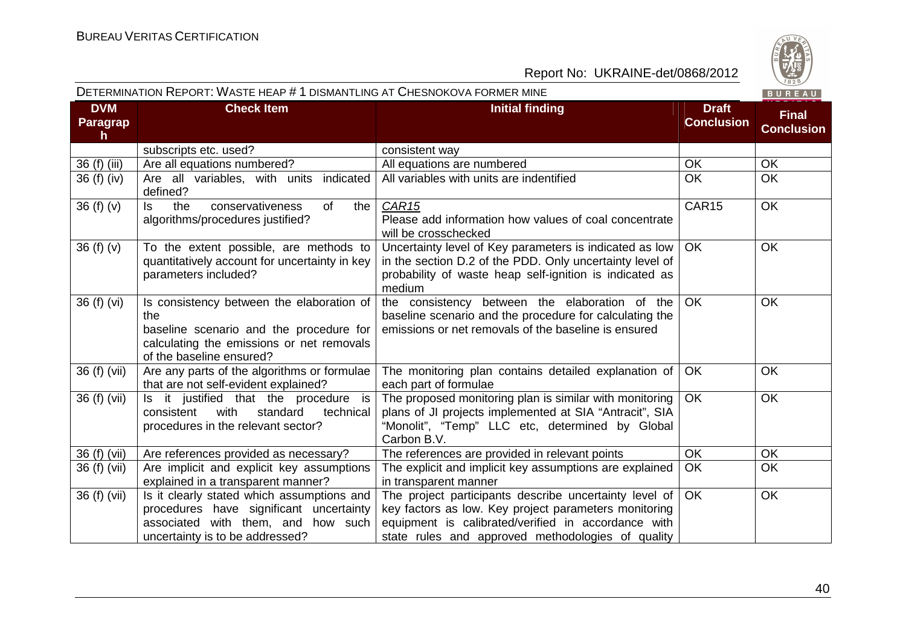| DVM Paragraph | Check Item | Initial finding | Draft Conclusion | Final Conclusion |
|---|---|---|---|---|
| | subscripts etc. used? | consistent way | | |
| 36 (f) (iii) | Are all equations numbered? | All equations are numbered | OK | OK |
| 36 (f) (iv) | Are all variables, with units indicated defined? | All variables with units are indentified | OK | OK |
| 36 (f) (v) | Is the conservativeness of the algorithms/procedures justified? | *CAR15* Please add information how values of coal concentrate will be crosschecked | CAR15 | OK |
| 36 (f) (v) | To the extent possible, are methods to quantitatively account for uncertainty in key parameters included? | Uncertainty level of Key parameters is indicated as low in the section D.2 of the PDD. Only uncertainty level of probability of waste heap self-ignition is indicated as medium | OK | OK |
| 36 (f) (vi) | Is consistency between the elaboration of the baseline scenario and the procedure for calculating the emissions or net removals of the baseline ensured? | the consistency between the elaboration of the baseline scenario and the procedure for calculating the emissions or net removals of the baseline is ensured | OK | OK |
| 36 (f) (vii) | Are any parts of the algorithms or formulae that are not self-evident explained? | The monitoring plan contains detailed explanation of each part of formulae | OK | OK |
| 36 (f) (vii) | Is it justified that the procedure is consistent with standard technical procedures in the relevant sector? | The proposed monitoring plan is similar with monitoring plans of JI projects implemented at SIA "Antracit", SIA "Monolit", "Temp" LLC etc, determined by Global Carbon B.V. | OK | OK |
| 36 (f) (vii) | Are references provided as necessary? | The references are provided in relevant points | OK | OK |
| 36 (f) (vii) | Are implicit and explicit key assumptions explained in a transparent manner? | The explicit and implicit key assumptions are explained in transparent manner | OK | OK |
| 36 (f) (vii) | Is it clearly stated which assumptions and procedures have significant uncertainty associated with them, and how such uncertainty is to be addressed? | The project participants describe uncertainty level of key factors as low. Key project parameters monitoring equipment is calibrated/verified in accordance with state rules and approved methodologies of quality | OK | OK |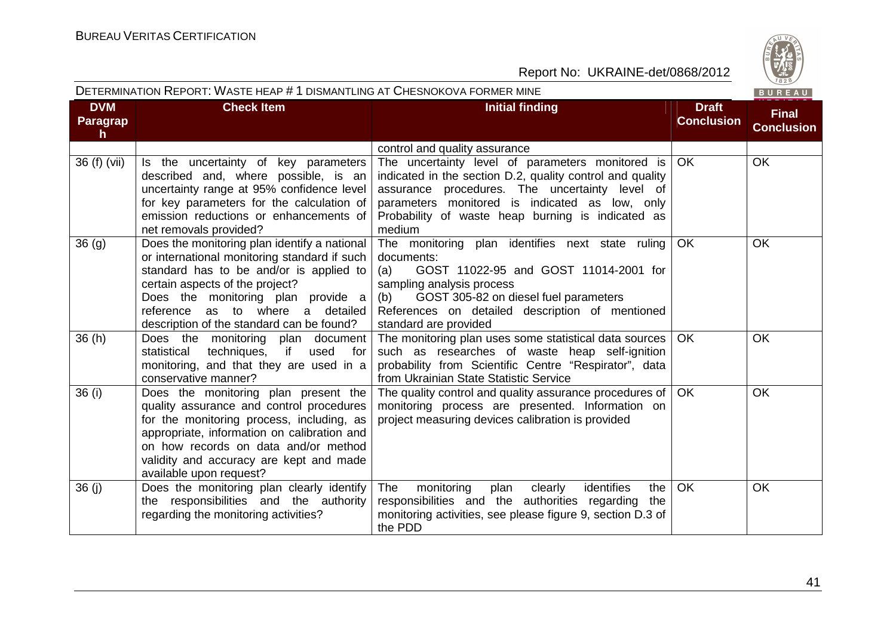| DVM Paragraph | Check Item | Initial finding | Draft Conclusion | Final Conclusion |
|---|---|---|---|---|
| | | control and quality assurance | | |
| 36 (f) (vii) | Is the uncertainty of key parameters described and, where possible, is an uncertainty range at 95% confidence level for key parameters for the calculation of emission reductions or enhancements of net removals provided? | The uncertainty level of parameters monitored is indicated in the section D.2, quality control and quality assurance procedures. The uncertainty level of parameters monitored is indicated as low, only Probability of waste heap burning is indicated as medium | OK | OK |
| 36 (g) | Does the monitoring plan identify a national or international monitoring standard if such standard has to be and/or is applied to certain aspects of the project?<br>Does the monitoring plan provide a reference as to where a detailed description of the standard can be found? | The monitoring plan identifies next state ruling documents:<br>(a) GOST 11022-95 and GOST 11014-2001 for sampling analysis process<br>(b) GOST 305-82 on diesel fuel parameters<br>References on detailed description of mentioned standard are provided | OK | OK |
| 36 (h) | Does the monitoring plan document statistical techniques, if used for monitoring, and that they are used in a conservative manner? | The monitoring plan uses some statistical data sources such as researches of waste heap self-ignition probability from Scientific Centre "Respirator", data from Ukrainian State Statistic Service | OK | OK |
| 36 (i) | Does the monitoring plan present the quality assurance and control procedures for the monitoring process, including, as appropriate, information on calibration and on how records on data and/or method validity and accuracy are kept and made available upon request? | The quality control and quality assurance procedures of monitoring process are presented. Information on project measuring devices calibration is provided | OK | OK |
| 36 (j) | Does the monitoring plan clearly identify the responsibilities and the authority regarding the monitoring activities? | The monitoring plan clearly identifies the responsibilities and the authorities regarding the monitoring activities, see please figure 9, section D.3 of the PDD | OK | OK |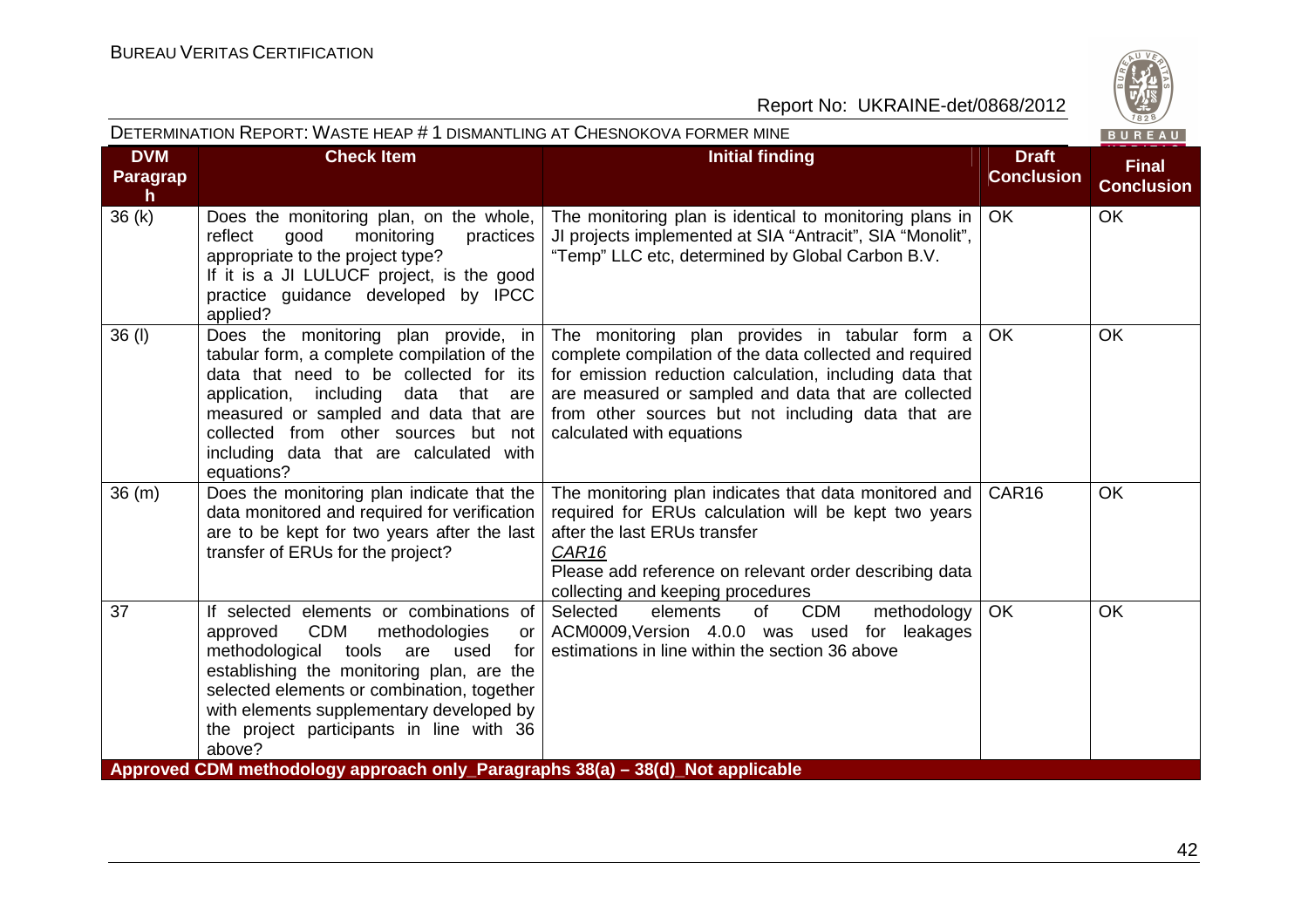| DVM Paragraph | Check Item | Initial finding | Draft Conclusion | Final Conclusion |
|---|---|---|---|---|
| 36 (k) | Does the monitoring plan, on the whole, reflect good monitoring practices appropriate to the project type? If it is a JI LULUCF project, is the good practice guidance developed by IPCC applied? | The monitoring plan is identical to monitoring plans in JI projects implemented at SIA "Antracit", SIA "Monolit", "Temp" LLC etc, determined by Global Carbon B.V. | OK | OK |
| 36 (l) | Does the monitoring plan provide, in tabular form, a complete compilation of the data that need to be collected for its application, including data that are measured or sampled and data that are collected from other sources but not including data that are calculated with equations? | The monitoring plan provides in tabular form a complete compilation of the data collected and required for emission reduction calculation, including data that are measured or sampled and data that are collected from other sources but not including data that are calculated with equations | OK | OK |
| 36 (m) | Does the monitoring plan indicate that the data monitored and required for verification are to be kept for two years after the last transfer of ERUs for the project? | The monitoring plan indicates that data monitored and required for ERUs calculation will be kept two years after the last ERUs transfer<br>*CAR16*<br>Please add reference on relevant order describing data collecting and keeping procedures | CAR16 | OK |
| 37 | If selected elements or combinations of approved CDM methodologies or methodological tools are used for establishing the monitoring plan, are the selected elements or combination, together with elements supplementary developed by the project participants in line with 36 above? | Selected elements of CDM methodology ACM0009,Version 4.0.0 was used for leakages estimations in line within the section 36 above | OK | OK |
| **Approved CDM methodology approach only_Paragraphs 38(a) – 38(d)_Not applicable** | | | | |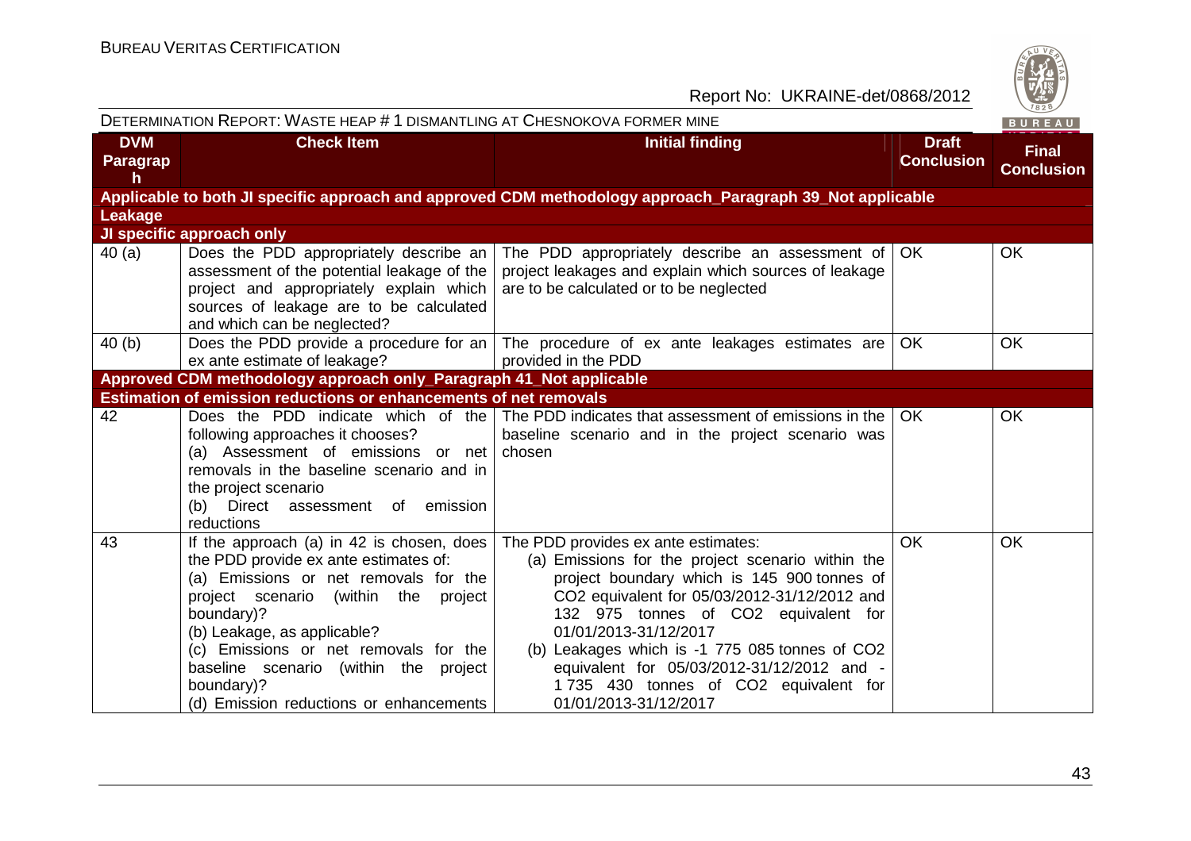| DVM Paragraph | Check Item | Initial finding | Draft Conclusion | Final Conclusion |
|---|---|---|---|---|
| **Applicable to both JI specific approach and approved CDM methodology approach_Paragraph 39_Not applicable** | | | | |
| **Leakage** | | | | |
| **JI specific approach only** | | | | |
| 40 (a) | Does the PDD appropriately describe an assessment of the potential leakage of the project and appropriately explain which sources of leakage are to be calculated and which can be neglected? | The PDD appropriately describe an assessment of project leakages and explain which sources of leakage are to be calculated or to be neglected | OK | OK |
| 40 (b) | Does the PDD provide a procedure for an ex ante estimate of leakage? | The procedure of ex ante leakages estimates are provided in the PDD | OK | OK |
| **Approved CDM methodology approach only_Paragraph 41_Not applicable** | | | | |
| **Estimation of emission reductions or enhancements of net removals** | | | | |
| 42 | Does the PDD indicate which of the following approaches it chooses?<br>(a) Assessment of emissions or net removals in the baseline scenario and in the project scenario<br>(b) Direct assessment of emission reductions | The PDD indicates that assessment of emissions in the baseline scenario and in the project scenario was chosen | OK | OK |
| 43 | If the approach (a) in 42 is chosen, does the PDD provide ex ante estimates of:<br>(a) Emissions or net removals for the project scenario (within the project boundary)?<br>(b) Leakage, as applicable?<br>(c) Emissions or net removals for the baseline scenario (within the project boundary)?<br>(d) Emission reductions or enhancements | The PDD provides ex ante estimates:<br>(a) Emissions for the project scenario within the project boundary which is 145 900 tonnes of $CO_2$ equivalent for 05/03/2012-31/12/2012 and 132 975 tonnes of $CO_2$ equivalent for 01/01/2013-31/12/2017<br>(b) Leakages which is -1 775 085 tonnes of $CO_2$ equivalent for 05/03/2012-31/12/2012 and -1 735 430 tonnes of $CO_2$ equivalent for 01/01/2013-31/12/2017 | OK | OK |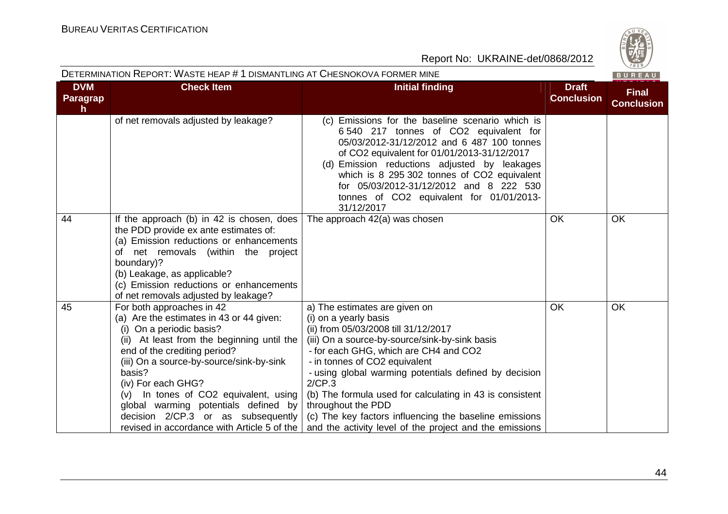| DVM Paragraph | Check Item | Initial finding | Draft Conclusion | Final Conclusion |
|---|---|---|---|---|
| | of net removals adjusted by leakage? | (c) Emissions for the baseline scenario which is 6 540 217 tonnes of $CO_2$ equivalent for 05/03/2012-31/12/2012 and 6 487 100 tonnes of $CO_2$ equivalent for 01/01/2013-31/12/2017<br>(d) Emission reductions adjusted by leakages which is 8 295 302 tonnes of $CO_2$ equivalent for 05/03/2012-31/12/2012 and 8 222 530 tonnes of $CO_2$ equivalent for 01/01/2013-31/12/2017 | | |
| 44 | If the approach (b) in 42 is chosen, does the PDD provide ex ante estimates of:<br>(a) Emission reductions or enhancements of net removals (within the project boundary)?<br>(b) Leakage, as applicable?<br>(c) Emission reductions or enhancements of net removals adjusted by leakage? | The approach 42(a) was chosen | OK | OK |
| 45 | For both approaches in 42<br>(a) Are the estimates in 43 or 44 given:<br>(i) On a periodic basis?<br>(ii) At least from the beginning until the end of the crediting period?<br>(iii) On a source-by-source/sink-by-sink basis?<br>(iv) For each GHG?<br>(v) In tones of $CO_2$ equivalent, using global warming potentials defined by decision 2/CP.3 or as subsequently revised in accordance with Article 5 of the | a) The estimates are given on<br>(i) on a yearly basis<br>(ii) from 05/03/2008 till 31/12/2017<br>(iii) On a source-by-source/sink-by-sink basis<br>- for each GHG, which are $CH_4$ and $CO_2$<br>- in tonnes of $CO_2$ equivalent<br>- using global warming potentials defined by decision 2/CP.3<br>(b) The formula used for calculating in 43 is consistent throughout the PDD<br>(c) The key factors influencing the baseline emissions and the activity level of the project and the emissions | OK | OK |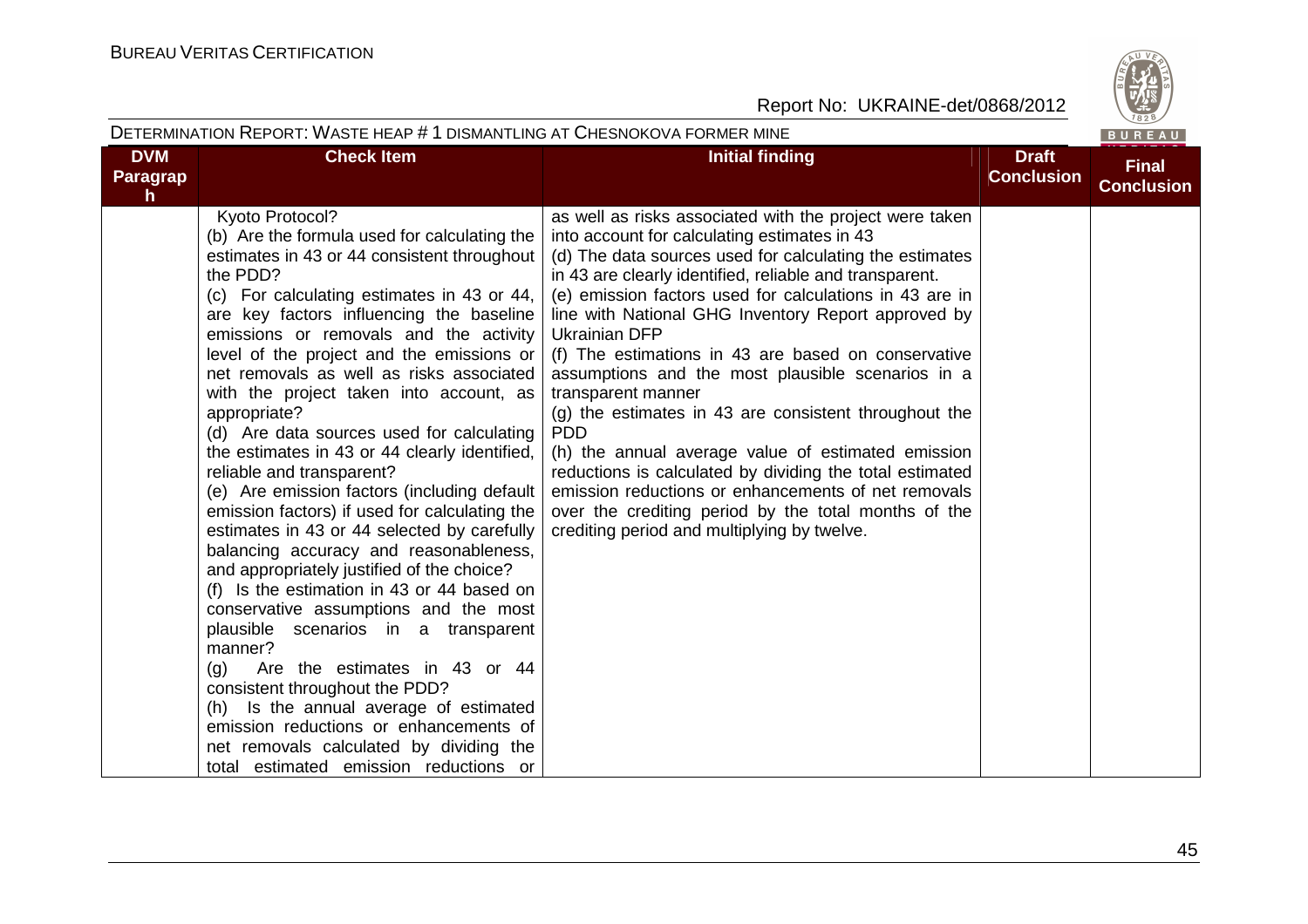| DVM Paragraph | Check Item | Initial finding | Draft Conclusion | Final Conclusion |
|---|---|---|---|---|
| | Kyoto Protocol?<br>(b) Are the formula used for calculating the estimates in 43 or 44 consistent throughout the PDD?<br>(c) For calculating estimates in 43 or 44, are key factors influencing the baseline emissions or removals and the activity level of the project and the emissions or net removals as well as risks associated with the project taken into account, as appropriate?<br>(d) Are data sources used for calculating the estimates in 43 or 44 clearly identified, reliable and transparent?<br>(e) Are emission factors (including default emission factors) if used for calculating the estimates in 43 or 44 selected by carefully balancing accuracy and reasonableness, and appropriately justified of the choice?<br>(f) Is the estimation in 43 or 44 based on conservative assumptions and the most plausible scenarios in a transparent manner?<br>(g) Are the estimates in 43 or 44 consistent throughout the PDD?<br>(h) Is the annual average of estimated emission reductions or enhancements of net removals calculated by dividing the total estimated emission reductions or | as well as risks associated with the project were taken into account for calculating estimates in 43<br>(d) The data sources used for calculating the estimates in 43 are clearly identified, reliable and transparent.<br>(e) emission factors used for calculations in 43 are in line with National GHG Inventory Report approved by Ukrainian DFP<br>(f) The estimations in 43 are based on conservative assumptions and the most plausible scenarios in a transparent manner<br>(g) the estimates in 43 are consistent throughout the PDD<br>(h) the annual average value of estimated emission reductions is calculated by dividing the total estimated emission reductions or enhancements of net removals over the crediting period by the total months of the crediting period and multiplying by twelve. | | |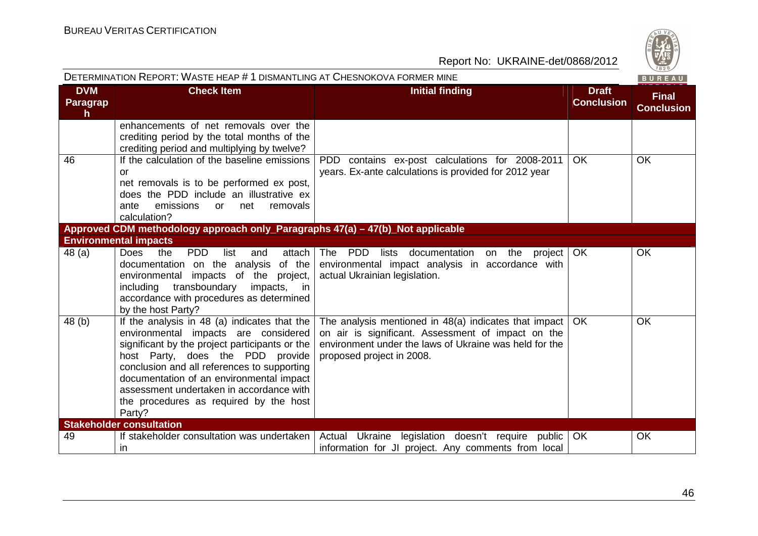DETERMINATION REPORT: WASTE HEAP # 1 DISMANTLING AT CHESNOKOVA FORMER MINE

| DVM Paragraph | Check Item | Initial finding | Draft Conclusion | Final Conclusion |
|---|---|---|---|---|
| | enhancements of net removals over the crediting period by the total months of the crediting period and multiplying by twelve? | | | |
| 46 | If the calculation of the baseline emissions or net removals is to be performed ex post, does the PDD include an illustrative ex ante emissions or net removals calculation? | PDD contains ex-post calculations for 2008-2011 years. Ex-ante calculations is provided for 2012 year | OK | OK |
| **Approved CDM methodology approach only_Paragraphs 47(a) – 47(b)_Not applicable** | | | | |
| **Environmental impacts** | | | | |
| 48 (a) | Does the PDD list and attach documentation on the analysis of the environmental impacts of the project, including transboundary impacts, in accordance with procedures as determined by the host Party? | The PDD lists documentation on the project environmental impact analysis in accordance with actual Ukrainian legislation. | OK | OK |
| 48 (b) | If the analysis in 48 (a) indicates that the environmental impacts are considered significant by the project participants or the host Party, does the PDD provide conclusion and all references to supporting documentation of an environmental impact assessment undertaken in accordance with the procedures as required by the host Party? | The analysis mentioned in 48(a) indicates that impact on air is significant. Assessment of impact on the environment under the laws of Ukraine was held for the proposed project in 2008. | OK | OK |
| **Stakeholder consultation** | | | | |
| 49 | If stakeholder consultation was undertaken in | Actual Ukraine legislation doesn't require public information for JI project. Any comments from local | OK | OK |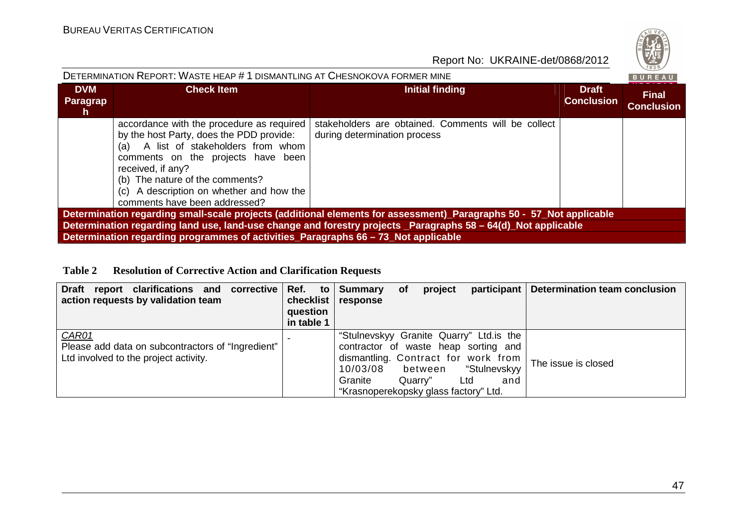| DVM Paragraph | Check Item | Initial finding | Draft Conclusion | Final Conclusion |
|---|---|---|---|---|
| | accordance with the procedure as required by the host Party, does the PDD provide:<br>(a) A list of stakeholders from whom comments on the projects have been received, if any?<br>(b) The nature of the comments?<br>(c) A description on whether and how the comments have been addressed? | stakeholders are obtained. Comments will be collect during determination process | | |
| **Determination regarding small-scale projects (additional elements for assessment)_Paragraphs 50 - 57_Not applicable** | | | | |
| **Determination regarding land use, land-use change and forestry projects _Paragraphs 58 – 64(d)_Not applicable** | | | | |
| **Determination regarding programmes of activities_Paragraphs 66 – 73_Not applicable** | | | | |

**Table 2 Resolution of Corrective Action and Clarification Requests**

| Draft report clarifications and corrective action requests by validation team | Ref. to checklist question in table 1 | Summary of project participant response | Determination team conclusion |
|---|---|---|---|
| *CAR01*<br>Please add data on subcontractors of "Ingredient" Ltd involved to the project activity. | - | "Stulnevskyy Granite Quarry" Ltd.is the contractor of waste heap sorting and dismantling. Contract for work from 10/03/08 between "Stulnevskyy Granite Quarry" Ltd and "Krasnoperekopsky glass factory" Ltd. | The issue is closed |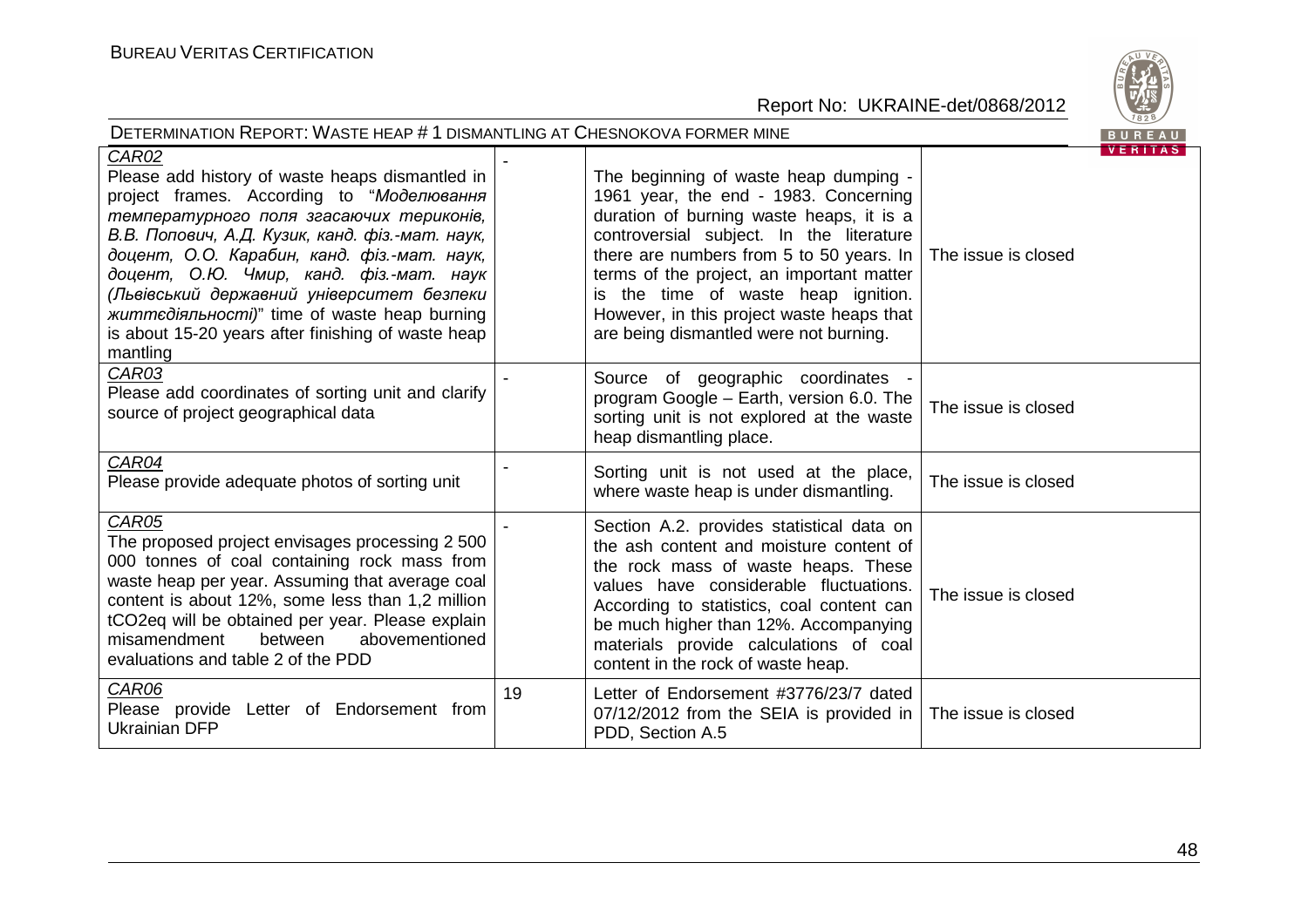| CAR02<br>Please add history of waste heaps dismantled in project frames. According to "*Моделювання температурного поля згасаючих териконів, В.В. Попович, А.Д. Кузик, канд. фіз.-мат. наук, доцент, О.О. Карабин, канд. фіз.-мат. наук, доцент, О.Ю. Чмир, канд. фіз.-мат. наук (Львівський державний університет безпеки життєдіяльності)*" time of waste heap burning is about 15-20 years after finishing of waste heap mantling | - | The beginning of waste heap dumping - 1961 year, the end - 1983. Concerning duration of burning waste heaps, it is a controversial subject. In the literature there are numbers from 5 to 50 years. In terms of the project, an important matter is the time of waste heap ignition. However, in this project waste heaps that are being dismantled were not burning. | The issue is closed |
|---|---|---|---|
| CAR03<br>Please add coordinates of sorting unit and clarify source of project geographical data | - | Source of geographic coordinates - program Google – Earth, version 6.0. The sorting unit is not explored at the waste heap dismantling place. | The issue is closed |
| CAR04<br>Please provide adequate photos of sorting unit | - | Sorting unit is not used at the place, where waste heap is under dismantling. | The issue is closed |
| CAR05<br>The proposed project envisages processing 2 500 000 tonnes of coal containing rock mass from waste heap per year. Assuming that average coal content is about 12%, some less than 1,2 million tCO2eq will be obtained per year. Please explain misamendment between abovementioned evaluations and table 2 of the PDD | - | Section A.2. provides statistical data on the ash content and moisture content of the rock mass of waste heaps. These values have considerable fluctuations. According to statistics, coal content can be much higher than 12%. Accompanying materials provide calculations of coal content in the rock of waste heap. | The issue is closed |
| CAR06<br>Please provide Letter of Endorsement from Ukrainian DFP | 19 | Letter of Endorsement #3776/23/7 dated 07/12/2012 from the SEIA is provided in PDD, Section A.5 | The issue is closed |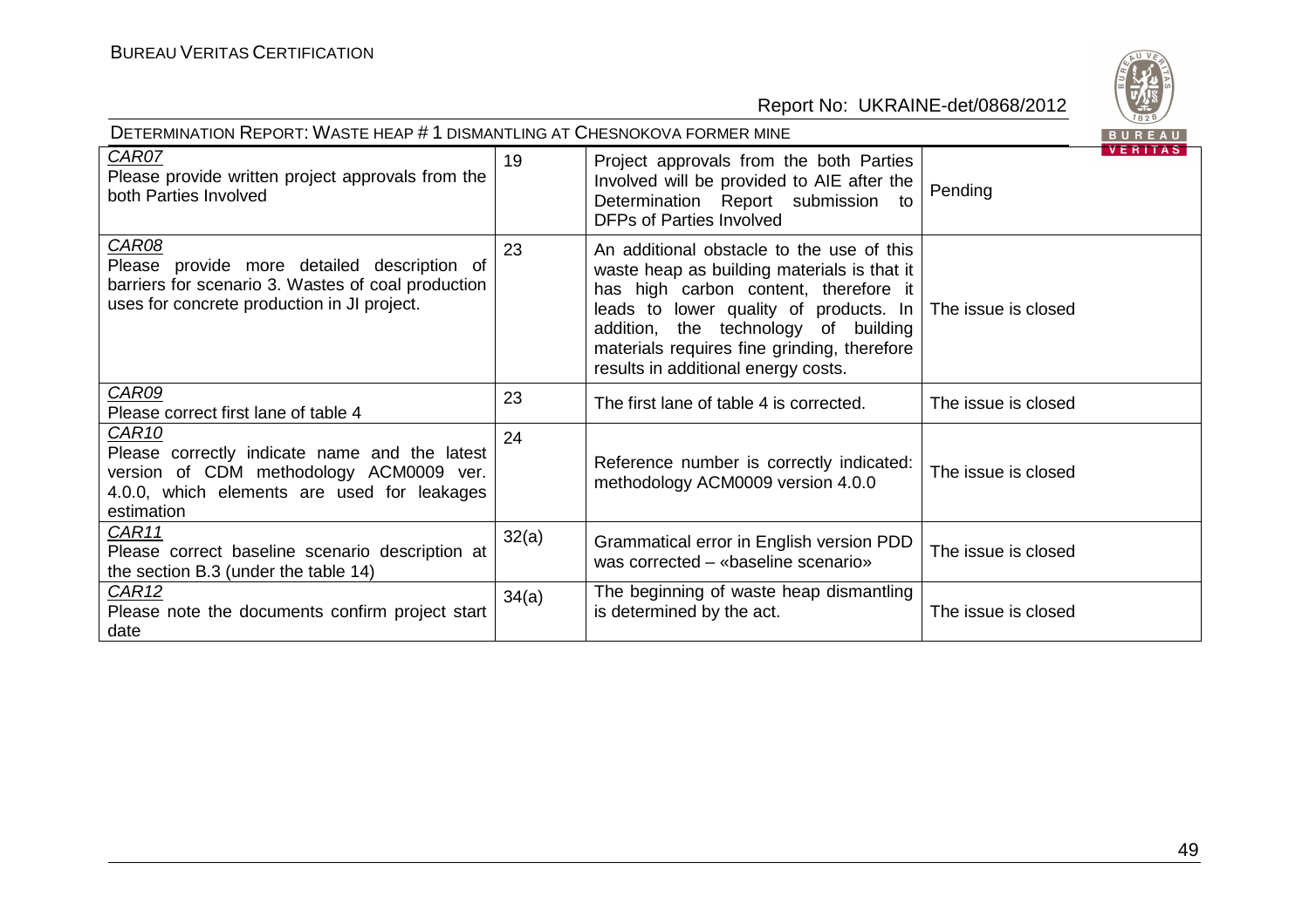| CAR07 Please provide written project approvals from the both Parties Involved | 19 | Project approvals from the both Parties Involved will be provided to AIE after the Determination Report submission to DFPs of Parties Involved | Pending |
|---|---|---|---|
| CAR08 Please provide more detailed description of barriers for scenario 3. Wastes of coal production uses for concrete production in JI project. | 23 | An additional obstacle to the use of this waste heap as building materials is that it has high carbon content, therefore it leads to lower quality of products. In addition, the technology of building materials requires fine grinding, therefore results in additional energy costs. | The issue is closed |
| CAR09 Please correct first lane of table 4 | 23 | The first lane of table 4 is corrected. | The issue is closed |
| CAR10 Please correctly indicate name and the latest version of CDM methodology ACM0009 ver. 4.0.0, which elements are used for leakages estimation | 24 | Reference number is correctly indicated: methodology ACM0009 version 4.0.0 | The issue is closed |
| CAR11 Please correct baseline scenario description at the section B.3 (under the table 14) | 32(a) | Grammatical error in English version PDD was corrected – «baseline scenario» | The issue is closed |
| CAR12 Please note the documents confirm project start date | 34(a) | The beginning of waste heap dismantling is determined by the act. | The issue is closed |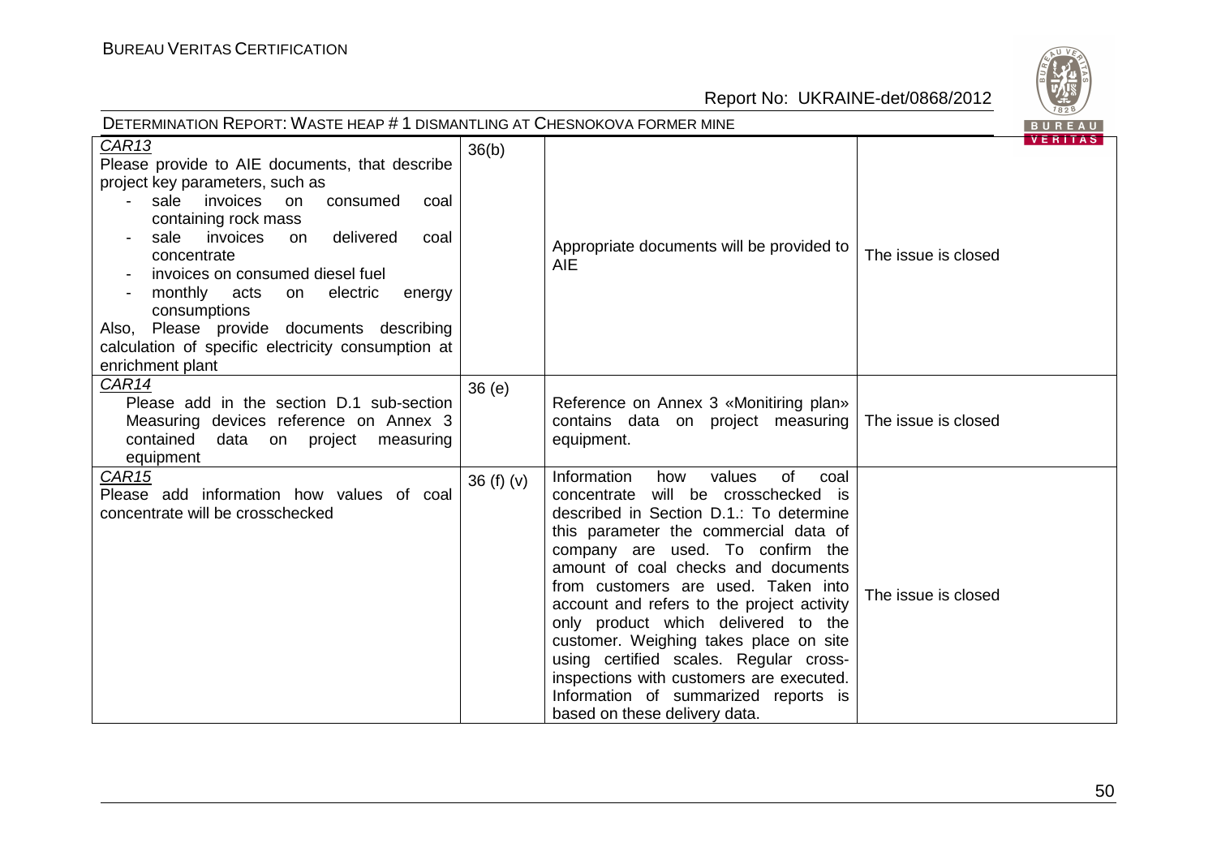| | | | |
|---|---|---|---|
| CAR13<br>Please provide to AIE documents, that describe project key parameters, such as<br>- sale invoices on consumed coal containing rock mass<br>- sale invoices on delivered coal concentrate<br>- invoices on consumed diesel fuel<br>- monthly acts on electric energy consumptions<br>Also, Please provide documents describing calculation of specific electricity consumption at enrichment plant | 36(b) | Appropriate documents will be provided to AIE | The issue is closed |
| CAR14<br>Please add in the section D.1 sub-section Measuring devices reference on Annex 3 contained data on project measuring equipment | 36 (e) | Reference on Annex 3 «Monitiring plan» contains data on project measuring equipment. | The issue is closed |
| CAR15<br>Please add information how values of coal concentrate will be crosschecked | 36 (f) (v) | Information how values of coal concentrate will be crosschecked is described in Section D.1.: To determine this parameter the commercial data of company are used. To confirm the amount of coal checks and documents from customers are used. Taken into account and refers to the project activity only product which delivered to the customer. Weighing takes place on site using certified scales. Regular cross-inspections with customers are executed. Information of summarized reports is based on these delivery data. | The issue is closed |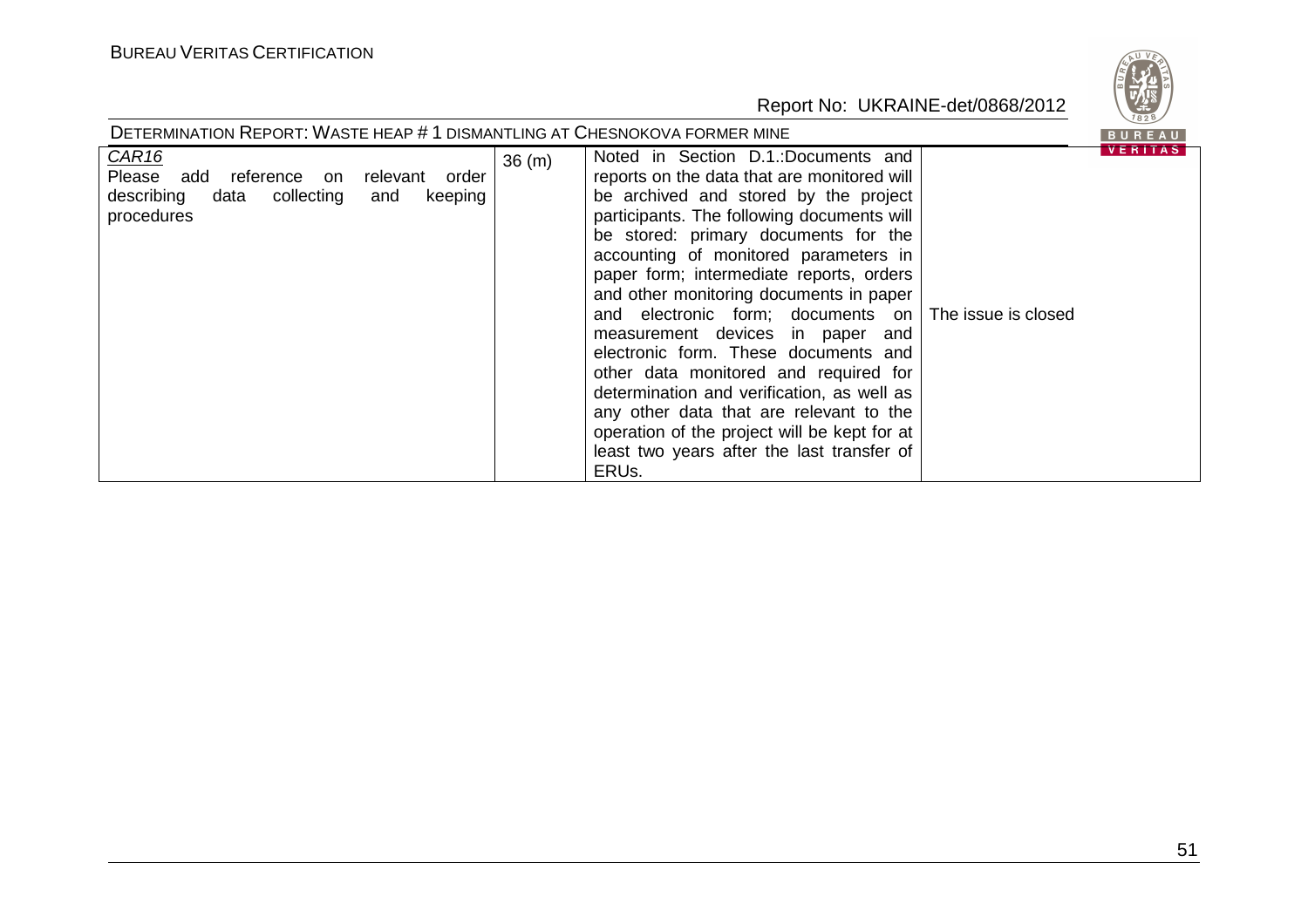| | | | |
|---|---|---|---|
| *CAR16* Please add reference on relevant order describing data collecting and keeping procedures | 36 (m) | Noted in Section D.1.:Documents and reports on the data that are monitored will be archived and stored by the project participants. The following documents will be stored: primary documents for the accounting of monitored parameters in paper form; intermediate reports, orders and other monitoring documents in paper and electronic form; documents on measurement devices in paper and electronic form. These documents and other data monitored and required for determination and verification, as well as any other data that are relevant to the operation of the project will be kept for at least two years after the last transfer of ERUs. | The issue is closed |